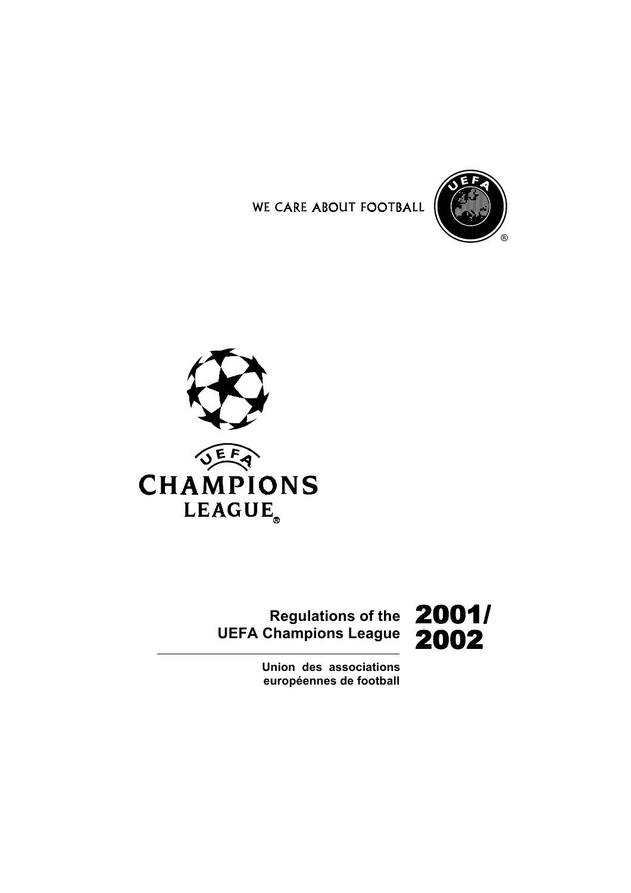WE CARE ABOUT FOOTBALL

UEFA CHAMPIONS LEAGUE

# Regulations of the UEFA Champions League 2001/2002

**Union des associations européennes de football**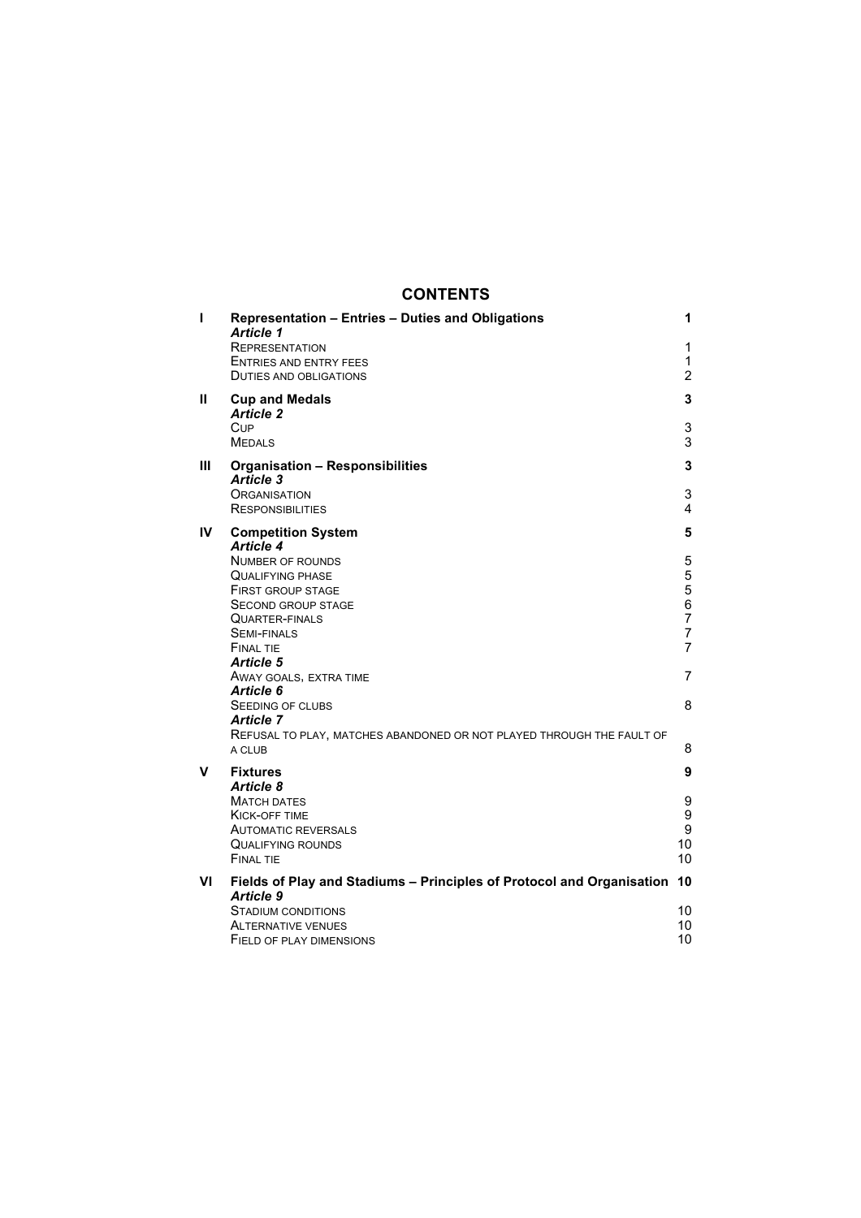# CONTENTS

| | | |
|---|---|---|
| **I** | **Representation – Entries – Duties and Obligations** | **1** |
| | ***Article 1*** | |
| | Representation | 1 |
| | Entries and entry fees | 1 |
| | Duties and obligations | 2 |
| **II** | **Cup and Medals** | **3** |
| | ***Article 2*** | |
| | Cup | 3 |
| | Medals | 3 |
| **III** | **Organisation – Responsibilities** | **3** |
| | ***Article 3*** | |
| | Organisation | 3 |
| | Responsibilities | 4 |
| **IV** | **Competition System** | **5** |
| | ***Article 4*** | |
| | Number of rounds | 5 |
| | Qualifying phase | 5 |
| | First group stage | 5 |
| | Second group stage | 6 |
| | Quarter-finals | 7 |
| | Semi-finals | 7 |
| | Final tie | 7 |
| | ***Article 5*** | |
| | Away goals, extra time | 7 |
| | ***Article 6*** | |
| | Seeding of clubs | 8 |
| | ***Article 7*** | |
| | Refusal to play, matches abandoned or not played through the fault of a club | 8 |
| **V** | **Fixtures** | **9** |
| | ***Article 8*** | |
| | Match dates | 9 |
| | Kick-off time | 9 |
| | Automatic reversals | 9 |
| | Qualifying rounds | 10 |
| | Final tie | 10 |
| **VI** | **Fields of Play and Stadiums – Principles of Protocol and Organisation** | **10** |
| | ***Article 9*** | |
| | Stadium conditions | 10 |
| | Alternative venues | 10 |
| | Field of play dimensions | 10 |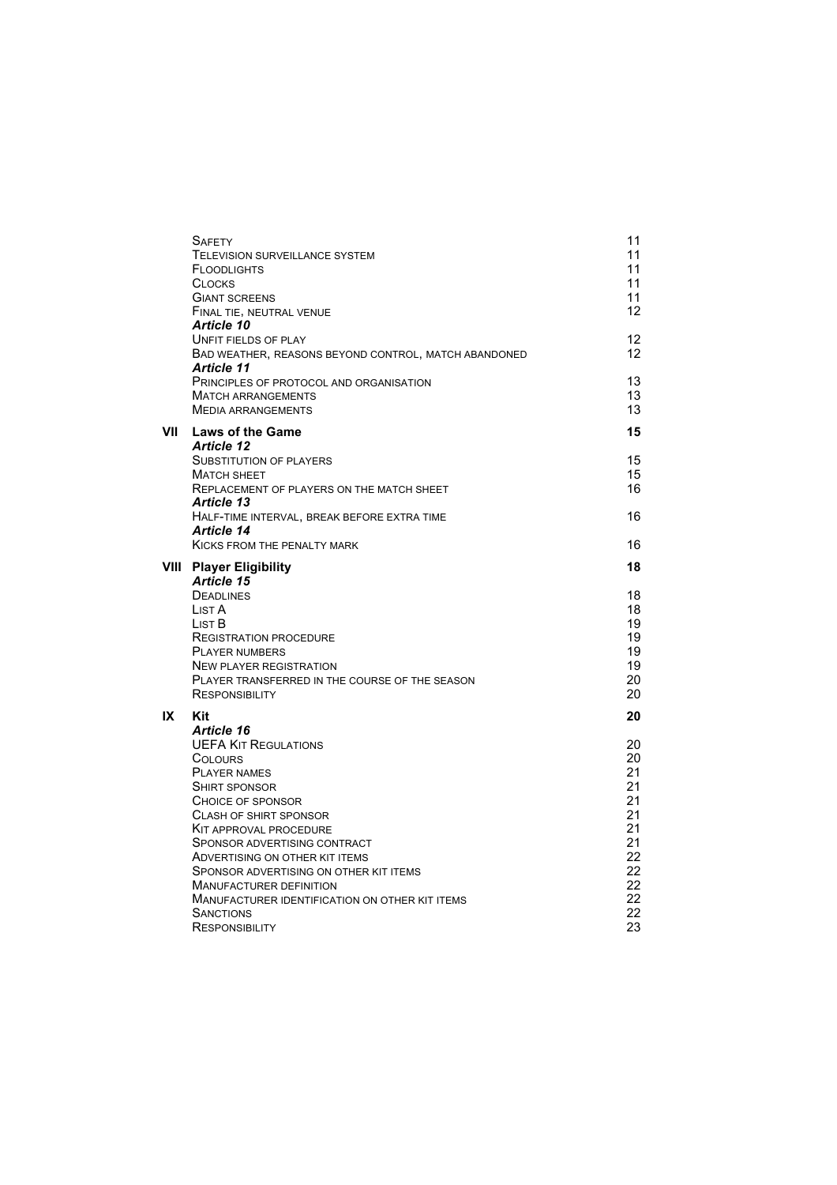| | | |
|---|---|---|
| | SAFETY | 11 |
| | TELEVISION SURVEILLANCE SYSTEM | 11 |
| | FLOODLIGHTS | 11 |
| | CLOCKS | 11 |
| | GIANT SCREENS | 11 |
| | FINAL TIE, NEUTRAL VENUE | 12 |
| | ***Article 10*** | |
| | UNFIT FIELDS OF PLAY | 12 |
| | BAD WEATHER, REASONS BEYOND CONTROL, MATCH ABANDONED | 12 |
| | ***Article 11*** | |
| | PRINCIPLES OF PROTOCOL AND ORGANISATION | 13 |
| | MATCH ARRANGEMENTS | 13 |
| | MEDIA ARRANGEMENTS | 13 |
| **VII** | **Laws of the Game** | **15** |
| | ***Article 12*** | |
| | SUBSTITUTION OF PLAYERS | 15 |
| | MATCH SHEET | 15 |
| | REPLACEMENT OF PLAYERS ON THE MATCH SHEET | 16 |
| | ***Article 13*** | |
| | HALF-TIME INTERVAL, BREAK BEFORE EXTRA TIME | 16 |
| | ***Article 14*** | |
| | KICKS FROM THE PENALTY MARK | 16 |
| **VIII** | **Player Eligibility** | **18** |
| | ***Article 15*** | |
| | DEADLINES | 18 |
| | LIST A | 18 |
| | LIST B | 19 |
| | REGISTRATION PROCEDURE | 19 |
| | PLAYER NUMBERS | 19 |
| | NEW PLAYER REGISTRATION | 19 |
| | PLAYER TRANSFERRED IN THE COURSE OF THE SEASON | 20 |
| | RESPONSIBILITY | 20 |
| **IX** | **Kit** | **20** |
| | ***Article 16*** | |
| | UEFA KIT REGULATIONS | 20 |
| | COLOURS | 20 |
| | PLAYER NAMES | 21 |
| | SHIRT SPONSOR | 21 |
| | CHOICE OF SPONSOR | 21 |
| | CLASH OF SHIRT SPONSOR | 21 |
| | KIT APPROVAL PROCEDURE | 21 |
| | SPONSOR ADVERTISING CONTRACT | 21 |
| | ADVERTISING ON OTHER KIT ITEMS | 22 |
| | SPONSOR ADVERTISING ON OTHER KIT ITEMS | 22 |
| | MANUFACTURER DEFINITION | 22 |
| | MANUFACTURER IDENTIFICATION ON OTHER KIT ITEMS | 22 |
| | SANCTIONS | 22 |
| | RESPONSIBILITY | 23 |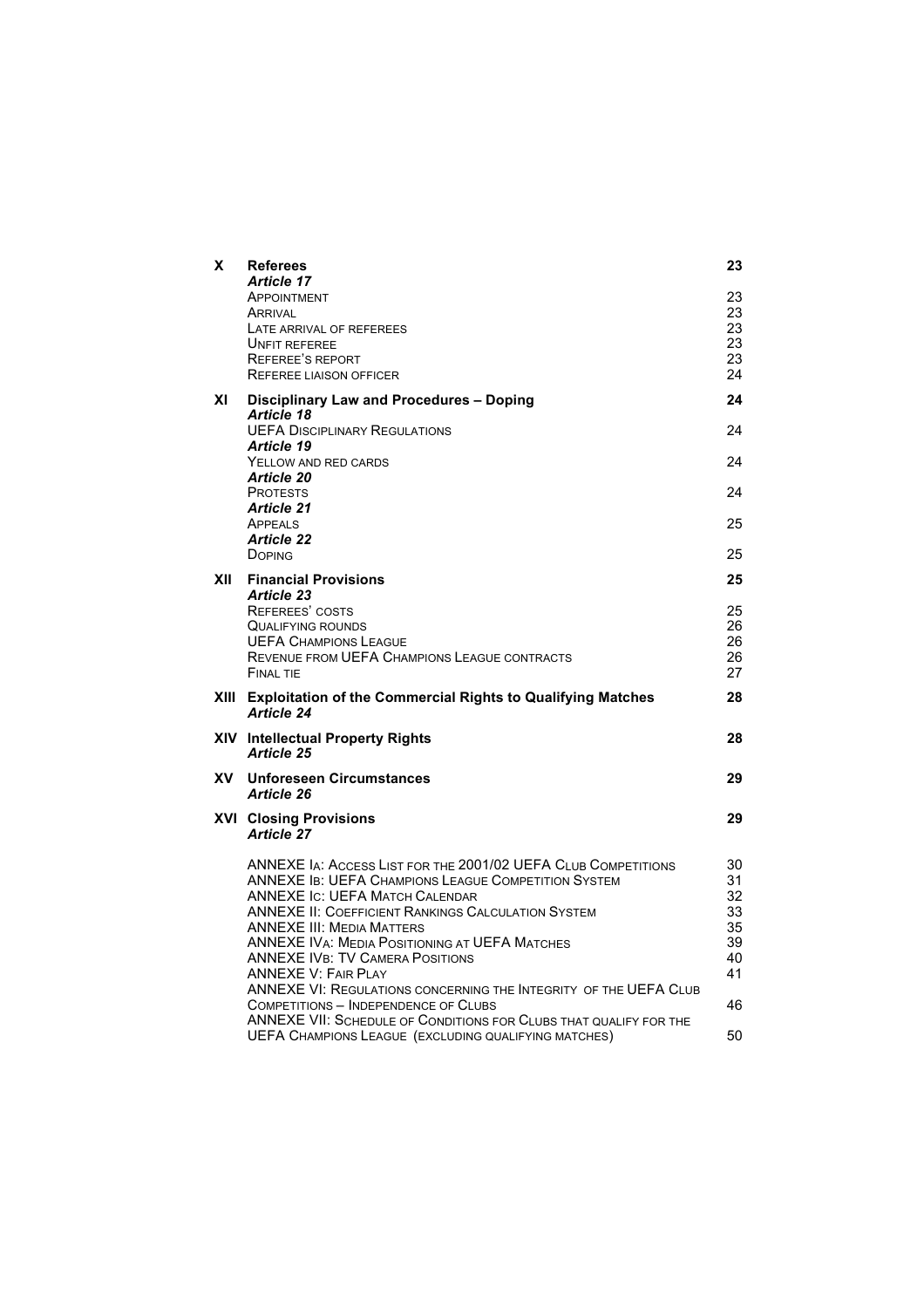| | | |
|---|---|---|
| **X** | **Referees** | **23** |
| | ***Article 17*** | |
| | APPOINTMENT | 23 |
| | ARRIVAL | 23 |
| | LATE ARRIVAL OF REFEREES | 23 |
| | UNFIT REFEREE | 23 |
| | REFEREE'S REPORT | 23 |
| | REFEREE LIAISON OFFICER | 24 |
| **XI** | **Disciplinary Law and Procedures – Doping** | **24** |
| | ***Article 18*** | |
| | UEFA DISCIPLINARY REGULATIONS | 24 |
| | ***Article 19*** | |
| | YELLOW AND RED CARDS | 24 |
| | ***Article 20*** | |
| | PROTESTS | 24 |
| | ***Article 21*** | |
| | APPEALS | 25 |
| | ***Article 22*** | |
| | DOPING | 25 |
| **XII** | **Financial Provisions** | **25** |
| | ***Article 23*** | |
| | REFEREES' COSTS | 25 |
| | QUALIFYING ROUNDS | 26 |
| | UEFA CHAMPIONS LEAGUE | 26 |
| | REVENUE FROM UEFA CHAMPIONS LEAGUE CONTRACTS | 26 |
| | FINAL TIE | 27 |
| **XIII** | **Exploitation of the Commercial Rights to Qualifying Matches** | **28** |
| | ***Article 24*** | |
| **XIV** | **Intellectual Property Rights** | **28** |
| | ***Article 25*** | |
| **XV** | **Unforeseen Circumstances** | **29** |
| | ***Article 26*** | |
| **XVI** | **Closing Provisions** | **29** |
| | ***Article 27*** | |
| | ANNEXE IA: ACCESS LIST FOR THE 2001/02 UEFA CLUB COMPETITIONS | 30 |
| | ANNEXE IB: UEFA CHAMPIONS LEAGUE COMPETITION SYSTEM | 31 |
| | ANNEXE IC: UEFA MATCH CALENDAR | 32 |
| | ANNEXE II: COEFFICIENT RANKINGS CALCULATION SYSTEM | 33 |
| | ANNEXE III: MEDIA MATTERS | 35 |
| | ANNEXE IVA: MEDIA POSITIONING AT UEFA MATCHES | 39 |
| | ANNEXE IVB: TV CAMERA POSITIONS | 40 |
| | ANNEXE V: FAIR PLAY | 41 |
| | ANNEXE VI: REGULATIONS CONCERNING THE INTEGRITY OF THE UEFA CLUB COMPETITIONS – INDEPENDENCE OF CLUBS | 46 |
| | ANNEXE VII: SCHEDULE OF CONDITIONS FOR CLUBS THAT QUALIFY FOR THE UEFA CHAMPIONS LEAGUE (EXCLUDING QUALIFYING MATCHES) | 50 |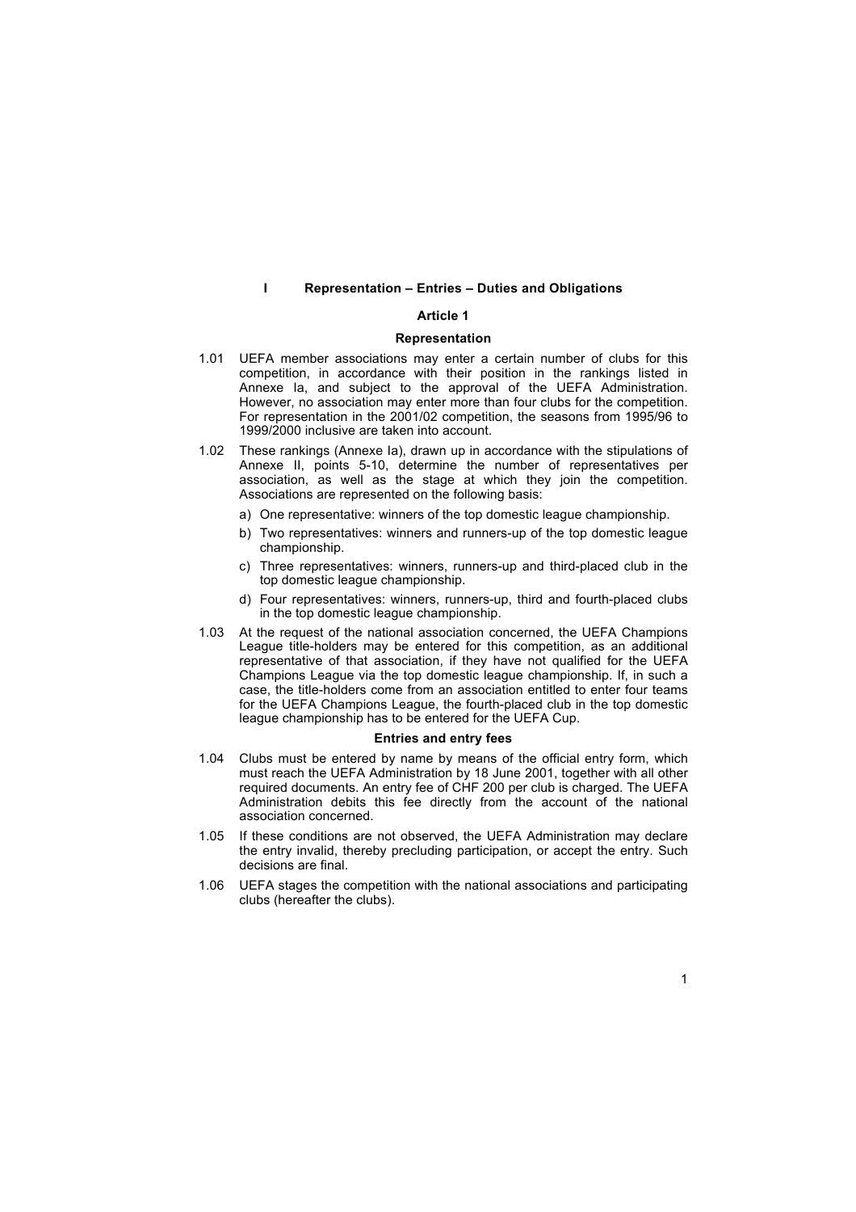# I Representation – Entries – Duties and Obligations

## Article 1

### Representation

1.01 UEFA member associations may enter a certain number of clubs for this competition, in accordance with their position in the rankings listed in Annexe Ia, and subject to the approval of the UEFA Administration. However, no association may enter more than four clubs for the competition. For representation in the 2001/02 competition, the seasons from 1995/96 to 1999/2000 inclusive are taken into account.

1.02 These rankings (Annexe Ia), drawn up in accordance with the stipulations of Annexe II, points 5-10, determine the number of representatives per association, as well as the stage at which they join the competition. Associations are represented on the following basis:

a) One representative: winners of the top domestic league championship.

b) Two representatives: winners and runners-up of the top domestic league championship.

c) Three representatives: winners, runners-up and third-placed club in the top domestic league championship.

d) Four representatives: winners, runners-up, third and fourth-placed clubs in the top domestic league championship.

1.03 At the request of the national association concerned, the UEFA Champions League title-holders may be entered for this competition, as an additional representative of that association, if they have not qualified for the UEFA Champions League via the top domestic league championship. If, in such a case, the title-holders come from an association entitled to enter four teams for the UEFA Champions League, the fourth-placed club in the top domestic league championship has to be entered for the UEFA Cup.

### Entries and entry fees

1.04 Clubs must be entered by name by means of the official entry form, which must reach the UEFA Administration by 18 June 2001, together with all other required documents. An entry fee of CHF 200 per club is charged. The UEFA Administration debits this fee directly from the account of the national association concerned.

1.05 If these conditions are not observed, the UEFA Administration may declare the entry invalid, thereby precluding participation, or accept the entry. Such decisions are final.

1.06 UEFA stages the competition with the national associations and participating clubs (hereafter the clubs).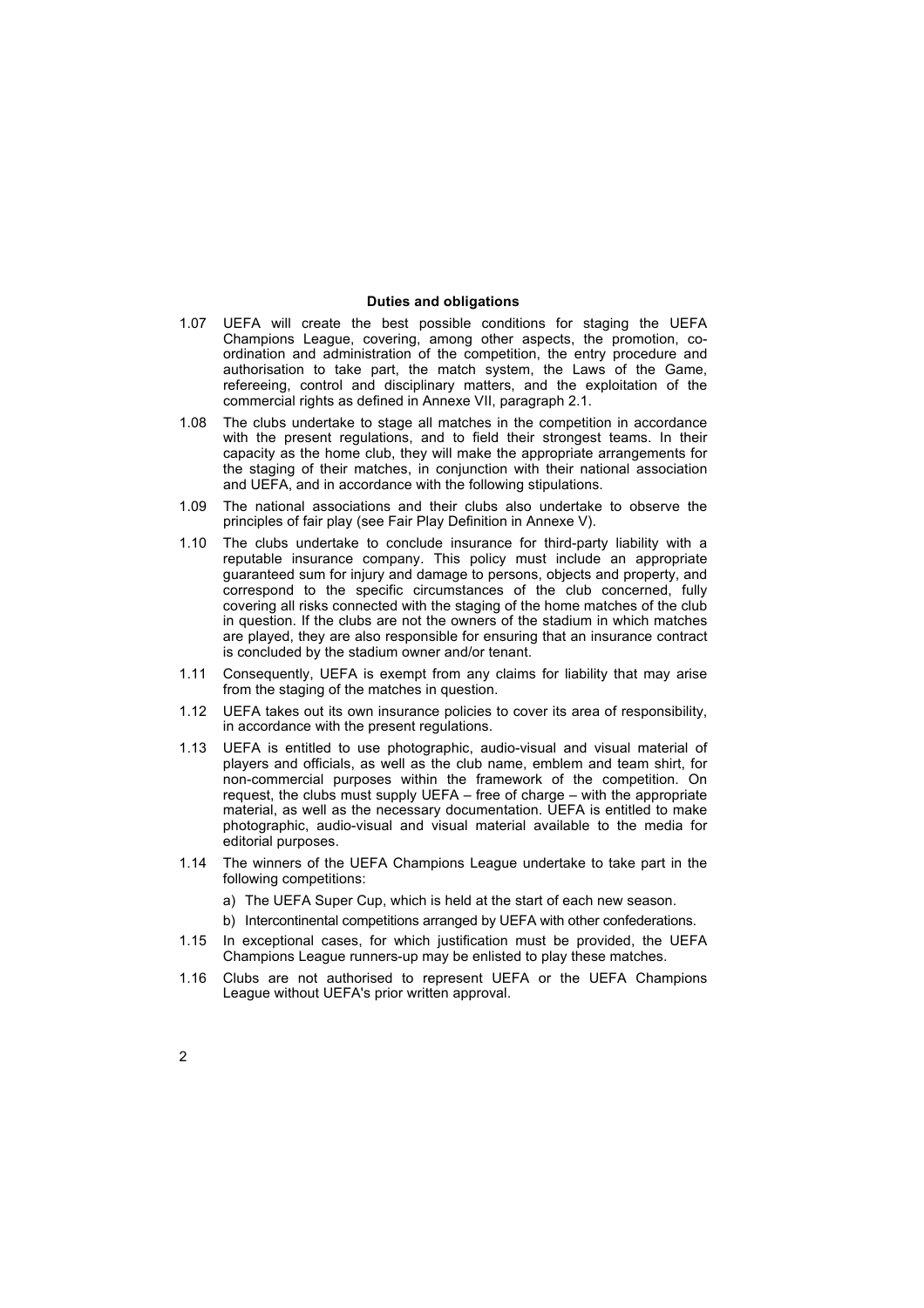**Duties and obligations**

1.07 UEFA will create the best possible conditions for staging the UEFA Champions League, covering, among other aspects, the promotion, co-ordination and administration of the competition, the entry procedure and authorisation to take part, the match system, the Laws of the Game, refereeing, control and disciplinary matters, and the exploitation of the commercial rights as defined in Annexe VII, paragraph 2.1.

1.08 The clubs undertake to stage all matches in the competition in accordance with the present regulations, and to field their strongest teams. In their capacity as the home club, they will make the appropriate arrangements for the staging of their matches, in conjunction with their national association and UEFA, and in accordance with the following stipulations.

1.09 The national associations and their clubs also undertake to observe the principles of fair play (see Fair Play Definition in Annexe V).

1.10 The clubs undertake to conclude insurance for third-party liability with a reputable insurance company. This policy must include an appropriate guaranteed sum for injury and damage to persons, objects and property, and correspond to the specific circumstances of the club concerned, fully covering all risks connected with the staging of the home matches of the club in question. If the clubs are not the owners of the stadium in which matches are played, they are also responsible for ensuring that an insurance contract is concluded by the stadium owner and/or tenant.

1.11 Consequently, UEFA is exempt from any claims for liability that may arise from the staging of the matches in question.

1.12 UEFA takes out its own insurance policies to cover its area of responsibility, in accordance with the present regulations.

1.13 UEFA is entitled to use photographic, audio-visual and visual material of players and officials, as well as the club name, emblem and team shirt, for non-commercial purposes within the framework of the competition. On request, the clubs must supply UEFA – free of charge – with the appropriate material, as well as the necessary documentation. UEFA is entitled to make photographic, audio-visual and visual material available to the media for editorial purposes.

1.14 The winners of the UEFA Champions League undertake to take part in the following competitions:

a) The UEFA Super Cup, which is held at the start of each new season.

b) Intercontinental competitions arranged by UEFA with other confederations.

1.15 In exceptional cases, for which justification must be provided, the UEFA Champions League runners-up may be enlisted to play these matches.

1.16 Clubs are not authorised to represent UEFA or the UEFA Champions League without UEFA's prior written approval.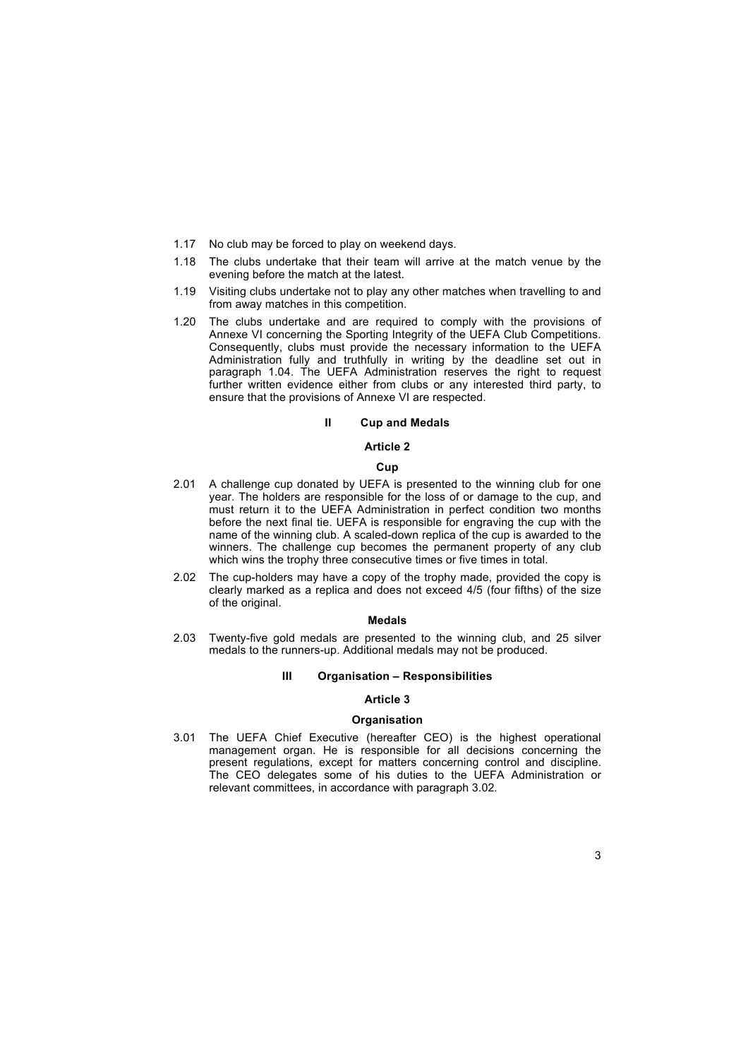1.17 No club may be forced to play on weekend days.

1.18 The clubs undertake that their team will arrive at the match venue by the evening before the match at the latest.

1.19 Visiting clubs undertake not to play any other matches when travelling to and from away matches in this competition.

1.20 The clubs undertake and are required to comply with the provisions of Annexe VI concerning the Sporting Integrity of the UEFA Club Competitions. Consequently, clubs must provide the necessary information to the UEFA Administration fully and truthfully in writing by the deadline set out in paragraph 1.04. The UEFA Administration reserves the right to request further written evidence either from clubs or any interested third party, to ensure that the provisions of Annexe VI are respected.

## II Cup and Medals

### Article 2

#### Cup

2.01 A challenge cup donated by UEFA is presented to the winning club for one year. The holders are responsible for the loss of or damage to the cup, and must return it to the UEFA Administration in perfect condition two months before the next final tie. UEFA is responsible for engraving the cup with the name of the winning club. A scaled-down replica of the cup is awarded to the winners. The challenge cup becomes the permanent property of any club which wins the trophy three consecutive times or five times in total.

2.02 The cup-holders may have a copy of the trophy made, provided the copy is clearly marked as a replica and does not exceed 4/5 (four fifths) of the size of the original.

#### Medals

2.03 Twenty-five gold medals are presented to the winning club, and 25 silver medals to the runners-up. Additional medals may not be produced.

## III Organisation – Responsibilities

### Article 3

#### Organisation

3.01 The UEFA Chief Executive (hereafter CEO) is the highest operational management organ. He is responsible for all decisions concerning the present regulations, except for matters concerning control and discipline. The CEO delegates some of his duties to the UEFA Administration or relevant committees, in accordance with paragraph 3.02.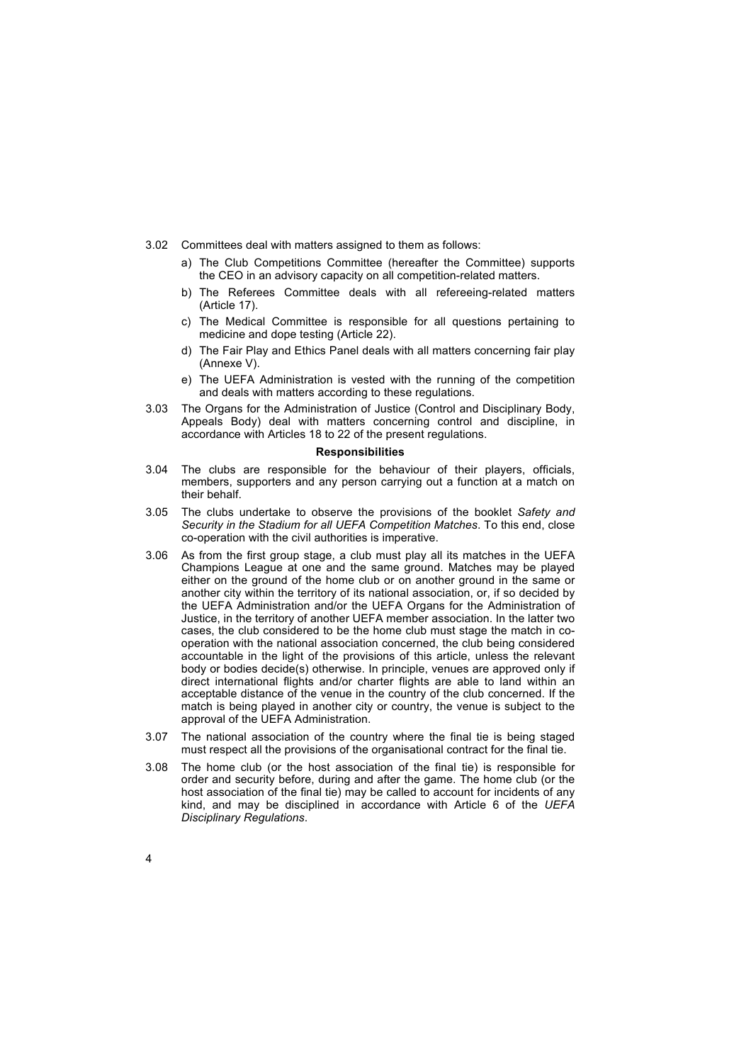3.02 Committees deal with matters assigned to them as follows:

a) The Club Competitions Committee (hereafter the Committee) supports the CEO in an advisory capacity on all competition-related matters.

b) The Referees Committee deals with all refereeing-related matters (Article 17).

c) The Medical Committee is responsible for all questions pertaining to medicine and dope testing (Article 22).

d) The Fair Play and Ethics Panel deals with all matters concerning fair play (Annexe V).

e) The UEFA Administration is vested with the running of the competition and deals with matters according to these regulations.

3.03 The Organs for the Administration of Justice (Control and Disciplinary Body, Appeals Body) deal with matters concerning control and discipline, in accordance with Articles 18 to 22 of the present regulations.

**Responsibilities**

3.04 The clubs are responsible for the behaviour of their players, officials, members, supporters and any person carrying out a function at a match on their behalf.

3.05 The clubs undertake to observe the provisions of the booklet *Safety and Security in the Stadium for all UEFA Competition Matches*. To this end, close co-operation with the civil authorities is imperative.

3.06 As from the first group stage, a club must play all its matches in the UEFA Champions League at one and the same ground. Matches may be played either on the ground of the home club or on another ground in the same or another city within the territory of its national association, or, if so decided by the UEFA Administration and/or the UEFA Organs for the Administration of Justice, in the territory of another UEFA member association. In the latter two cases, the club considered to be the home club must stage the match in co-operation with the national association concerned, the club being considered accountable in the light of the provisions of this article, unless the relevant body or bodies decide(s) otherwise. In principle, venues are approved only if direct international flights and/or charter flights are able to land within an acceptable distance of the venue in the country of the club concerned. If the match is being played in another city or country, the venue is subject to the approval of the UEFA Administration.

3.07 The national association of the country where the final tie is being staged must respect all the provisions of the organisational contract for the final tie.

3.08 The home club (or the host association of the final tie) is responsible for order and security before, during and after the game. The home club (or the host association of the final tie) may be called to account for incidents of any kind, and may be disciplined in accordance with Article 6 of the *UEFA Disciplinary Regulations*.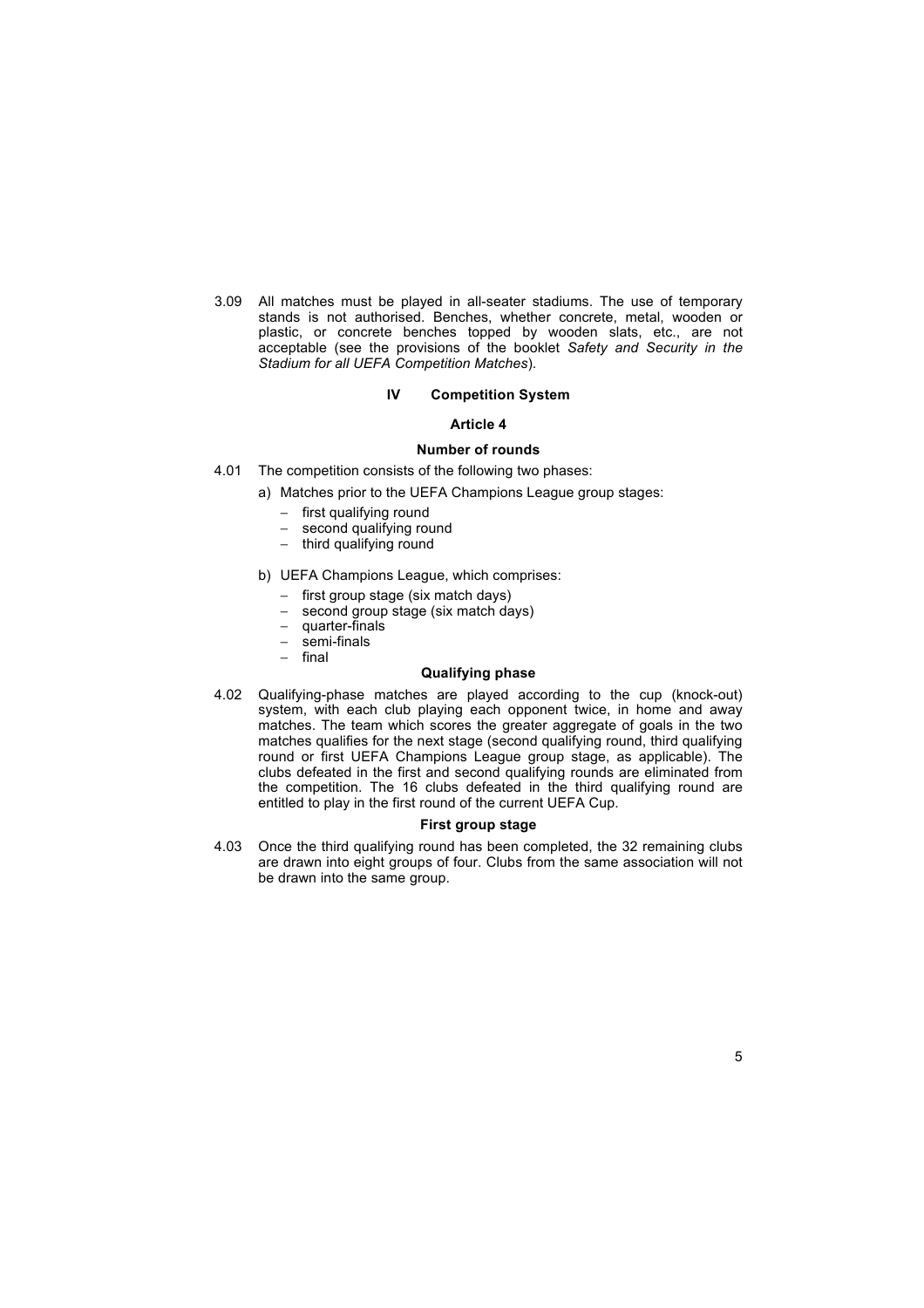3.09 All matches must be played in all-seater stadiums. The use of temporary stands is not authorised. Benches, whether concrete, metal, wooden or plastic, or concrete benches topped by wooden slats, etc., are not acceptable (see the provisions of the booklet *Safety and Security in the Stadium for all UEFA Competition Matches*).

## IV Competition System

### Article 4

#### Number of rounds

4.01 The competition consists of the following two phases:

a) Matches prior to the UEFA Champions League group stages:

- first qualifying round
- second qualifying round
- third qualifying round

b) UEFA Champions League, which comprises:

- first group stage (six match days)
- second group stage (six match days)
- quarter-finals
- semi-finals
- final

#### Qualifying phase

4.02 Qualifying-phase matches are played according to the cup (knock-out) system, with each club playing each opponent twice, in home and away matches. The team which scores the greater aggregate of goals in the two matches qualifies for the next stage (second qualifying round, third qualifying round or first UEFA Champions League group stage, as applicable). The clubs defeated in the first and second qualifying rounds are eliminated from the competition. The 16 clubs defeated in the third qualifying round are entitled to play in the first round of the current UEFA Cup.

#### First group stage

4.03 Once the third qualifying round has been completed, the 32 remaining clubs are drawn into eight groups of four. Clubs from the same association will not be drawn into the same group.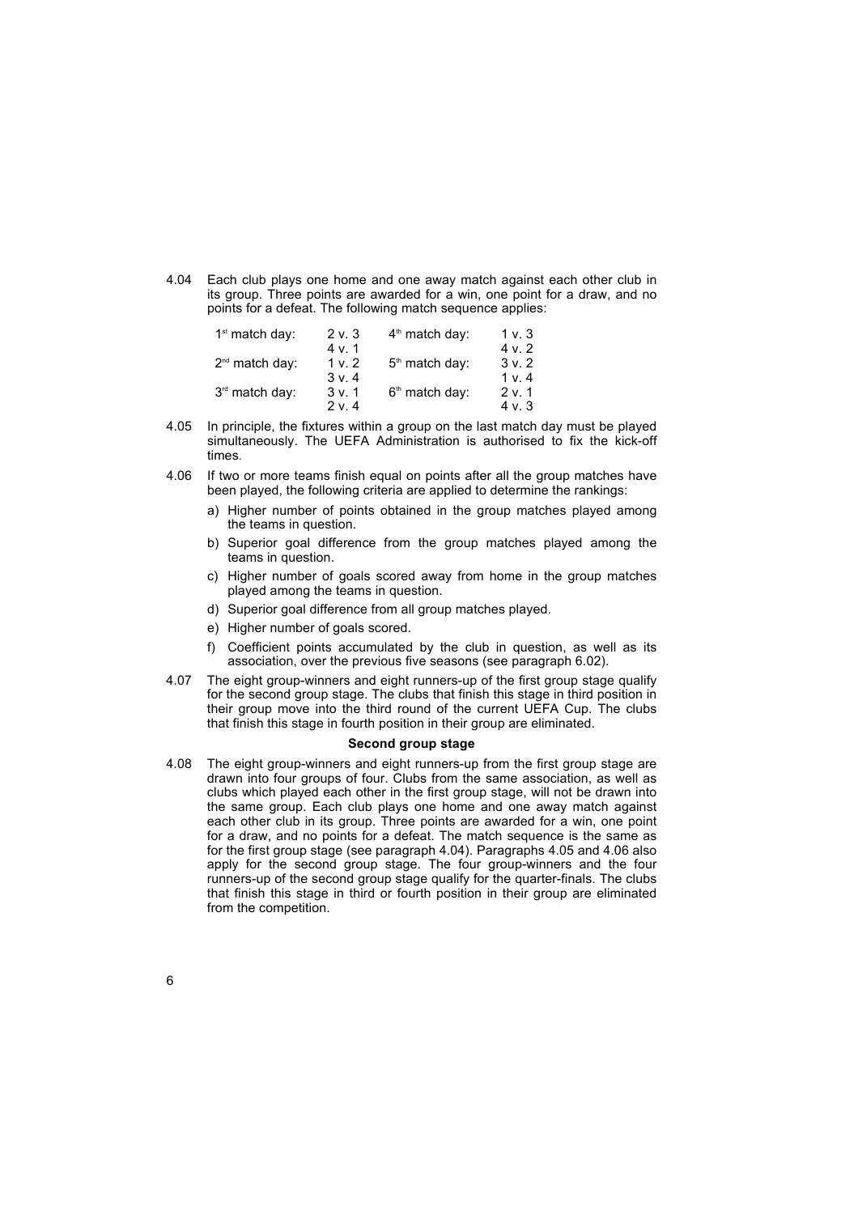4.04 Each club plays one home and one away match against each other club in its group. Three points are awarded for a win, one point for a draw, and no points for a defeat. The following match sequence applies:

| | | | |
|---|---|---|---|
| 1st match day: | 2 v. 3 | 4th match day: | 1 v. 3 |
| | 4 v. 1 | | 4 v. 2 |
| 2nd match day: | 1 v. 2 | 5th match day: | 3 v. 2 |
| | 3 v. 4 | | 1 v. 4 |
| 3rd match day: | 3 v. 1 | 6th match day: | 2 v. 1 |
| | 2 v. 4 | | 4 v. 3 |

4.05 In principle, the fixtures within a group on the last match day must be played simultaneously. The UEFA Administration is authorised to fix the kick-off times.

4.06 If two or more teams finish equal on points after all the group matches have been played, the following criteria are applied to determine the rankings:

a) Higher number of points obtained in the group matches played among the teams in question.

b) Superior goal difference from the group matches played among the teams in question.

c) Higher number of goals scored away from home in the group matches played among the teams in question.

d) Superior goal difference from all group matches played.

e) Higher number of goals scored.

f) Coefficient points accumulated by the club in question, as well as its association, over the previous five seasons (see paragraph 6.02).

4.07 The eight group-winners and eight runners-up of the first group stage qualify for the second group stage. The clubs that finish this stage in third position in their group move into the third round of the current UEFA Cup. The clubs that finish this stage in fourth position in their group are eliminated.

**Second group stage**

4.08 The eight group-winners and eight runners-up from the first group stage are drawn into four groups of four. Clubs from the same association, as well as clubs which played each other in the first group stage, will not be drawn into the same group. Each club plays one home and one away match against each other club in its group. Three points are awarded for a win, one point for a draw, and no points for a defeat. The match sequence is the same as for the first group stage (see paragraph 4.04). Paragraphs 4.05 and 4.06 also apply for the second group stage. The four group-winners and the four runners-up of the second group stage qualify for the quarter-finals. The clubs that finish this stage in third or fourth position in their group are eliminated from the competition.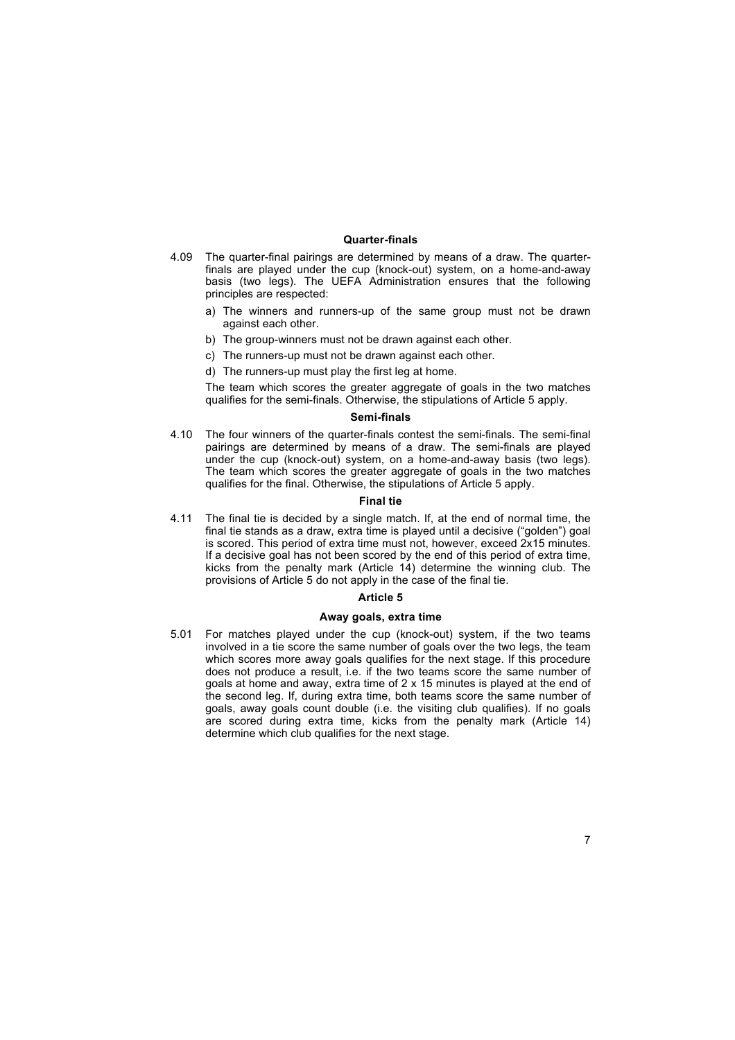### Quarter-finals

4.09 The quarter-final pairings are determined by means of a draw. The quarter-finals are played under the cup (knock-out) system, on a home-and-away basis (two legs). The UEFA Administration ensures that the following principles are respected:

a) The winners and runners-up of the same group must not be drawn against each other.

b) The group-winners must not be drawn against each other.

c) The runners-up must not be drawn against each other.

d) The runners-up must play the first leg at home.

The team which scores the greater aggregate of goals in the two matches qualifies for the semi-finals. Otherwise, the stipulations of Article 5 apply.

### Semi-finals

4.10 The four winners of the quarter-finals contest the semi-finals. The semi-final pairings are determined by means of a draw. The semi-finals are played under the cup (knock-out) system, on a home-and-away basis (two legs). The team which scores the greater aggregate of goals in the two matches qualifies for the final. Otherwise, the stipulations of Article 5 apply.

### Final tie

4.11 The final tie is decided by a single match. If, at the end of normal time, the final tie stands as a draw, extra time is played until a decisive ("golden") goal is scored. This period of extra time must not, however, exceed 2x15 minutes. If a decisive goal has not been scored by the end of this period of extra time, kicks from the penalty mark (Article 14) determine the winning club. The provisions of Article 5 do not apply in the case of the final tie.

## Article 5

### Away goals, extra time

5.01 For matches played under the cup (knock-out) system, if the two teams involved in a tie score the same number of goals over the two legs, the team which scores more away goals qualifies for the next stage. If this procedure does not produce a result, i.e. if the two teams score the same number of goals at home and away, extra time of 2 x 15 minutes is played at the end of the second leg. If, during extra time, both teams score the same number of goals, away goals count double (i.e. the visiting club qualifies). If no goals are scored during extra time, kicks from the penalty mark (Article 14) determine which club qualifies for the next stage.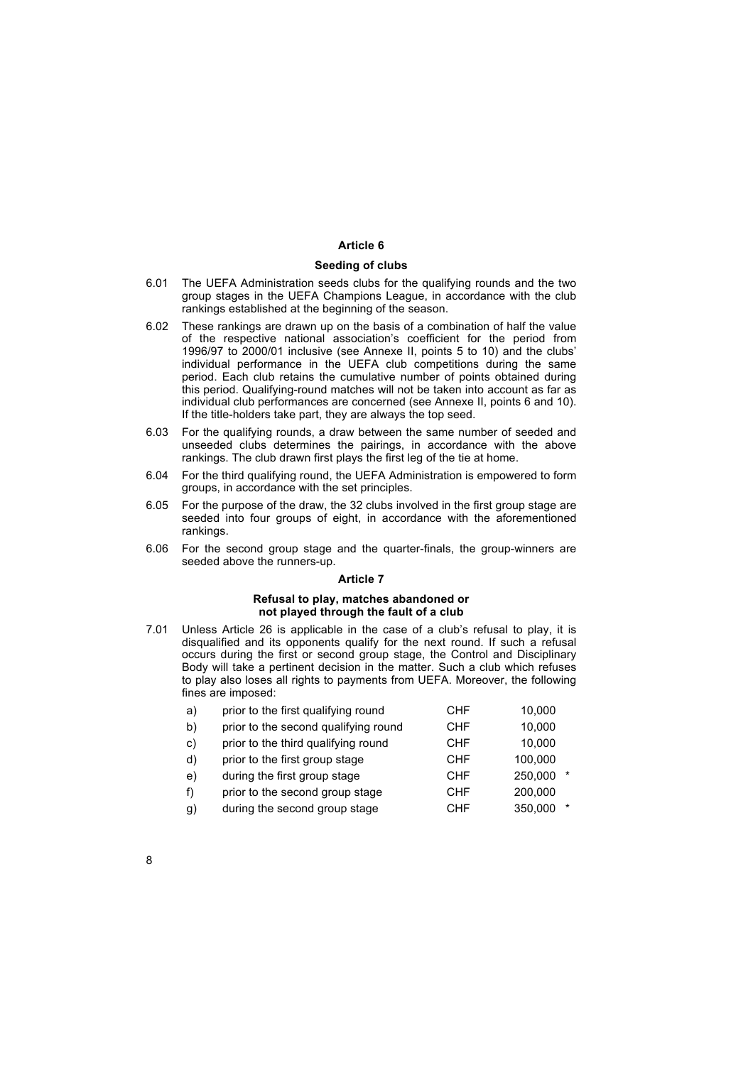## Article 6

### Seeding of clubs

6.01 The UEFA Administration seeds clubs for the qualifying rounds and the two group stages in the UEFA Champions League, in accordance with the club rankings established at the beginning of the season.

6.02 These rankings are drawn up on the basis of a combination of half the value of the respective national association's coefficient for the period from 1996/97 to 2000/01 inclusive (see Annexe II, points 5 to 10) and the clubs' individual performance in the UEFA club competitions during the same period. Each club retains the cumulative number of points obtained during this period. Qualifying-round matches will not be taken into account as far as individual club performances are concerned (see Annexe II, points 6 and 10). If the title-holders take part, they are always the top seed.

6.03 For the qualifying rounds, a draw between the same number of seeded and unseeded clubs determines the pairings, in accordance with the above rankings. The club drawn first plays the first leg of the tie at home.

6.04 For the third qualifying round, the UEFA Administration is empowered to form groups, in accordance with the set principles.

6.05 For the purpose of the draw, the 32 clubs involved in the first group stage are seeded into four groups of eight, in accordance with the aforementioned rankings.

6.06 For the second group stage and the quarter-finals, the group-winners are seeded above the runners-up.

## Article 7

### Refusal to play, matches abandoned or not played through the fault of a club

7.01 Unless Article 26 is applicable in the case of a club's refusal to play, it is disqualified and its opponents qualify for the next round. If such a refusal occurs during the first or second group stage, the Control and Disciplinary Body will take a pertinent decision in the matter. Such a club which refuses to play also loses all rights to payments from UEFA. Moreover, the following fines are imposed:

| | | | | |
|---|---|---|---|---|
| a) | prior to the first qualifying round | CHF | 10,000 | |
| b) | prior to the second qualifying round | CHF | 10,000 | |
| c) | prior to the third qualifying round | CHF | 10,000 | |
| d) | prior to the first group stage | CHF | 100,000 | |
| e) | during the first group stage | CHF | 250,000 | * |
| f) | prior to the second group stage | CHF | 200,000 | |
| g) | during the second group stage | CHF | 350,000 | * |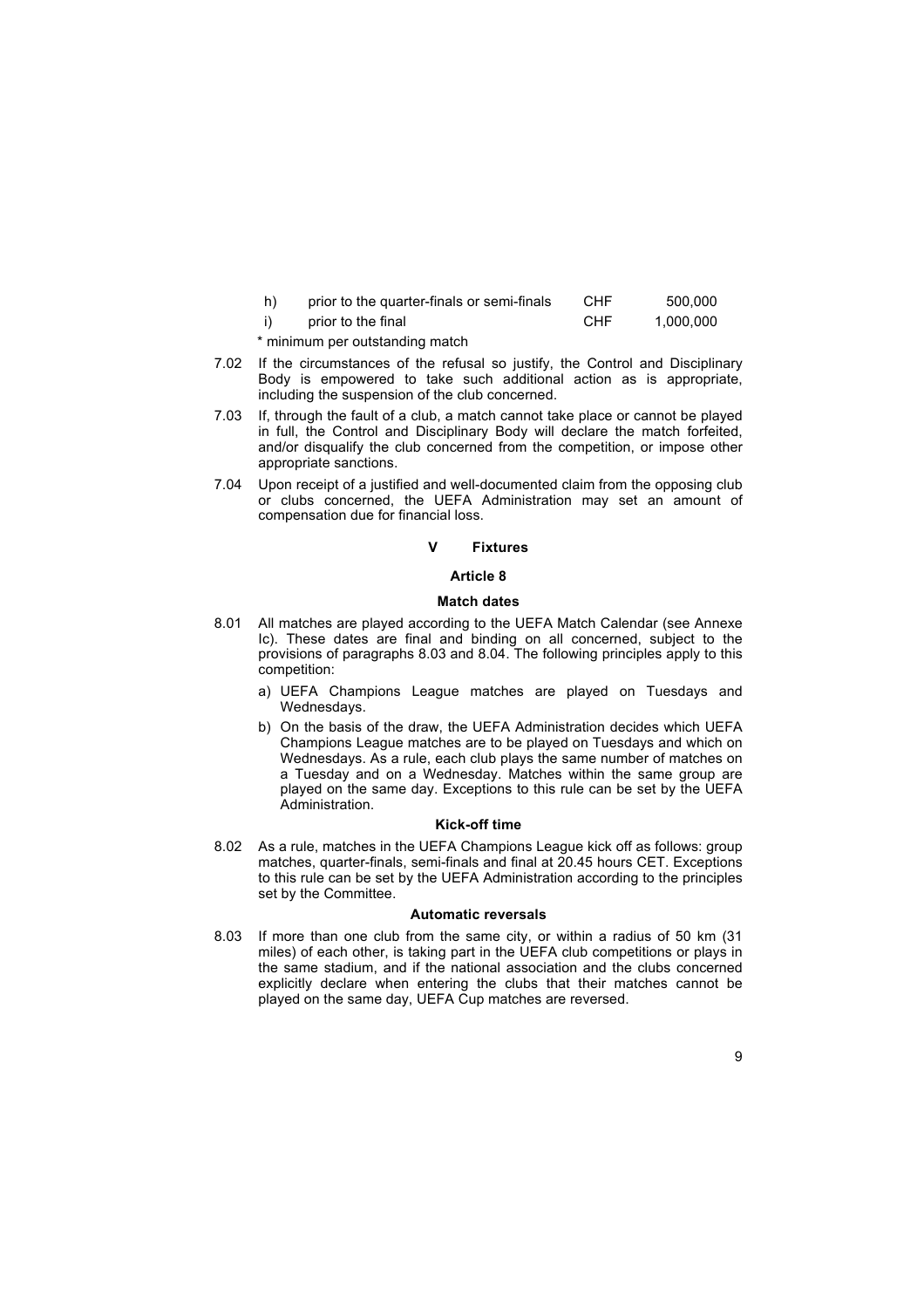| | | | |
|---|---|---|---|
| h) | prior to the quarter-finals or semi-finals | CHF | 500,000 |
| i) | prior to the final | CHF | 1,000,000 |

\* minimum per outstanding match

7.02 If the circumstances of the refusal so justify, the Control and Disciplinary Body is empowered to take such additional action as is appropriate, including the suspension of the club concerned.

7.03 If, through the fault of a club, a match cannot take place or cannot be played in full, the Control and Disciplinary Body will declare the match forfeited, and/or disqualify the club concerned from the competition, or impose other appropriate sanctions.

7.04 Upon receipt of a justified and well-documented claim from the opposing club or clubs concerned, the UEFA Administration may set an amount of compensation due for financial loss.

## V Fixtures

### Article 8

#### Match dates

8.01 All matches are played according to the UEFA Match Calendar (see Annexe Ic). These dates are final and binding on all concerned, subject to the provisions of paragraphs 8.03 and 8.04. The following principles apply to this competition:

a) UEFA Champions League matches are played on Tuesdays and Wednesdays.

b) On the basis of the draw, the UEFA Administration decides which UEFA Champions League matches are to be played on Tuesdays and which on Wednesdays. As a rule, each club plays the same number of matches on a Tuesday and on a Wednesday. Matches within the same group are played on the same day. Exceptions to this rule can be set by the UEFA Administration.

#### Kick-off time

8.02 As a rule, matches in the UEFA Champions League kick off as follows: group matches, quarter-finals, semi-finals and final at 20.45 hours CET. Exceptions to this rule can be set by the UEFA Administration according to the principles set by the Committee.

#### Automatic reversals

8.03 If more than one club from the same city, or within a radius of 50 km (31 miles) of each other, is taking part in the UEFA club competitions or plays in the same stadium, and if the national association and the clubs concerned explicitly declare when entering the clubs that their matches cannot be played on the same day, UEFA Cup matches are reversed.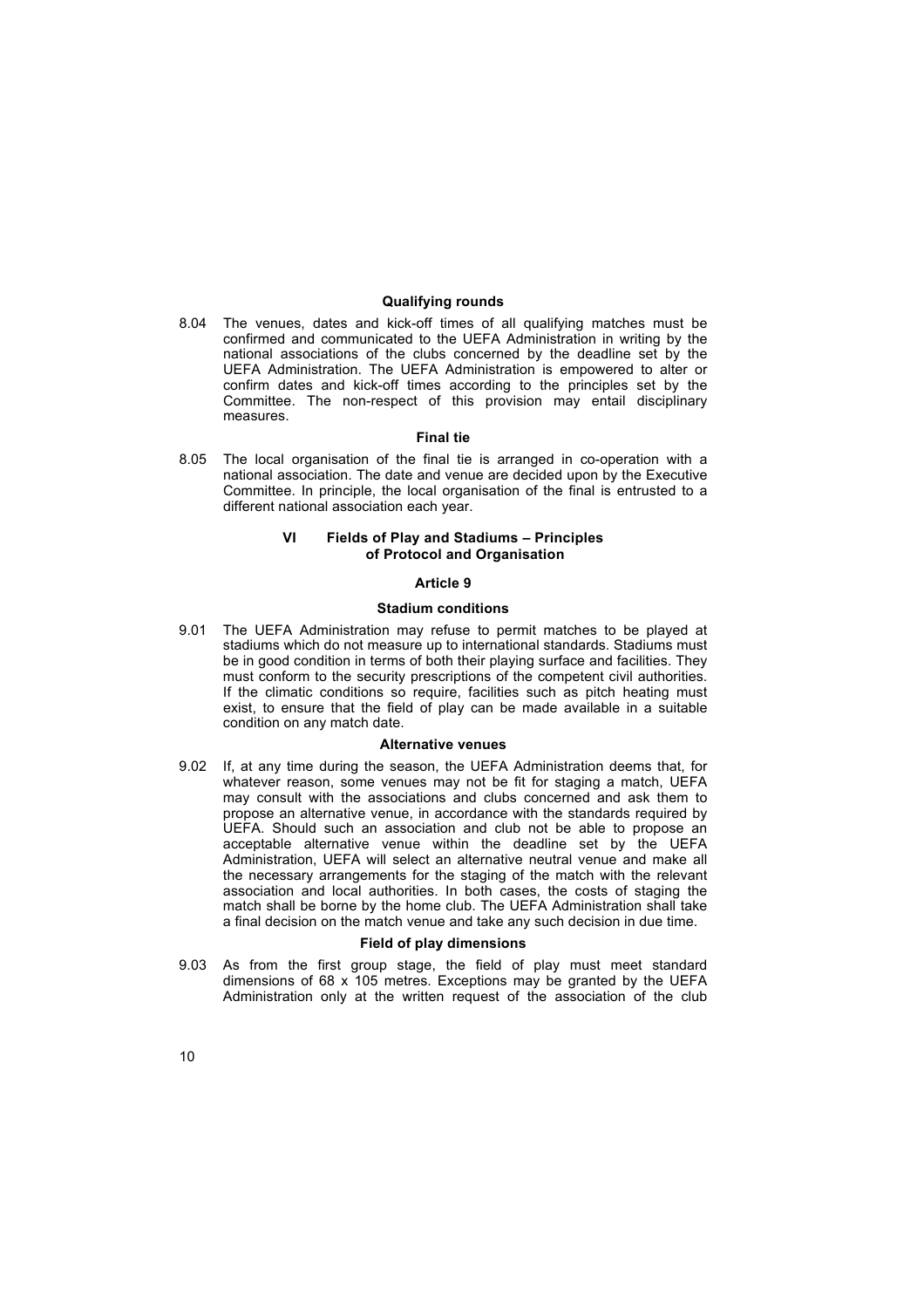#### Qualifying rounds

8.04 The venues, dates and kick-off times of all qualifying matches must be confirmed and communicated to the UEFA Administration in writing by the national associations of the clubs concerned by the deadline set by the UEFA Administration. The UEFA Administration is empowered to alter or confirm dates and kick-off times according to the principles set by the Committee. The non-respect of this provision may entail disciplinary measures.

#### Final tie

8.05 The local organisation of the final tie is arranged in co-operation with a national association. The date and venue are decided upon by the Executive Committee. In principle, the local organisation of the final is entrusted to a different national association each year.

## VI Fields of Play and Stadiums – Principles of Protocol and Organisation

### Article 9

#### Stadium conditions

9.01 The UEFA Administration may refuse to permit matches to be played at stadiums which do not measure up to international standards. Stadiums must be in good condition in terms of both their playing surface and facilities. They must conform to the security prescriptions of the competent civil authorities. If the climatic conditions so require, facilities such as pitch heating must exist, to ensure that the field of play can be made available in a suitable condition on any match date.

#### Alternative venues

9.02 If, at any time during the season, the UEFA Administration deems that, for whatever reason, some venues may not be fit for staging a match, UEFA may consult with the associations and clubs concerned and ask them to propose an alternative venue, in accordance with the standards required by UEFA. Should such an association and club not be able to propose an acceptable alternative venue within the deadline set by the UEFA Administration, UEFA will select an alternative neutral venue and make all the necessary arrangements for the staging of the match with the relevant association and local authorities. In both cases, the costs of staging the match shall be borne by the home club. The UEFA Administration shall take a final decision on the match venue and take any such decision in due time.

#### Field of play dimensions

9.03 As from the first group stage, the field of play must meet standard dimensions of 68 x 105 metres. Exceptions may be granted by the UEFA Administration only at the written request of the association of the club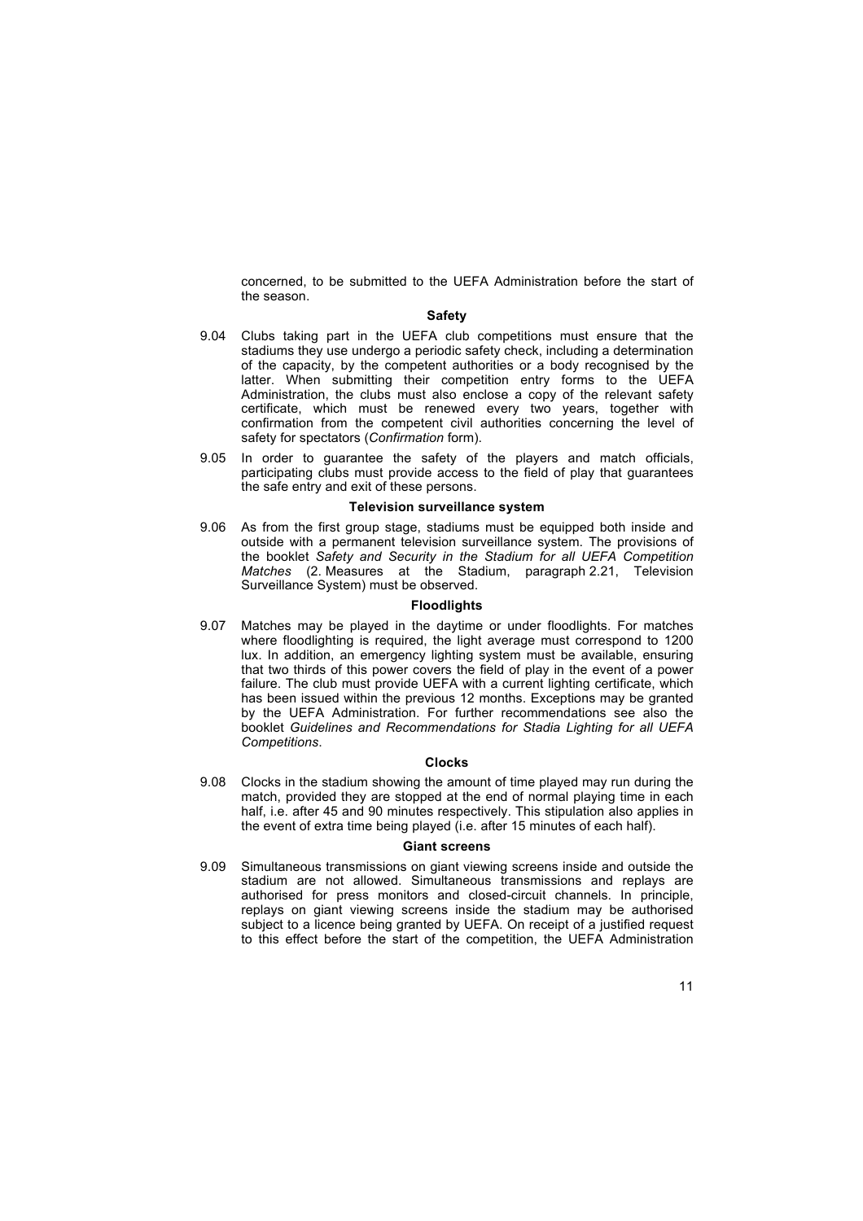concerned, to be submitted to the UEFA Administration before the start of the season.

### Safety

9.04 Clubs taking part in the UEFA club competitions must ensure that the stadiums they use undergo a periodic safety check, including a determination of the capacity, by the competent authorities or a body recognised by the latter. When submitting their competition entry forms to the UEFA Administration, the clubs must also enclose a copy of the relevant safety certificate, which must be renewed every two years, together with confirmation from the competent civil authorities concerning the level of safety for spectators (*Confirmation* form).

9.05 In order to guarantee the safety of the players and match officials, participating clubs must provide access to the field of play that guarantees the safe entry and exit of these persons.

### Television surveillance system

9.06 As from the first group stage, stadiums must be equipped both inside and outside with a permanent television surveillance system. The provisions of the booklet *Safety and Security in the Stadium for all UEFA Competition Matches* (2. Measures at the Stadium, paragraph 2.21, Television Surveillance System) must be observed.

### Floodlights

9.07 Matches may be played in the daytime or under floodlights. For matches where floodlighting is required, the light average must correspond to 1200 lux. In addition, an emergency lighting system must be available, ensuring that two thirds of this power covers the field of play in the event of a power failure. The club must provide UEFA with a current lighting certificate, which has been issued within the previous 12 months. Exceptions may be granted by the UEFA Administration. For further recommendations see also the booklet *Guidelines and Recommendations for Stadia Lighting for all UEFA Competitions*.

### Clocks

9.08 Clocks in the stadium showing the amount of time played may run during the match, provided they are stopped at the end of normal playing time in each half, i.e. after 45 and 90 minutes respectively. This stipulation also applies in the event of extra time being played (i.e. after 15 minutes of each half).

### Giant screens

9.09 Simultaneous transmissions on giant viewing screens inside and outside the stadium are not allowed. Simultaneous transmissions and replays are authorised for press monitors and closed-circuit channels. In principle, replays on giant viewing screens inside the stadium may be authorised subject to a licence being granted by UEFA. On receipt of a justified request to this effect before the start of the competition, the UEFA Administration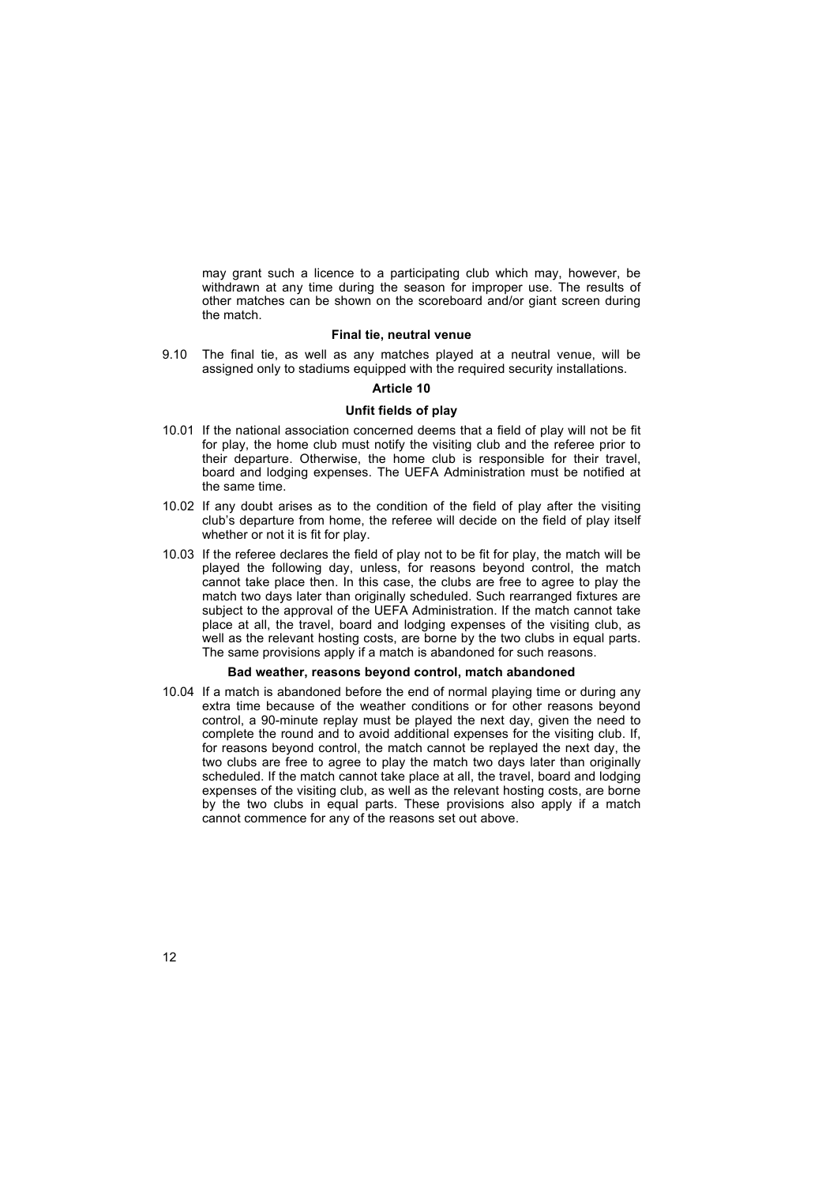may grant such a licence to a participating club which may, however, be withdrawn at any time during the season for improper use. The results of other matches can be shown on the scoreboard and/or giant screen during the match.

**Final tie, neutral venue**

9.10 The final tie, as well as any matches played at a neutral venue, will be assigned only to stadiums equipped with the required security installations.

## Article 10

**Unfit fields of play**

10.01 If the national association concerned deems that a field of play will not be fit for play, the home club must notify the visiting club and the referee prior to their departure. Otherwise, the home club is responsible for their travel, board and lodging expenses. The UEFA Administration must be notified at the same time.

10.02 If any doubt arises as to the condition of the field of play after the visiting club's departure from home, the referee will decide on the field of play itself whether or not it is fit for play.

10.03 If the referee declares the field of play not to be fit for play, the match will be played the following day, unless, for reasons beyond control, the match cannot take place then. In this case, the clubs are free to agree to play the match two days later than originally scheduled. Such rearranged fixtures are subject to the approval of the UEFA Administration. If the match cannot take place at all, the travel, board and lodging expenses of the visiting club, as well as the relevant hosting costs, are borne by the two clubs in equal parts. The same provisions apply if a match is abandoned for such reasons.

**Bad weather, reasons beyond control, match abandoned**

10.04 If a match is abandoned before the end of normal playing time or during any extra time because of the weather conditions or for other reasons beyond control, a 90-minute replay must be played the next day, given the need to complete the round and to avoid additional expenses for the visiting club. If, for reasons beyond control, the match cannot be replayed the next day, the two clubs are free to agree to play the match two days later than originally scheduled. If the match cannot take place at all, the travel, board and lodging expenses of the visiting club, as well as the relevant hosting costs, are borne by the two clubs in equal parts. These provisions also apply if a match cannot commence for any of the reasons set out above.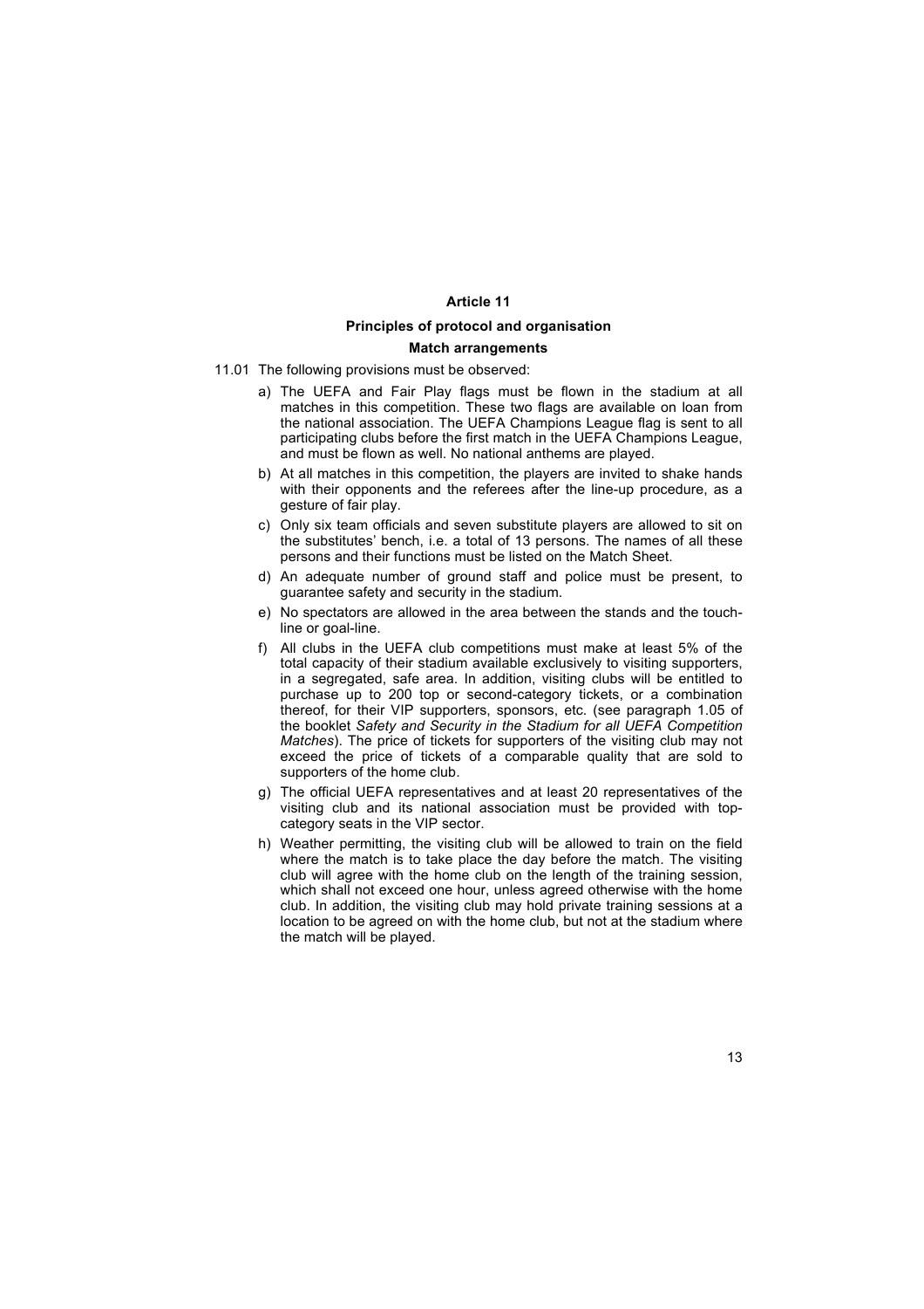## Article 11

### Principles of protocol and organisation

### Match arrangements

11.01 The following provisions must be observed:

a) The UEFA and Fair Play flags must be flown in the stadium at all matches in this competition. These two flags are available on loan from the national association. The UEFA Champions League flag is sent to all participating clubs before the first match in the UEFA Champions League, and must be flown as well. No national anthems are played.

b) At all matches in this competition, the players are invited to shake hands with their opponents and the referees after the line-up procedure, as a gesture of fair play.

c) Only six team officials and seven substitute players are allowed to sit on the substitutes' bench, i.e. a total of 13 persons. The names of all these persons and their functions must be listed on the Match Sheet.

d) An adequate number of ground staff and police must be present, to guarantee safety and security in the stadium.

e) No spectators are allowed in the area between the stands and the touch-line or goal-line.

f) All clubs in the UEFA club competitions must make at least 5% of the total capacity of their stadium available exclusively to visiting supporters, in a segregated, safe area. In addition, visiting clubs will be entitled to purchase up to 200 top or second-category tickets, or a combination thereof, for their VIP supporters, sponsors, etc. (see paragraph 1.05 of the booklet *Safety and Security in the Stadium for all UEFA Competition Matches*). The price of tickets for supporters of the visiting club may not exceed the price of tickets of a comparable quality that are sold to supporters of the home club.

g) The official UEFA representatives and at least 20 representatives of the visiting club and its national association must be provided with top-category seats in the VIP sector.

h) Weather permitting, the visiting club will be allowed to train on the field where the match is to take place the day before the match. The visiting club will agree with the home club on the length of the training session, which shall not exceed one hour, unless agreed otherwise with the home club. In addition, the visiting club may hold private training sessions at a location to be agreed on with the home club, but not at the stadium where the match will be played.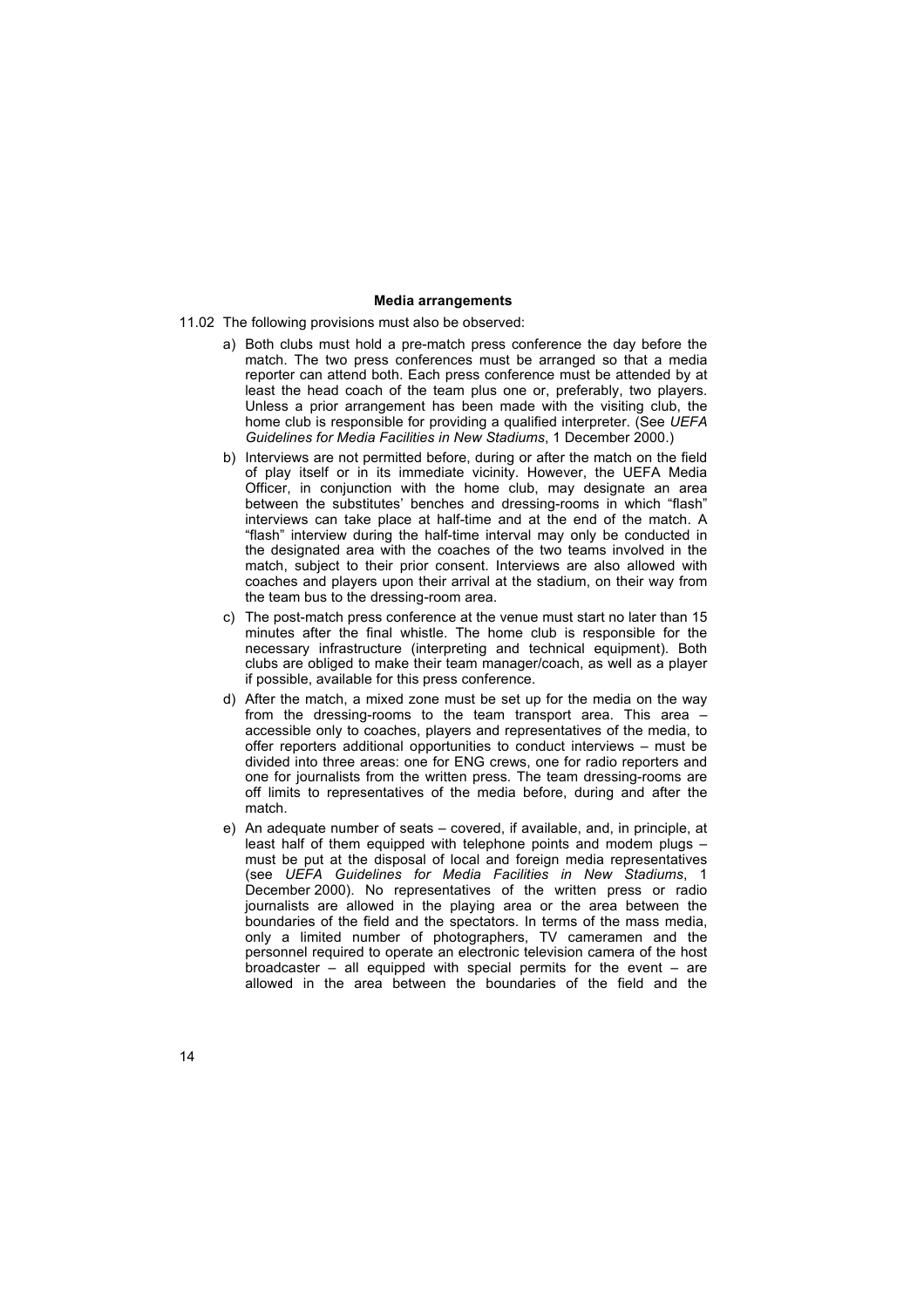**Media arrangements**

11.02 The following provisions must also be observed:

a) Both clubs must hold a pre-match press conference the day before the match. The two press conferences must be arranged so that a media reporter can attend both. Each press conference must be attended by at least the head coach of the team plus one or, preferably, two players. Unless a prior arrangement has been made with the visiting club, the home club is responsible for providing a qualified interpreter. (See *UEFA Guidelines for Media Facilities in New Stadiums*, 1 December 2000.)

b) Interviews are not permitted before, during or after the match on the field of play itself or in its immediate vicinity. However, the UEFA Media Officer, in conjunction with the home club, may designate an area between the substitutes' benches and dressing-rooms in which "flash" interviews can take place at half-time and at the end of the match. A "flash" interview during the half-time interval may only be conducted in the designated area with the coaches of the two teams involved in the match, subject to their prior consent. Interviews are also allowed with coaches and players upon their arrival at the stadium, on their way from the team bus to the dressing-room area.

c) The post-match press conference at the venue must start no later than 15 minutes after the final whistle. The home club is responsible for the necessary infrastructure (interpreting and technical equipment). Both clubs are obliged to make their team manager/coach, as well as a player if possible, available for this press conference.

d) After the match, a mixed zone must be set up for the media on the way from the dressing-rooms to the team transport area. This area – accessible only to coaches, players and representatives of the media, to offer reporters additional opportunities to conduct interviews – must be divided into three areas: one for ENG crews, one for radio reporters and one for journalists from the written press. The team dressing-rooms are off limits to representatives of the media before, during and after the match.

e) An adequate number of seats – covered, if available, and, in principle, at least half of them equipped with telephone points and modem plugs – must be put at the disposal of local and foreign media representatives (see *UEFA Guidelines for Media Facilities in New Stadiums*, 1 December 2000). No representatives of the written press or radio journalists are allowed in the playing area or the area between the boundaries of the field and the spectators. In terms of the mass media, only a limited number of photographers, TV cameramen and the personnel required to operate an electronic television camera of the host broadcaster – all equipped with special permits for the event – are allowed in the area between the boundaries of the field and the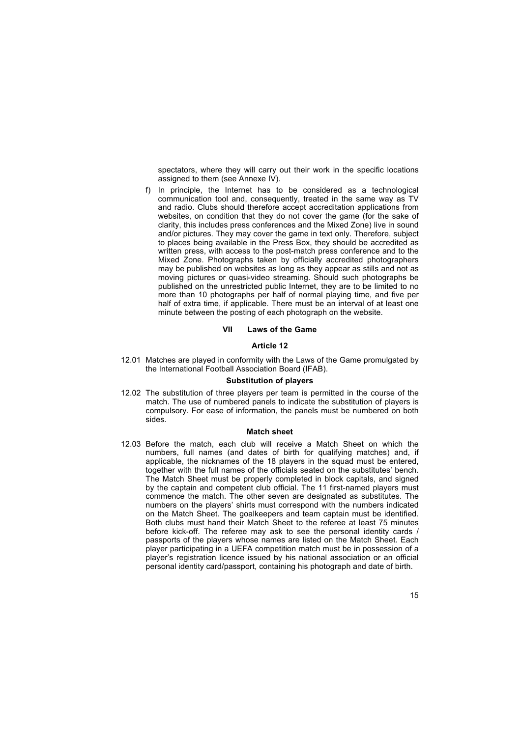spectators, where they will carry out their work in the specific locations assigned to them (see Annexe IV).

f) In principle, the Internet has to be considered as a technological communication tool and, consequently, treated in the same way as TV and radio. Clubs should therefore accept accreditation applications from websites, on condition that they do not cover the game (for the sake of clarity, this includes press conferences and the Mixed Zone) live in sound and/or pictures. They may cover the game in text only. Therefore, subject to places being available in the Press Box, they should be accredited as written press, with access to the post-match press conference and to the Mixed Zone. Photographs taken by officially accredited photographers may be published on websites as long as they appear as stills and not as moving pictures or quasi-video streaming. Should such photographs be published on the unrestricted public Internet, they are to be limited to no more than 10 photographs per half of normal playing time, and five per half of extra time, if applicable. There must be an interval of at least one minute between the posting of each photograph on the website.

## VII Laws of the Game

### Article 12

12.01 Matches are played in conformity with the Laws of the Game promulgated by the International Football Association Board (IFAB).

#### Substitution of players

12.02 The substitution of three players per team is permitted in the course of the match. The use of numbered panels to indicate the substitution of players is compulsory. For ease of information, the panels must be numbered on both sides.

#### Match sheet

12.03 Before the match, each club will receive a Match Sheet on which the numbers, full names (and dates of birth for qualifying matches) and, if applicable, the nicknames of the 18 players in the squad must be entered, together with the full names of the officials seated on the substitutes' bench. The Match Sheet must be properly completed in block capitals, and signed by the captain and competent club official. The 11 first-named players must commence the match. The other seven are designated as substitutes. The numbers on the players' shirts must correspond with the numbers indicated on the Match Sheet. The goalkeepers and team captain must be identified. Both clubs must hand their Match Sheet to the referee at least 75 minutes before kick-off. The referee may ask to see the personal identity cards / passports of the players whose names are listed on the Match Sheet. Each player participating in a UEFA competition match must be in possession of a player's registration licence issued by his national association or an official personal identity card/passport, containing his photograph and date of birth.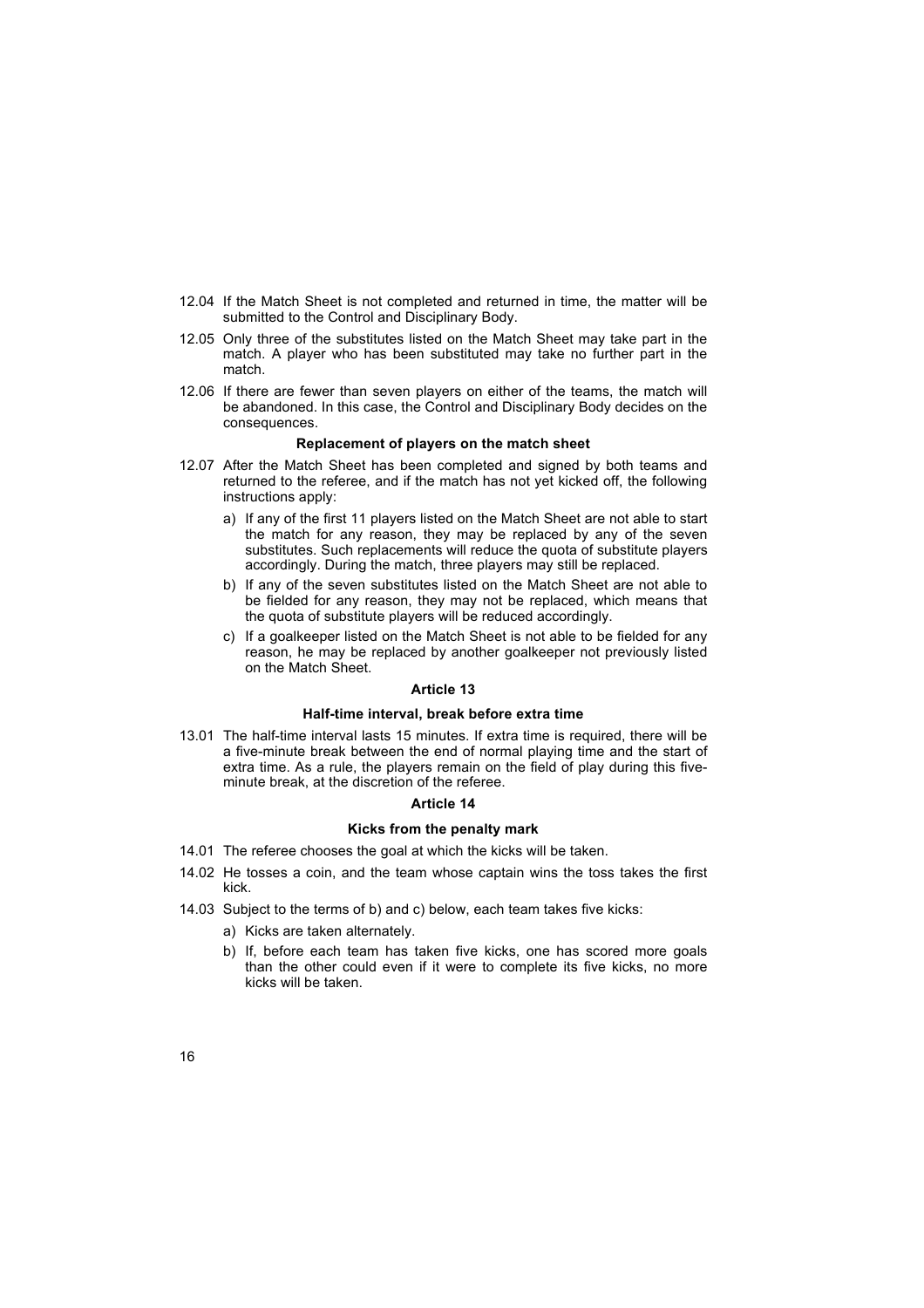12.04 If the Match Sheet is not completed and returned in time, the matter will be submitted to the Control and Disciplinary Body.

12.05 Only three of the substitutes listed on the Match Sheet may take part in the match. A player who has been substituted may take no further part in the match.

12.06 If there are fewer than seven players on either of the teams, the match will be abandoned. In this case, the Control and Disciplinary Body decides on the consequences.

**Replacement of players on the match sheet**

12.07 After the Match Sheet has been completed and signed by both teams and returned to the referee, and if the match has not yet kicked off, the following instructions apply:

a) If any of the first 11 players listed on the Match Sheet are not able to start the match for any reason, they may be replaced by any of the seven substitutes. Such replacements will reduce the quota of substitute players accordingly. During the match, three players may still be replaced.

b) If any of the seven substitutes listed on the Match Sheet are not able to be fielded for any reason, they may not be replaced, which means that the quota of substitute players will be reduced accordingly.

c) If a goalkeeper listed on the Match Sheet is not able to be fielded for any reason, he may be replaced by another goalkeeper not previously listed on the Match Sheet.

## Article 13

**Half-time interval, break before extra time**

13.01 The half-time interval lasts 15 minutes. If extra time is required, there will be a five-minute break between the end of normal playing time and the start of extra time. As a rule, the players remain on the field of play during this five-minute break, at the discretion of the referee.

## Article 14

**Kicks from the penalty mark**

14.01 The referee chooses the goal at which the kicks will be taken.

14.02 He tosses a coin, and the team whose captain wins the toss takes the first kick.

14.03 Subject to the terms of b) and c) below, each team takes five kicks:

a) Kicks are taken alternately.

b) If, before each team has taken five kicks, one has scored more goals than the other could even if it were to complete its five kicks, no more kicks will be taken.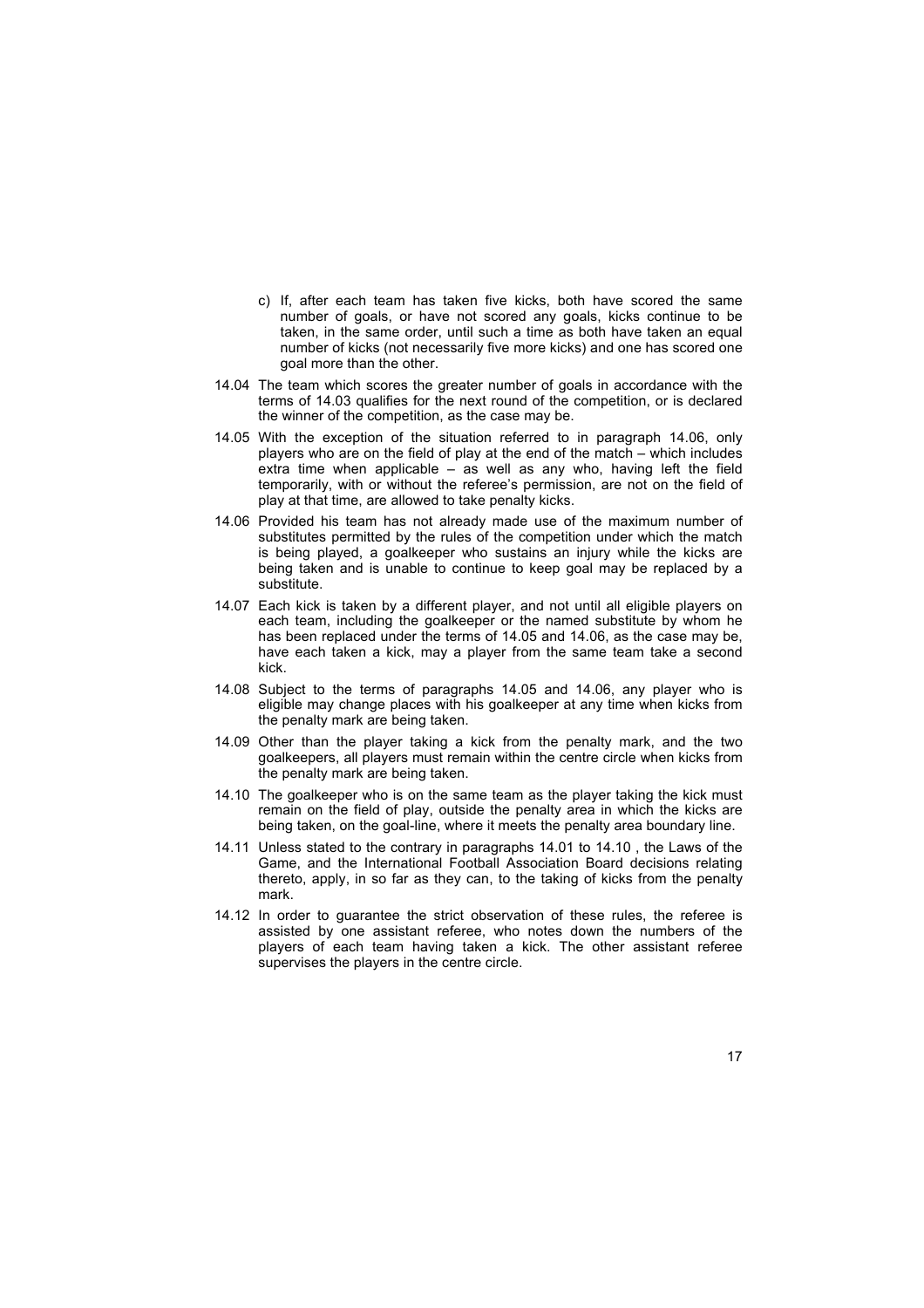c) If, after each team has taken five kicks, both have scored the same number of goals, or have not scored any goals, kicks continue to be taken, in the same order, until such a time as both have taken an equal number of kicks (not necessarily five more kicks) and one has scored one goal more than the other.

14.04 The team which scores the greater number of goals in accordance with the terms of 14.03 qualifies for the next round of the competition, or is declared the winner of the competition, as the case may be.

14.05 With the exception of the situation referred to in paragraph 14.06, only players who are on the field of play at the end of the match – which includes extra time when applicable – as well as any who, having left the field temporarily, with or without the referee's permission, are not on the field of play at that time, are allowed to take penalty kicks.

14.06 Provided his team has not already made use of the maximum number of substitutes permitted by the rules of the competition under which the match is being played, a goalkeeper who sustains an injury while the kicks are being taken and is unable to continue to keep goal may be replaced by a substitute.

14.07 Each kick is taken by a different player, and not until all eligible players on each team, including the goalkeeper or the named substitute by whom he has been replaced under the terms of 14.05 and 14.06, as the case may be, have each taken a kick, may a player from the same team take a second kick.

14.08 Subject to the terms of paragraphs 14.05 and 14.06, any player who is eligible may change places with his goalkeeper at any time when kicks from the penalty mark are being taken.

14.09 Other than the player taking a kick from the penalty mark, and the two goalkeepers, all players must remain within the centre circle when kicks from the penalty mark are being taken.

14.10 The goalkeeper who is on the same team as the player taking the kick must remain on the field of play, outside the penalty area in which the kicks are being taken, on the goal-line, where it meets the penalty area boundary line.

14.11 Unless stated to the contrary in paragraphs 14.01 to 14.10 , the Laws of the Game, and the International Football Association Board decisions relating thereto, apply, in so far as they can, to the taking of kicks from the penalty mark.

14.12 In order to guarantee the strict observation of these rules, the referee is assisted by one assistant referee, who notes down the numbers of the players of each team having taken a kick. The other assistant referee supervises the players in the centre circle.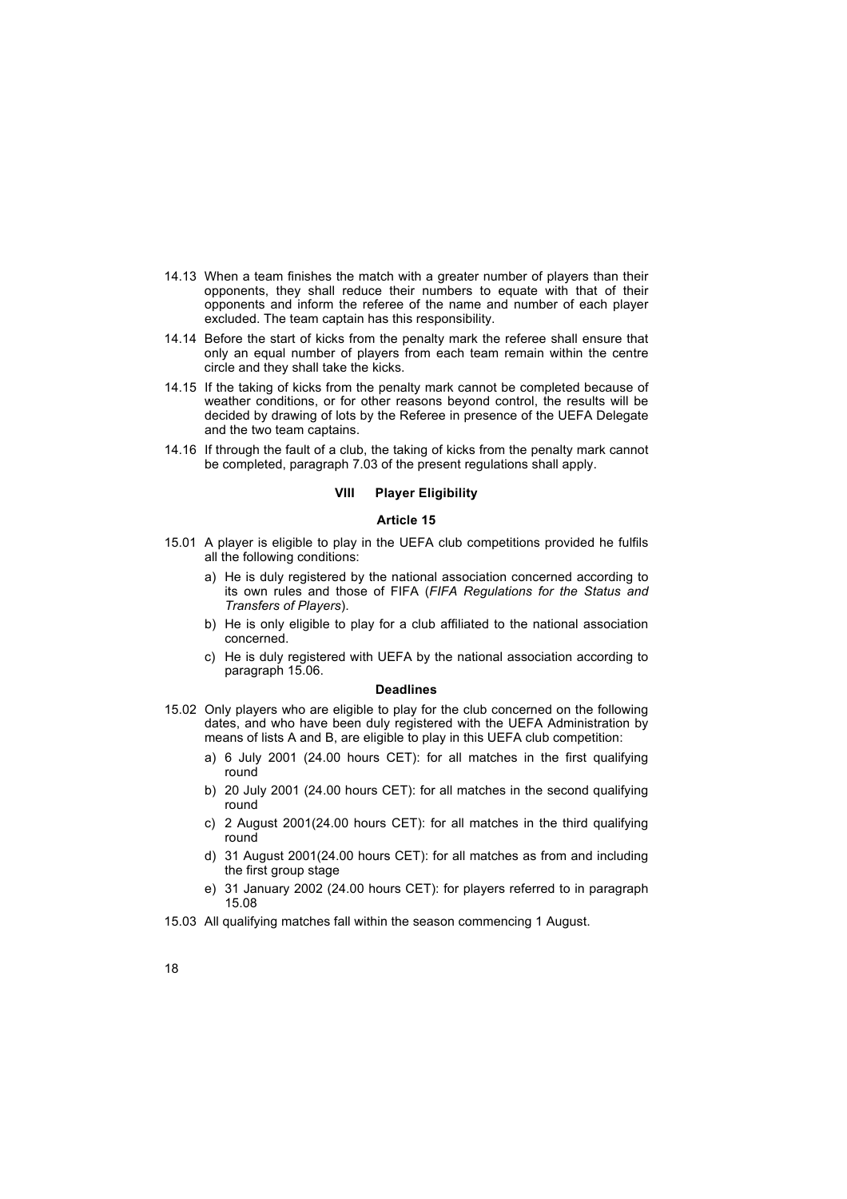14.13 When a team finishes the match with a greater number of players than their opponents, they shall reduce their numbers to equate with that of their opponents and inform the referee of the name and number of each player excluded. The team captain has this responsibility.

14.14 Before the start of kicks from the penalty mark the referee shall ensure that only an equal number of players from each team remain within the centre circle and they shall take the kicks.

14.15 If the taking of kicks from the penalty mark cannot be completed because of weather conditions, or for other reasons beyond control, the results will be decided by drawing of lots by the Referee in presence of the UEFA Delegate and the two team captains.

14.16 If through the fault of a club, the taking of kicks from the penalty mark cannot be completed, paragraph 7.03 of the present regulations shall apply.

## VIII Player Eligibility

### Article 15

15.01 A player is eligible to play in the UEFA club competitions provided he fulfils all the following conditions:

a) He is duly registered by the national association concerned according to its own rules and those of FIFA (*FIFA Regulations for the Status and Transfers of Players*).

b) He is only eligible to play for a club affiliated to the national association concerned.

c) He is duly registered with UEFA by the national association according to paragraph 15.06.

#### Deadlines

15.02 Only players who are eligible to play for the club concerned on the following dates, and who have been duly registered with the UEFA Administration by means of lists A and B, are eligible to play in this UEFA club competition:

a) 6 July 2001 (24.00 hours CET): for all matches in the first qualifying round

b) 20 July 2001 (24.00 hours CET): for all matches in the second qualifying round

c) 2 August 2001(24.00 hours CET): for all matches in the third qualifying round

d) 31 August 2001(24.00 hours CET): for all matches as from and including the first group stage

e) 31 January 2002 (24.00 hours CET): for players referred to in paragraph 15.08

15.03 All qualifying matches fall within the season commencing 1 August.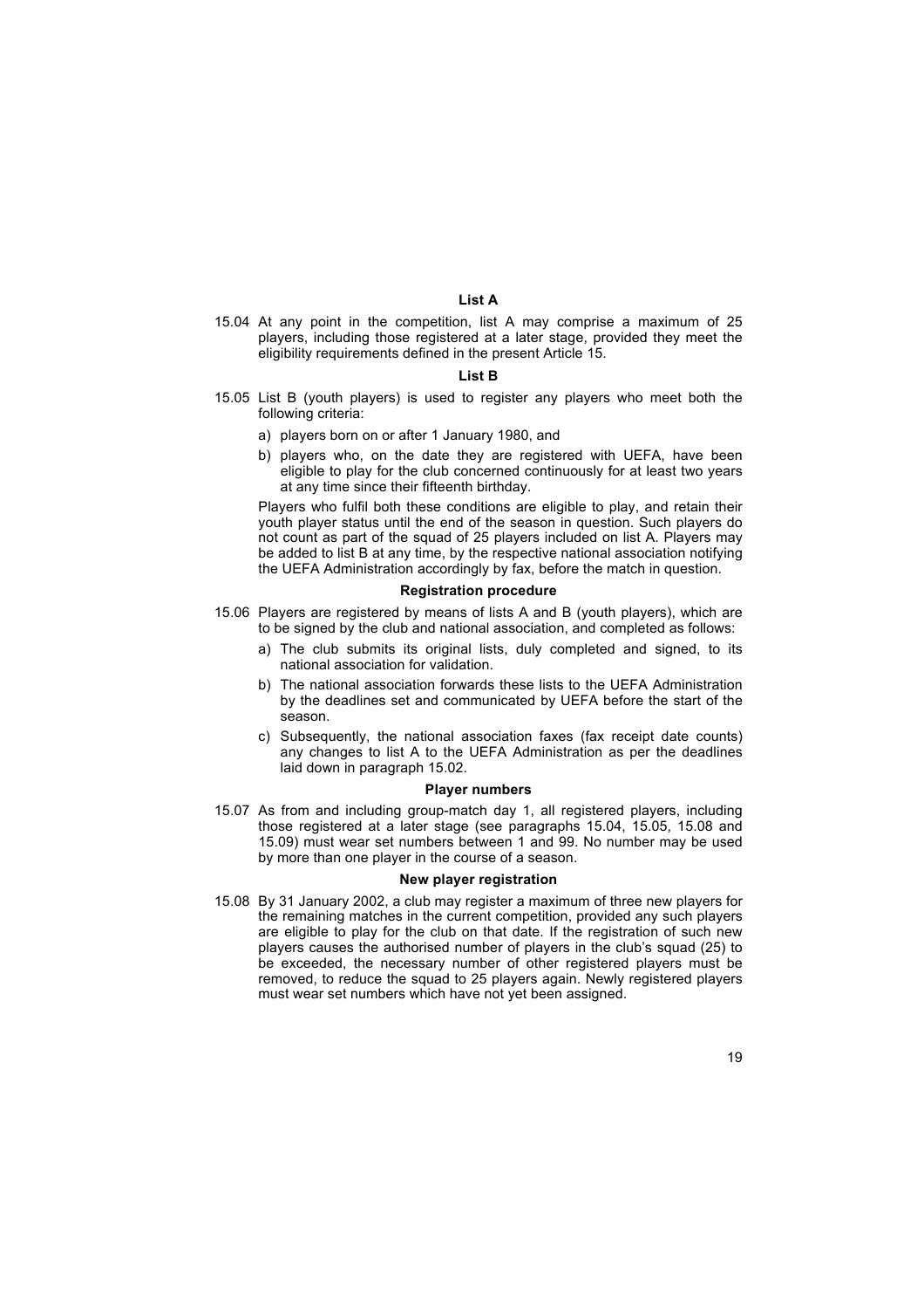### List A

15.04 At any point in the competition, list A may comprise a maximum of 25 players, including those registered at a later stage, provided they meet the eligibility requirements defined in the present Article 15.

### List B

15.05 List B (youth players) is used to register any players who meet both the following criteria:

a) players born on or after 1 January 1980, and

b) players who, on the date they are registered with UEFA, have been eligible to play for the club concerned continuously for at least two years at any time since their fifteenth birthday.

Players who fulfil both these conditions are eligible to play, and retain their youth player status until the end of the season in question. Such players do not count as part of the squad of 25 players included on list A. Players may be added to list B at any time, by the respective national association notifying the UEFA Administration accordingly by fax, before the match in question.

### Registration procedure

15.06 Players are registered by means of lists A and B (youth players), which are to be signed by the club and national association, and completed as follows:

a) The club submits its original lists, duly completed and signed, to its national association for validation.

b) The national association forwards these lists to the UEFA Administration by the deadlines set and communicated by UEFA before the start of the season.

c) Subsequently, the national association faxes (fax receipt date counts) any changes to list A to the UEFA Administration as per the deadlines laid down in paragraph 15.02.

### Player numbers

15.07 As from and including group-match day 1, all registered players, including those registered at a later stage (see paragraphs 15.04, 15.05, 15.08 and 15.09) must wear set numbers between 1 and 99. No number may be used by more than one player in the course of a season.

### New player registration

15.08 By 31 January 2002, a club may register a maximum of three new players for the remaining matches in the current competition, provided any such players are eligible to play for the club on that date. If the registration of such new players causes the authorised number of players in the club's squad (25) to be exceeded, the necessary number of other registered players must be removed, to reduce the squad to 25 players again. Newly registered players must wear set numbers which have not yet been assigned.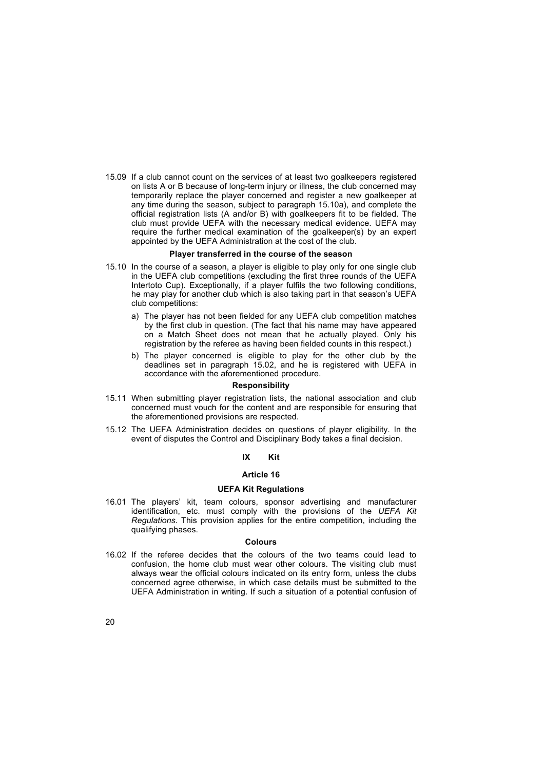15.09 If a club cannot count on the services of at least two goalkeepers registered on lists A or B because of long-term injury or illness, the club concerned may temporarily replace the player concerned and register a new goalkeeper at any time during the season, subject to paragraph 15.10a), and complete the official registration lists (A and/or B) with goalkeepers fit to be fielded. The club must provide UEFA with the necessary medical evidence. UEFA may require the further medical examination of the goalkeeper(s) by an expert appointed by the UEFA Administration at the cost of the club.

**Player transferred in the course of the season**

15.10 In the course of a season, a player is eligible to play only for one single club in the UEFA club competitions (excluding the first three rounds of the UEFA Intertoto Cup). Exceptionally, if a player fulfils the two following conditions, he may play for another club which is also taking part in that season's UEFA club competitions:

a) The player has not been fielded for any UEFA club competition matches by the first club in question. (The fact that his name may have appeared on a Match Sheet does not mean that he actually played. Only his registration by the referee as having been fielded counts in this respect.)

b) The player concerned is eligible to play for the other club by the deadlines set in paragraph 15.02, and he is registered with UEFA in accordance with the aforementioned procedure.

**Responsibility**

15.11 When submitting player registration lists, the national association and club concerned must vouch for the content and are responsible for ensuring that the aforementioned provisions are respected.

15.12 The UEFA Administration decides on questions of player eligibility. In the event of disputes the Control and Disciplinary Body takes a final decision.

## IX Kit

### Article 16

### UEFA Kit Regulations

16.01 The players' kit, team colours, sponsor advertising and manufacturer identification, etc. must comply with the provisions of the *UEFA Kit Regulations*. This provision applies for the entire competition, including the qualifying phases.

**Colours**

16.02 If the referee decides that the colours of the two teams could lead to confusion, the home club must wear other colours. The visiting club must always wear the official colours indicated on its entry form, unless the clubs concerned agree otherwise, in which case details must be submitted to the UEFA Administration in writing. If such a situation of a potential confusion of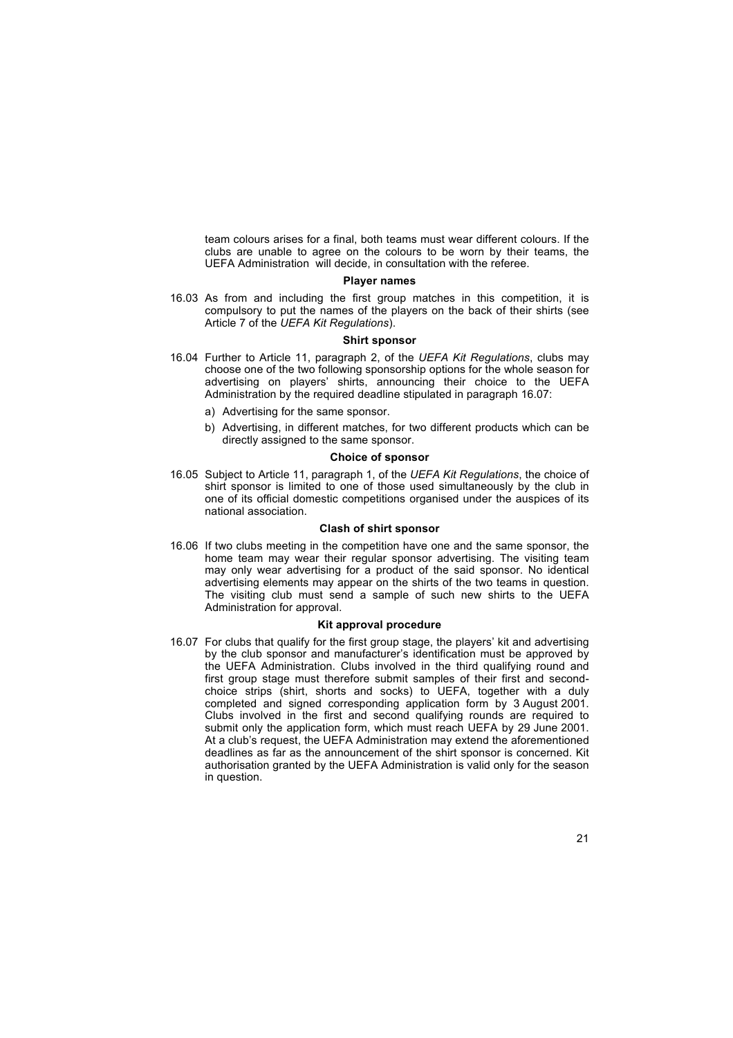team colours arises for a final, both teams must wear different colours. If the clubs are unable to agree on the colours to be worn by their teams, the UEFA Administration will decide, in consultation with the referee.

**Player names**

16.03 As from and including the first group matches in this competition, it is compulsory to put the names of the players on the back of their shirts (see Article 7 of the *UEFA Kit Regulations*).

**Shirt sponsor**

16.04 Further to Article 11, paragraph 2, of the *UEFA Kit Regulations*, clubs may choose one of the two following sponsorship options for the whole season for advertising on players' shirts, announcing their choice to the UEFA Administration by the required deadline stipulated in paragraph 16.07:

a) Advertising for the same sponsor.

b) Advertising, in different matches, for two different products which can be directly assigned to the same sponsor.

**Choice of sponsor**

16.05 Subject to Article 11, paragraph 1, of the *UEFA Kit Regulations*, the choice of shirt sponsor is limited to one of those used simultaneously by the club in one of its official domestic competitions organised under the auspices of its national association.

**Clash of shirt sponsor**

16.06 If two clubs meeting in the competition have one and the same sponsor, the home team may wear their regular sponsor advertising. The visiting team may only wear advertising for a product of the said sponsor. No identical advertising elements may appear on the shirts of the two teams in question. The visiting club must send a sample of such new shirts to the UEFA Administration for approval.

**Kit approval procedure**

16.07 For clubs that qualify for the first group stage, the players' kit and advertising by the club sponsor and manufacturer's identification must be approved by the UEFA Administration. Clubs involved in the third qualifying round and first group stage must therefore submit samples of their first and second-choice strips (shirt, shorts and socks) to UEFA, together with a duly completed and signed corresponding application form by 3 August 2001. Clubs involved in the first and second qualifying rounds are required to submit only the application form, which must reach UEFA by 29 June 2001. At a club's request, the UEFA Administration may extend the aforementioned deadlines as far as the announcement of the shirt sponsor is concerned. Kit authorisation granted by the UEFA Administration is valid only for the season in question.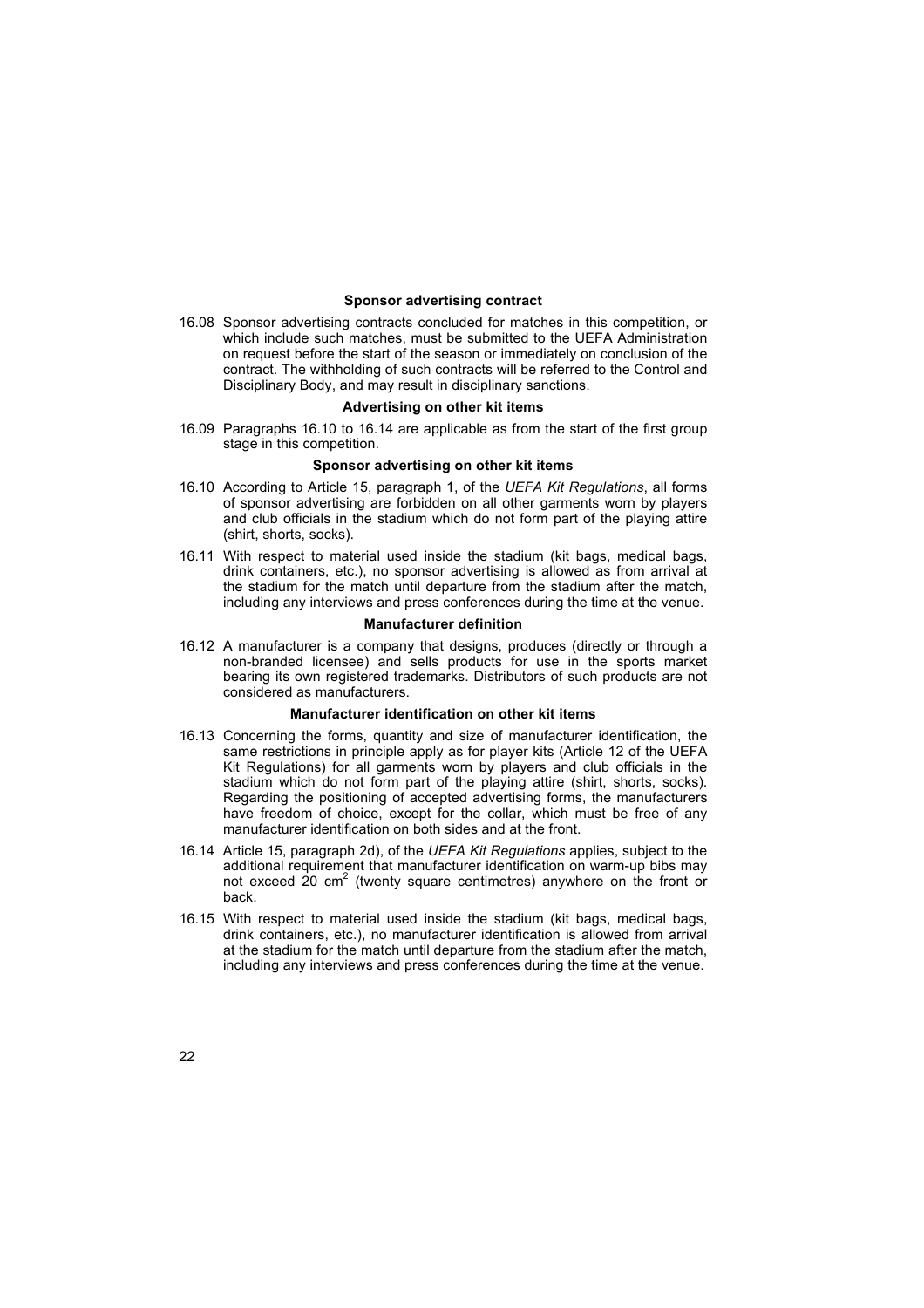### Sponsor advertising contract

16.08 Sponsor advertising contracts concluded for matches in this competition, or which include such matches, must be submitted to the UEFA Administration on request before the start of the season or immediately on conclusion of the contract. The withholding of such contracts will be referred to the Control and Disciplinary Body, and may result in disciplinary sanctions.

### Advertising on other kit items

16.09 Paragraphs 16.10 to 16.14 are applicable as from the start of the first group stage in this competition.

### Sponsor advertising on other kit items

16.10 According to Article 15, paragraph 1, of the *UEFA Kit Regulations*, all forms of sponsor advertising are forbidden on all other garments worn by players and club officials in the stadium which do not form part of the playing attire (shirt, shorts, socks).

16.11 With respect to material used inside the stadium (kit bags, medical bags, drink containers, etc.), no sponsor advertising is allowed as from arrival at the stadium for the match until departure from the stadium after the match, including any interviews and press conferences during the time at the venue.

### Manufacturer definition

16.12 A manufacturer is a company that designs, produces (directly or through a non-branded licensee) and sells products for use in the sports market bearing its own registered trademarks. Distributors of such products are not considered as manufacturers.

### Manufacturer identification on other kit items

16.13 Concerning the forms, quantity and size of manufacturer identification, the same restrictions in principle apply as for player kits (Article 12 of the UEFA Kit Regulations) for all garments worn by players and club officials in the stadium which do not form part of the playing attire (shirt, shorts, socks). Regarding the positioning of accepted advertising forms, the manufacturers have freedom of choice, except for the collar, which must be free of any manufacturer identification on both sides and at the front.

16.14 Article 15, paragraph 2d), of the *UEFA Kit Regulations* applies, subject to the additional requirement that manufacturer identification on warm-up bibs may not exceed 20 $cm^2$ (twenty square centimetres) anywhere on the front or back.

16.15 With respect to material used inside the stadium (kit bags, medical bags, drink containers, etc.), no manufacturer identification is allowed from arrival at the stadium for the match until departure from the stadium after the match, including any interviews and press conferences during the time at the venue.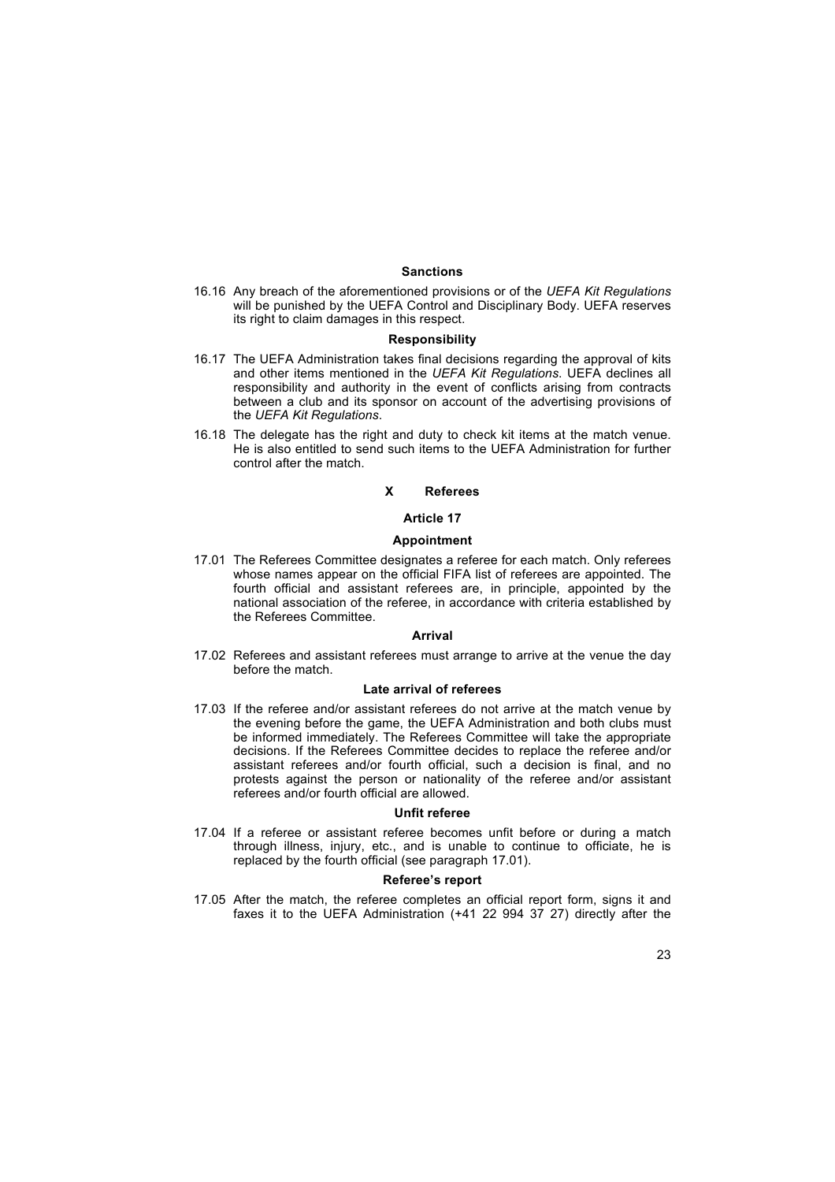#### Sanctions

16.16 Any breach of the aforementioned provisions or of the *UEFA Kit Regulations* will be punished by the UEFA Control and Disciplinary Body. UEFA reserves its right to claim damages in this respect.

#### Responsibility

16.17 The UEFA Administration takes final decisions regarding the approval of kits and other items mentioned in the *UEFA Kit Regulations*. UEFA declines all responsibility and authority in the event of conflicts arising from contracts between a club and its sponsor on account of the advertising provisions of the *UEFA Kit Regulations*.

16.18 The delegate has the right and duty to check kit items at the match venue. He is also entitled to send such items to the UEFA Administration for further control after the match.

## X Referees

### Article 17

#### Appointment

17.01 The Referees Committee designates a referee for each match. Only referees whose names appear on the official FIFA list of referees are appointed. The fourth official and assistant referees are, in principle, appointed by the national association of the referee, in accordance with criteria established by the Referees Committee.

#### Arrival

17.02 Referees and assistant referees must arrange to arrive at the venue the day before the match.

#### Late arrival of referees

17.03 If the referee and/or assistant referees do not arrive at the match venue by the evening before the game, the UEFA Administration and both clubs must be informed immediately. The Referees Committee will take the appropriate decisions. If the Referees Committee decides to replace the referee and/or assistant referees and/or fourth official, such a decision is final, and no protests against the person or nationality of the referee and/or assistant referees and/or fourth official are allowed.

#### Unfit referee

17.04 If a referee or assistant referee becomes unfit before or during a match through illness, injury, etc., and is unable to continue to officiate, he is replaced by the fourth official (see paragraph 17.01).

#### Referee's report

17.05 After the match, the referee completes an official report form, signs it and faxes it to the UEFA Administration (+41 22 994 37 27) directly after the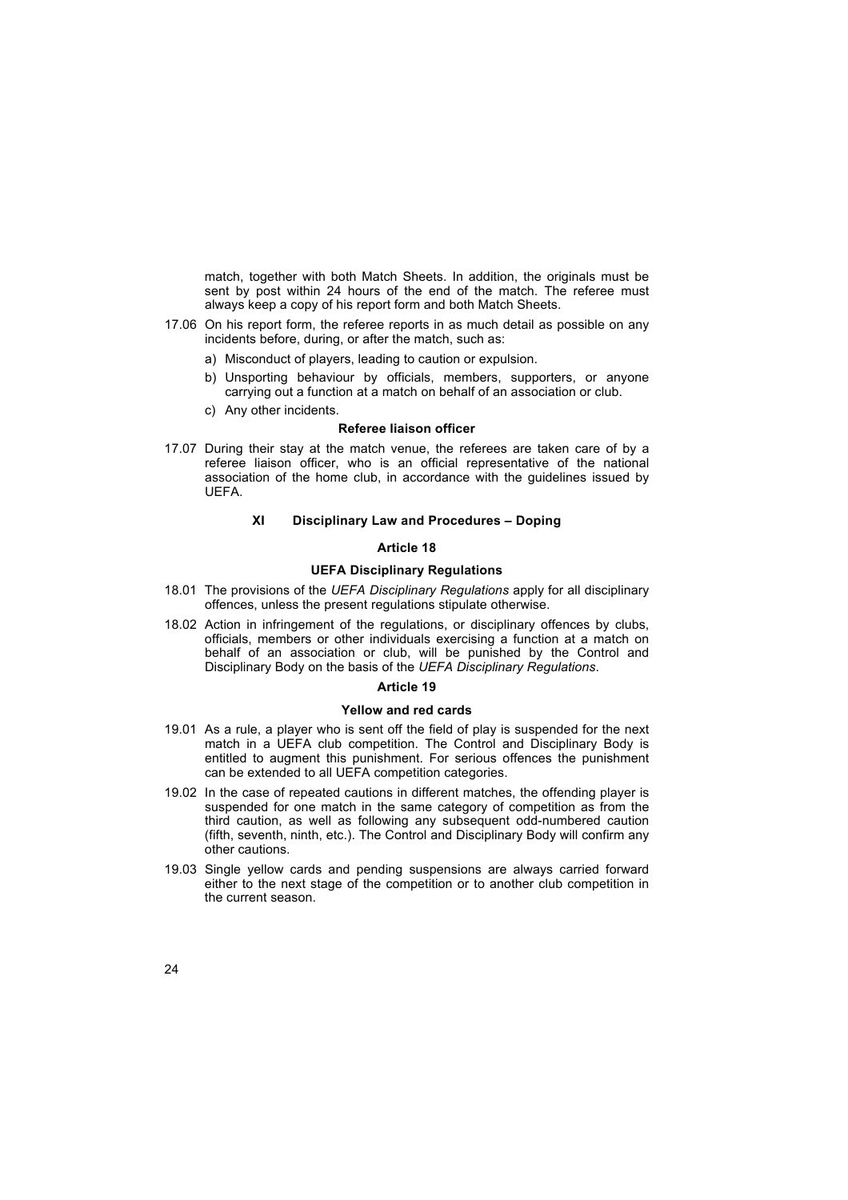match, together with both Match Sheets. In addition, the originals must be sent by post within 24 hours of the end of the match. The referee must always keep a copy of his report form and both Match Sheets.

17.06 On his report form, the referee reports in as much detail as possible on any incidents before, during, or after the match, such as:

a) Misconduct of players, leading to caution or expulsion.

b) Unsporting behaviour by officials, members, supporters, or anyone carrying out a function at a match on behalf of an association or club.

c) Any other incidents.

#### Referee liaison officer

17.07 During their stay at the match venue, the referees are taken care of by a referee liaison officer, who is an official representative of the national association of the home club, in accordance with the guidelines issued by UEFA.

## XI Disciplinary Law and Procedures – Doping

### Article 18

#### UEFA Disciplinary Regulations

18.01 The provisions of the *UEFA Disciplinary Regulations* apply for all disciplinary offences, unless the present regulations stipulate otherwise.

18.02 Action in infringement of the regulations, or disciplinary offences by clubs, officials, members or other individuals exercising a function at a match on behalf of an association or club, will be punished by the Control and Disciplinary Body on the basis of the *UEFA Disciplinary Regulations*.

### Article 19

#### Yellow and red cards

19.01 As a rule, a player who is sent off the field of play is suspended for the next match in a UEFA club competition. The Control and Disciplinary Body is entitled to augment this punishment. For serious offences the punishment can be extended to all UEFA competition categories.

19.02 In the case of repeated cautions in different matches, the offending player is suspended for one match in the same category of competition as from the third caution, as well as following any subsequent odd-numbered caution (fifth, seventh, ninth, etc.). The Control and Disciplinary Body will confirm any other cautions.

19.03 Single yellow cards and pending suspensions are always carried forward either to the next stage of the competition or to another club competition in the current season.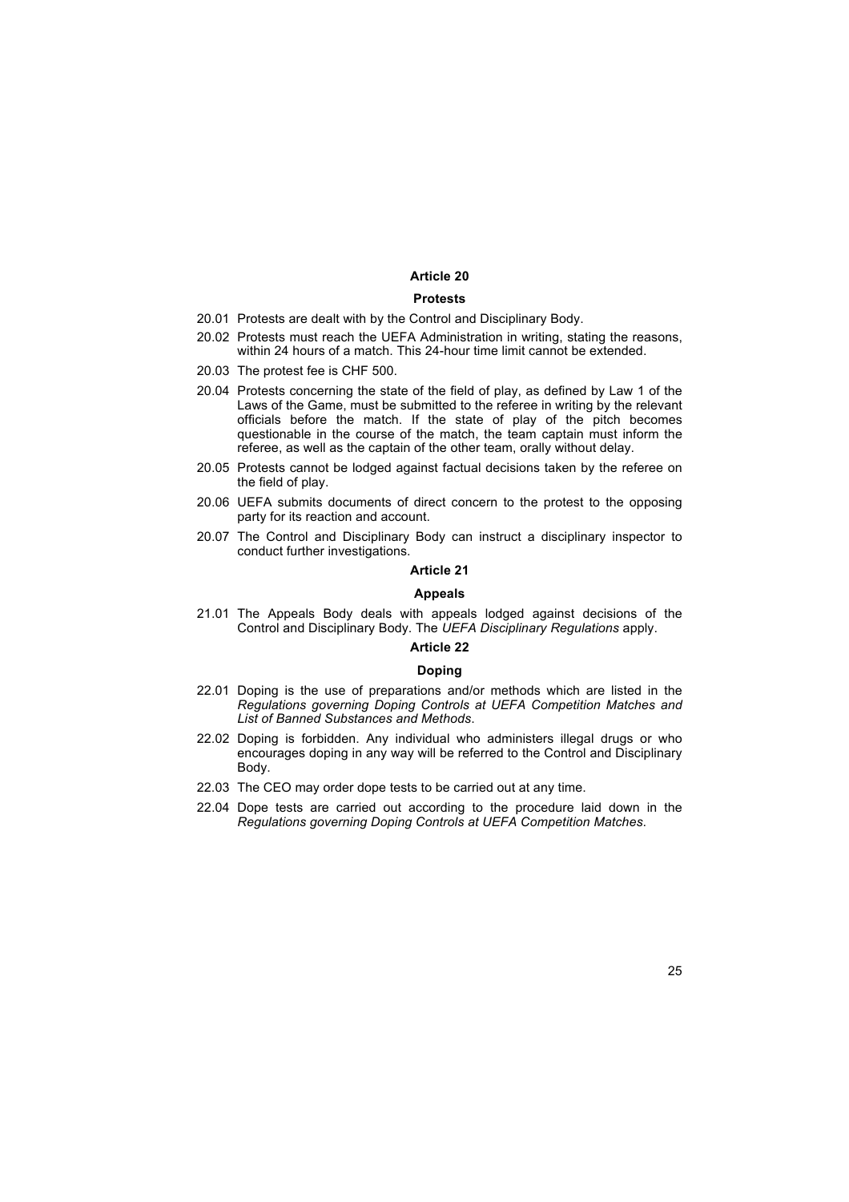## Article 20

### Protests

20.01 Protests are dealt with by the Control and Disciplinary Body.

20.02 Protests must reach the UEFA Administration in writing, stating the reasons, within 24 hours of a match. This 24-hour time limit cannot be extended.

20.03 The protest fee is CHF 500.

20.04 Protests concerning the state of the field of play, as defined by Law 1 of the Laws of the Game, must be submitted to the referee in writing by the relevant officials before the match. If the state of play of the pitch becomes questionable in the course of the match, the team captain must inform the referee, as well as the captain of the other team, orally without delay.

20.05 Protests cannot be lodged against factual decisions taken by the referee on the field of play.

20.06 UEFA submits documents of direct concern to the protest to the opposing party for its reaction and account.

20.07 The Control and Disciplinary Body can instruct a disciplinary inspector to conduct further investigations.

## Article 21

### Appeals

21.01 The Appeals Body deals with appeals lodged against decisions of the Control and Disciplinary Body. The *UEFA Disciplinary Regulations* apply.

## Article 22

### Doping

22.01 Doping is the use of preparations and/or methods which are listed in the *Regulations governing Doping Controls at UEFA Competition Matches and List of Banned Substances and Methods*.

22.02 Doping is forbidden. Any individual who administers illegal drugs or who encourages doping in any way will be referred to the Control and Disciplinary Body.

22.03 The CEO may order dope tests to be carried out at any time.

22.04 Dope tests are carried out according to the procedure laid down in the *Regulations governing Doping Controls at UEFA Competition Matches*.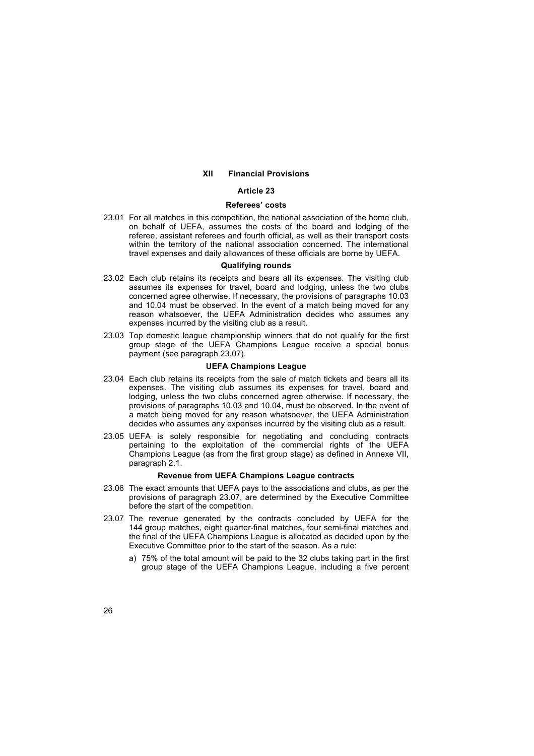## XII Financial Provisions

### Article 23

#### Referees' costs

23.01 For all matches in this competition, the national association of the home club, on behalf of UEFA, assumes the costs of the board and lodging of the referee, assistant referees and fourth official, as well as their transport costs within the territory of the national association concerned. The international travel expenses and daily allowances of these officials are borne by UEFA.

#### Qualifying rounds

23.02 Each club retains its receipts and bears all its expenses. The visiting club assumes its expenses for travel, board and lodging, unless the two clubs concerned agree otherwise. If necessary, the provisions of paragraphs 10.03 and 10.04 must be observed. In the event of a match being moved for any reason whatsoever, the UEFA Administration decides who assumes any expenses incurred by the visiting club as a result.

23.03 Top domestic league championship winners that do not qualify for the first group stage of the UEFA Champions League receive a special bonus payment (see paragraph 23.07).

#### UEFA Champions League

23.04 Each club retains its receipts from the sale of match tickets and bears all its expenses. The visiting club assumes its expenses for travel, board and lodging, unless the two clubs concerned agree otherwise. If necessary, the provisions of paragraphs 10.03 and 10.04, must be observed. In the event of a match being moved for any reason whatsoever, the UEFA Administration decides who assumes any expenses incurred by the visiting club as a result.

23.05 UEFA is solely responsible for negotiating and concluding contracts pertaining to the exploitation of the commercial rights of the UEFA Champions League (as from the first group stage) as defined in Annexe VII, paragraph 2.1.

#### Revenue from UEFA Champions League contracts

23.06 The exact amounts that UEFA pays to the associations and clubs, as per the provisions of paragraph 23.07, are determined by the Executive Committee before the start of the competition.

23.07 The revenue generated by the contracts concluded by UEFA for the 144 group matches, eight quarter-final matches, four semi-final matches and the final of the UEFA Champions League is allocated as decided upon by the Executive Committee prior to the start of the season. As a rule:

a) 75% of the total amount will be paid to the 32 clubs taking part in the first group stage of the UEFA Champions League, including a five percent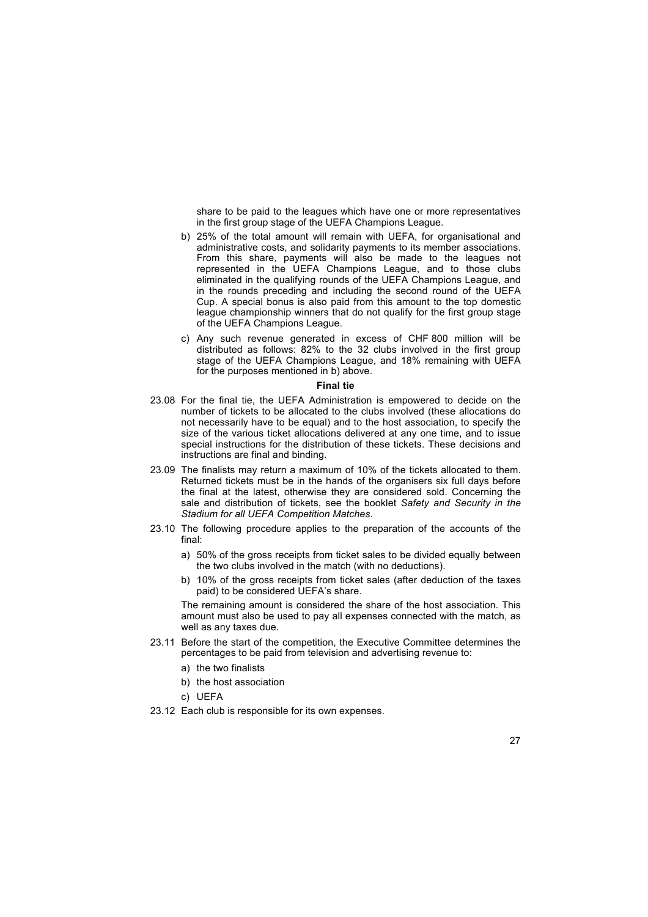share to be paid to the leagues which have one or more representatives in the first group stage of the UEFA Champions League.

b) 25% of the total amount will remain with UEFA, for organisational and administrative costs, and solidarity payments to its member associations. From this share, payments will also be made to the leagues not represented in the UEFA Champions League, and to those clubs eliminated in the qualifying rounds of the UEFA Champions League, and in the rounds preceding and including the second round of the UEFA Cup. A special bonus is also paid from this amount to the top domestic league championship winners that do not qualify for the first group stage of the UEFA Champions League.

c) Any such revenue generated in excess of CHF 800 million will be distributed as follows: 82% to the 32 clubs involved in the first group stage of the UEFA Champions League, and 18% remaining with UEFA for the purposes mentioned in b) above.

**Final tie**

23.08 For the final tie, the UEFA Administration is empowered to decide on the number of tickets to be allocated to the clubs involved (these allocations do not necessarily have to be equal) and to the host association, to specify the size of the various ticket allocations delivered at any one time, and to issue special instructions for the distribution of these tickets. These decisions and instructions are final and binding.

23.09 The finalists may return a maximum of 10% of the tickets allocated to them. Returned tickets must be in the hands of the organisers six full days before the final at the latest, otherwise they are considered sold. Concerning the sale and distribution of tickets, see the booklet *Safety and Security in the Stadium for all UEFA Competition Matches*.

23.10 The following procedure applies to the preparation of the accounts of the final:

a) 50% of the gross receipts from ticket sales to be divided equally between the two clubs involved in the match (with no deductions).

b) 10% of the gross receipts from ticket sales (after deduction of the taxes paid) to be considered UEFA's share.

The remaining amount is considered the share of the host association. This amount must also be used to pay all expenses connected with the match, as well as any taxes due.

23.11 Before the start of the competition, the Executive Committee determines the percentages to be paid from television and advertising revenue to:

a) the two finalists

b) the host association

c) UEFA

23.12 Each club is responsible for its own expenses.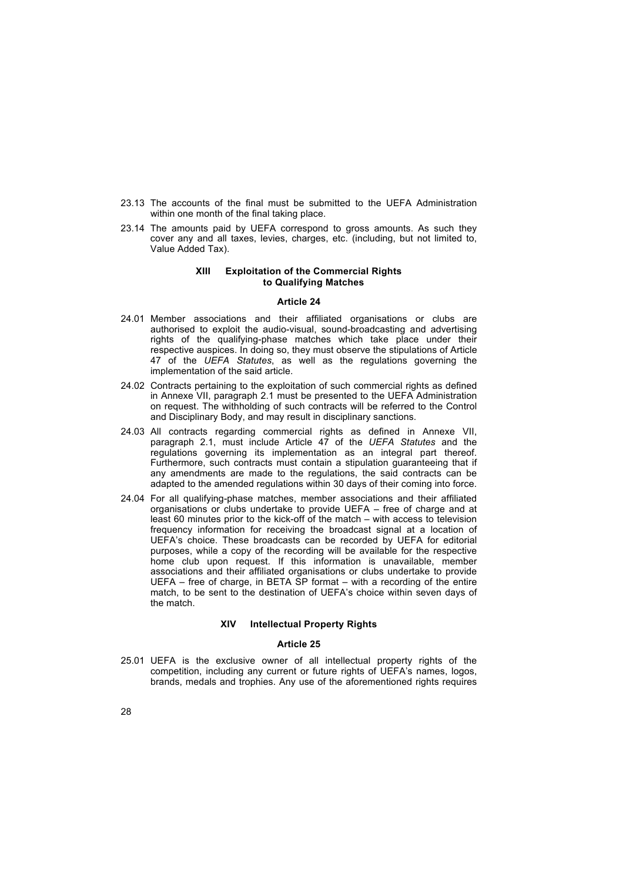23.13 The accounts of the final must be submitted to the UEFA Administration within one month of the final taking place.

23.14 The amounts paid by UEFA correspond to gross amounts. As such they cover any and all taxes, levies, charges, etc. (including, but not limited to, Value Added Tax).

## XIII Exploitation of the Commercial Rights to Qualifying Matches

### Article 24

24.01 Member associations and their affiliated organisations or clubs are authorised to exploit the audio-visual, sound-broadcasting and advertising rights of the qualifying-phase matches which take place under their respective auspices. In doing so, they must observe the stipulations of Article 47 of the *UEFA Statutes*, as well as the regulations governing the implementation of the said article.

24.02 Contracts pertaining to the exploitation of such commercial rights as defined in Annexe VII, paragraph 2.1 must be presented to the UEFA Administration on request. The withholding of such contracts will be referred to the Control and Disciplinary Body, and may result in disciplinary sanctions.

24.03 All contracts regarding commercial rights as defined in Annexe VII, paragraph 2.1, must include Article 47 of the *UEFA Statutes* and the regulations governing its implementation as an integral part thereof. Furthermore, such contracts must contain a stipulation guaranteeing that if any amendments are made to the regulations, the said contracts can be adapted to the amended regulations within 30 days of their coming into force.

24.04 For all qualifying-phase matches, member associations and their affiliated organisations or clubs undertake to provide UEFA – free of charge and at least 60 minutes prior to the kick-off of the match – with access to television frequency information for receiving the broadcast signal at a location of UEFA's choice. These broadcasts can be recorded by UEFA for editorial purposes, while a copy of the recording will be available for the respective home club upon request. If this information is unavailable, member associations and their affiliated organisations or clubs undertake to provide UEFA – free of charge, in BETA SP format – with a recording of the entire match, to be sent to the destination of UEFA's choice within seven days of the match.

## XIV Intellectual Property Rights

### Article 25

25.01 UEFA is the exclusive owner of all intellectual property rights of the competition, including any current or future rights of UEFA's names, logos, brands, medals and trophies. Any use of the aforementioned rights requires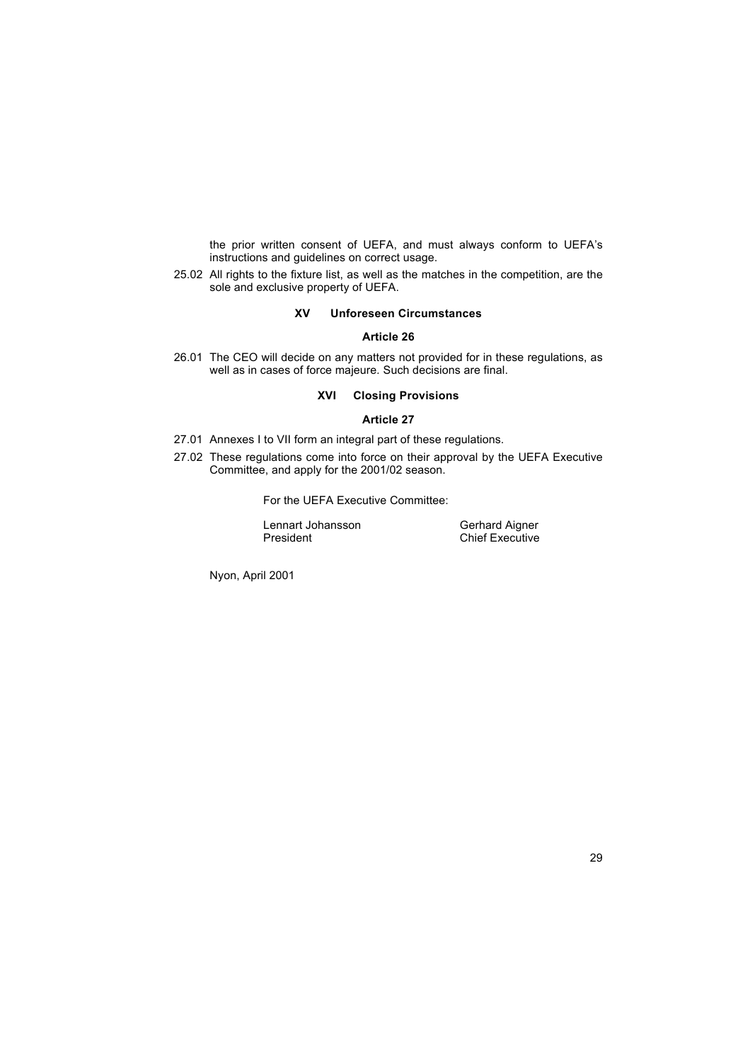the prior written consent of UEFA, and must always conform to UEFA's instructions and guidelines on correct usage.

25.02 All rights to the fixture list, as well as the matches in the competition, are the sole and exclusive property of UEFA.

## XV Unforeseen Circumstances

### Article 26

26.01 The CEO will decide on any matters not provided for in these regulations, as well as in cases of force majeure. Such decisions are final.

## XVI Closing Provisions

### Article 27

27.01 Annexes I to VII form an integral part of these regulations.

27.02 These regulations come into force on their approval by the UEFA Executive Committee, and apply for the 2001/02 season.

For the UEFA Executive Committee:

| Lennart Johansson | Gerhard Aigner |
| --- | --- |
| President | Chief Executive |

Nyon, April 2001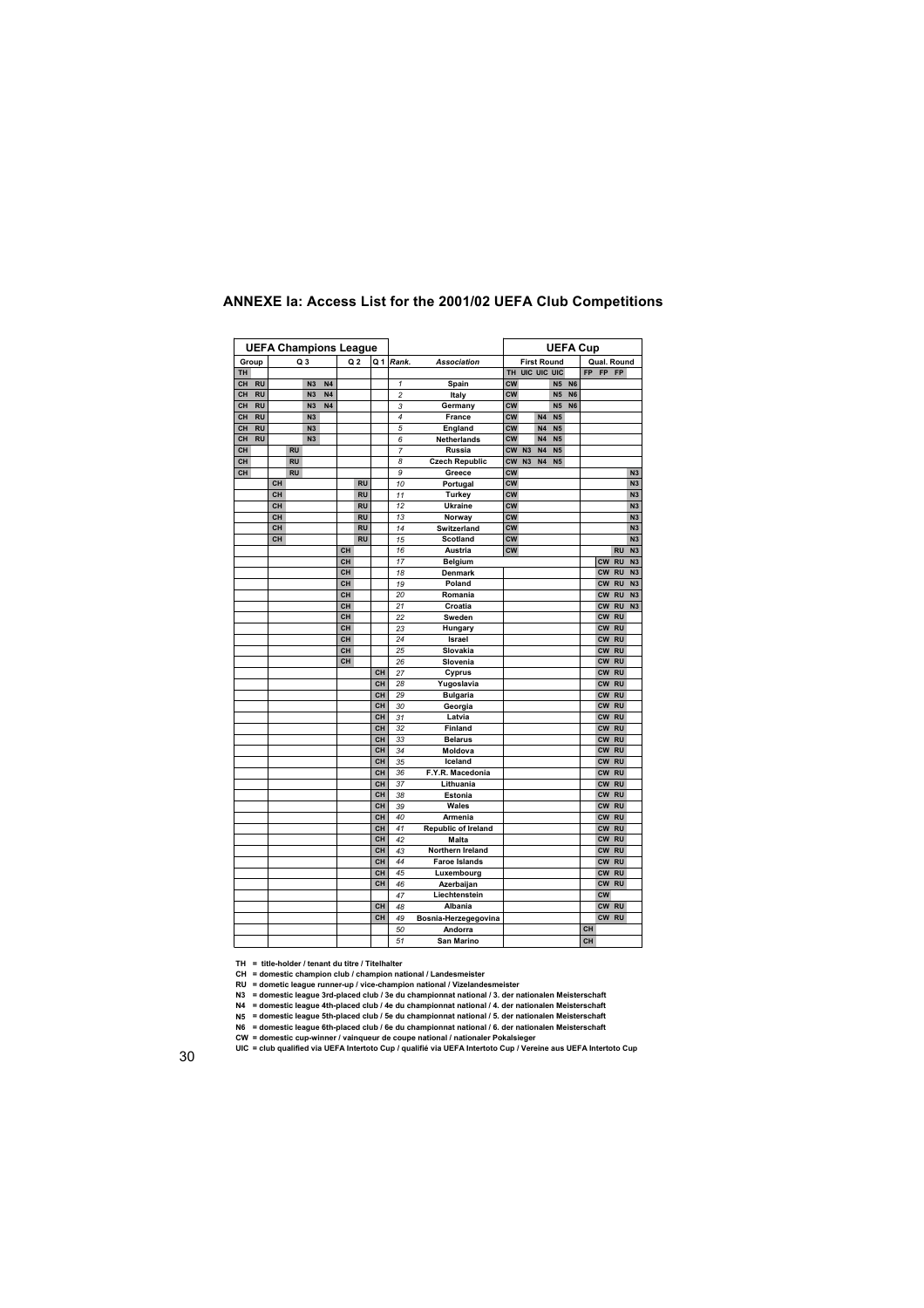## ANNEXE Ia: Access List for the 2001/02 UEFA Club Competitions

| UEFA Champions League | | | | | | | | | | | UEFA Cup | | | | | | | | |
|---|---|---|---|---|---|---|---|---|---|---|---|---|---|---|---|---|---|---|---|
| Group | | Q 3 | | | | Q 2 | | Q 1 | Rank. | Association | First Round | | | | | Qual. Round | | | |
| TH | | | | | | | | | | | TH | UIC | UIC | UIC | | FP | FP | FP | |
| CH | RU | | | N3 | N4 | | | | 1 | Spain | CW | | | N5 | N6 | | | | |
| CH | RU | | | N3 | N4 | | | | 2 | Italy | CW | | | N5 | N6 | | | | |
| CH | RU | | | N3 | N4 | | | | 3 | Germany | CW | | | N5 | N6 | | | | |
| CH | RU | | | N3 | | | | | 4 | France | CW | | N4 | N5 | | | | | |
| CH | RU | | | N3 | | | | | 5 | England | CW | | N4 | N5 | | | | | |
| CH | RU | | | N3 | | | | | 6 | Netherlands | CW | | N4 | N5 | | | | | |
| CH | | | RU | | | | | | 7 | Russia | CW | N3 | N4 | N5 | | | | | |
| CH | | | RU | | | | | | 8 | Czech Republic | CW | N3 | N4 | N5 | | | | | |
| CH | | | RU | | | | | | 9 | Greece | CW | | | | | | | | N3 |
| | | CH | | | | | RU | | 10 | Portugal | CW | | | | | | | | N3 |
| | | CH | | | | | RU | | 11 | Turkey | CW | | | | | | | | N3 |
| | | CH | | | | | RU | | 12 | Ukraine | CW | | | | | | | | N3 |
| | | CH | | | | | RU | | 13 | Norway | CW | | | | | | | | N3 |
| | | CH | | | | | RU | | 14 | Switzerland | CW | | | | | | | | N3 |
| | | CH | | | | | RU | | 15 | Scotland | CW | | | | | | | | N3 |
| | | | | | | CH | | | 16 | Austria | CW | | | | | | | RU | N3 |
| | | | | | | CH | | | 17 | Belgium | | | | | | | CW | RU | N3 |
| | | | | | | CH | | | 18 | Denmark | | | | | | | CW | RU | N3 |
| | | | | | | CH | | | 19 | Poland | | | | | | | CW | RU | N3 |
| | | | | | | CH | | | 20 | Romania | | | | | | | CW | RU | N3 |
| | | | | | | CH | | | 21 | Croatia | | | | | | | CW | RU | N3 |
| | | | | | | CH | | | 22 | Sweden | | | | | | | CW | RU | |
| | | | | | | CH | | | 23 | Hungary | | | | | | | CW | RU | |
| | | | | | | CH | | | 24 | Israel | | | | | | | CW | RU | |
| | | | | | | CH | | | 25 | Slovakia | | | | | | | CW | RU | |
| | | | | | | CH | | | 26 | Slovenia | | | | | | | CW | RU | |
| | | | | | | | | CH | 27 | Cyprus | | | | | | | CW | RU | |
| | | | | | | | | CH | 28 | Yugoslavia | | | | | | | CW | RU | |
| | | | | | | | | CH | 29 | Bulgaria | | | | | | | CW | RU | |
| | | | | | | | | CH | 30 | Georgia | | | | | | | CW | RU | |
| | | | | | | | | CH | 31 | Latvia | | | | | | | CW | RU | |
| | | | | | | | | CH | 32 | Finland | | | | | | | CW | RU | |
| | | | | | | | | CH | 33 | Belarus | | | | | | | CW | RU | |
| | | | | | | | | CH | 34 | Moldova | | | | | | | CW | RU | |
| | | | | | | | | CH | 35 | Iceland | | | | | | | CW | RU | |
| | | | | | | | | CH | 36 | F.Y.R. Macedonia | | | | | | | CW | RU | |
| | | | | | | | | CH | 37 | Lithuania | | | | | | | CW | RU | |
| | | | | | | | | CH | 38 | Estonia | | | | | | | CW | RU | |
| | | | | | | | | CH | 39 | Wales | | | | | | | CW | RU | |
| | | | | | | | | CH | 40 | Armenia | | | | | | | CW | RU | |
| | | | | | | | | CH | 41 | Republic of Ireland | | | | | | | CW | RU | |
| | | | | | | | | CH | 42 | Malta | | | | | | | CW | RU | |
| | | | | | | | | CH | 43 | Northern Ireland | | | | | | | CW | RU | |
| | | | | | | | | CH | 44 | Faroe Islands | | | | | | | CW | RU | |
| | | | | | | | | CH | 45 | Luxembourg | | | | | | | CW | RU | |
| | | | | | | | | CH | 46 | Azerbaijan | | | | | | | CW | RU | |
| | | | | | | | | | 47 | Liechtenstein | | | | | | | CW | | |
| | | | | | | | | CH | 48 | Albania | | | | | | | CW | RU | |
| | | | | | | | | CH | 49 | Bosnia-Herzegegovina | | | | | | | CW | RU | |
| | | | | | | | | | 50 | Andorra | | | | | | CH | | | |
| | | | | | | | | | 51 | San Marino | | | | | | CH | | | |

**TH = title-holder / tenant du titre / Titelhalter**
**CH = domestic champion club / champion national / Landesmeister**
**RU = dometic league runner-up / vice-champion national / Vizelandesmeister**
**N3 = domestic league 3rd-placed club / 3e du championnat national / 3. der nationalen Meisterschaft**
**N4 = domestic league 4th-placed club / 4e du championnat national / 4. der nationalen Meisterschaft**
**N5 = domestic league 5th-placed club / 5e du championnat national / 5. der nationalen Meisterschaft**
**N6 = domestic league 6th-placed club / 6e du championnat national / 6. der nationalen Meisterschaft**
**CW = domestic cup-winner / vainqueur de coupe national / nationaler Pokalsieger**
**UIC = club qualified via UEFA Intertoto Cup / qualifié via UEFA Intertoto Cup / Vereine aus UEFA Intertoto Cup**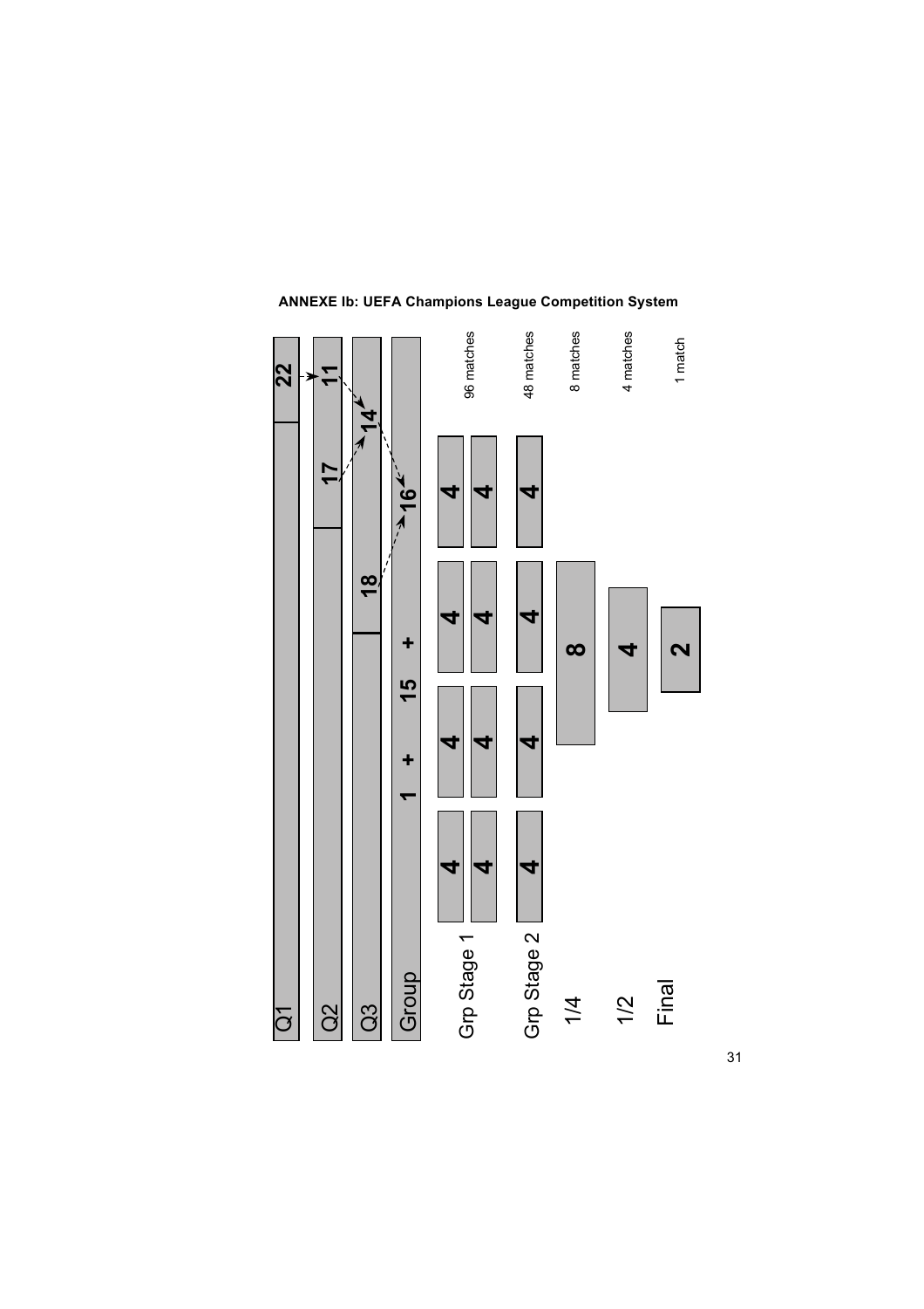**ANNEXE Ib: UEFA Champions League Competition System**

| Stage | Teams / Groups | Matches |
|---|---|---|
| Q1 | 22 | |
| Q2 | 17 + 11 | |
| Q3 | 18 + 14 | |
| Group | 1 + 15 + 16 | |
| Grp Stage 1 | 4 4 4 4 / 4 4 4 4 | 96 matches |
| Grp Stage 2 | 4 4 4 4 | 48 matches |
| 1/4 | 8 | 8 matches |
| 1/2 | 4 | 4 matches |
| Final | 2 | 1 match |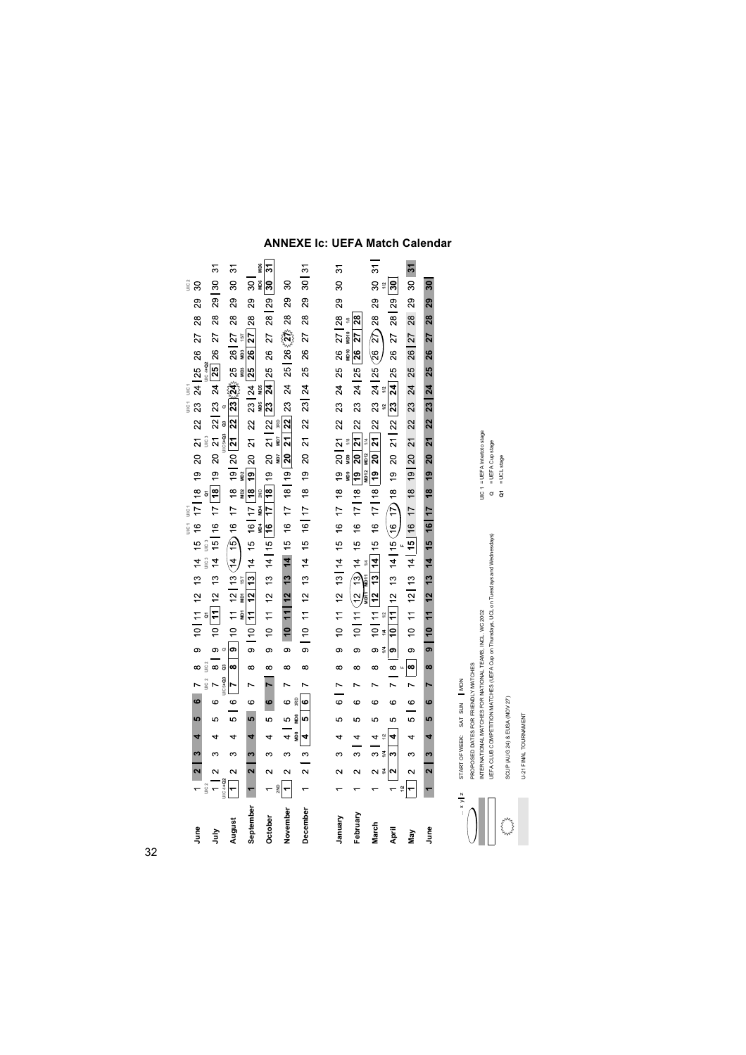## ANNEXE Ic: UEFA Match Calendar

| Month | Days |
|---|---|
| June | 1 2 3 4 5 6 7 8 9 10 11 12 13 14 15 16 17 18 19 20 21 22 23 24 25 26 27 28 29 30 |
| July | 1 2 3 4 5 6 7 8 9 10 11 12 13 14 15 16 17 18 19 20 21 22 23 24 25 26 27 28 29 30 31 |
| August | 1 2 3 4 5 6 7 8 9 10 11 12 13 14 15 16 17 18 19 20 21 22 23 24 25 26 27 28 29 30 31 |
| September | 1 2 3 4 5 6 7 8 9 10 11 12 13 14 15 16 17 18 19 20 21 22 23 24 25 26 27 28 29 30 |
| October | 1 2 3 4 5 6 7 8 9 10 11 12 13 14 15 16 17 18 19 20 21 22 23 24 25 26 27 28 29 30 31 |
| November | 1 2 3 4 5 6 7 8 9 10 11 12 13 14 15 16 17 18 19 20 21 22 23 24 25 26 27 28 29 30 |
| December | 1 2 3 4 5 6 7 8 9 10 11 12 13 14 15 16 17 18 19 20 21 22 23 24 25 26 27 28 29 30 31 |
| January | 1 2 3 4 5 6 7 8 9 10 11 12 13 14 15 16 17 18 19 20 21 22 23 24 25 26 27 28 29 30 31 |
| February | 1 2 3 4 5 6 7 8 9 10 11 12 13 14 15 16 17 18 19 20 21 22 23 24 25 26 27 28 |
| March | 1 2 3 4 5 6 7 8 9 10 11 12 13 14 15 16 17 18 19 20 21 22 23 24 25 26 27 28 29 30 31 |
| April | 1 2 3 4 5 6 7 8 9 10 11 12 13 14 15 16 17 18 19 20 21 22 23 24 25 26 27 28 29 30 |
| May | 1 2 3 4 5 6 7 8 9 10 11 12 13 14 15 16 17 18 19 20 21 22 23 24 25 26 27 28 29 30 31 |
| June | 1 2 3 4 5 6 7 8 9 10 11 12 13 14 15 16 17 18 19 20 21 22 23 24 25 26 27 28 29 30 |

Match annotations shown on the calendar: UIC 1, UIC 2, UIC 3, UIC 4+Q2, UIC 5+Q3, Q1, Q2, Q3, Q, MD1–MD12, 1ST, 2ND, 3RD, 1/8, 1/4, 1/2, F.

x y | z — START OF WEEK: SAT SUN | MON

PROPOSED DATES FOR FRIENDLY MATCHES

INTERNATIONAL MATCHES FOR NATIONAL TEAMS, INCL. WC 2002

UEFA CLUB COMPETITION MATCHES (UEFA Cup on Thursdays, UCL on Tuesdays and Wednesdays)

SCUP (AUG 24) & EUSA (NOV 27)

U-21 FINAL TOURNAMENT

UIC 1 = UEFA Intertoto stage

Q = UEFA Cup stage

Q1 = UCL stage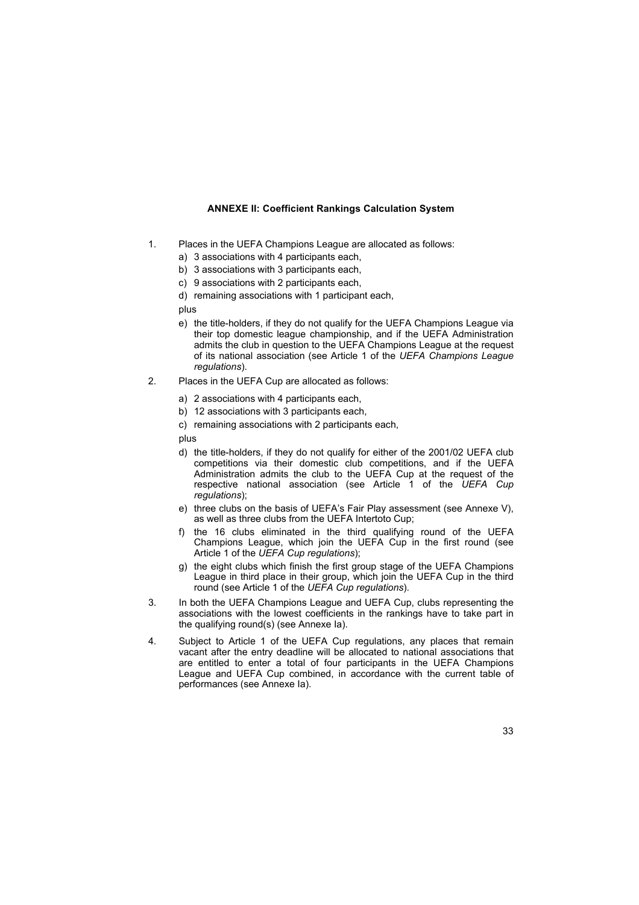## ANNEXE II: Coefficient Rankings Calculation System

1. Places in the UEFA Champions League are allocated as follows:
   a) 3 associations with 4 participants each,
   b) 3 associations with 3 participants each,
   c) 9 associations with 2 participants each,
   d) remaining associations with 1 participant each,

   plus

   e) the title-holders, if they do not qualify for the UEFA Champions League via their top domestic league championship, and if the UEFA Administration admits the club in question to the UEFA Champions League at the request of its national association (see Article 1 of the *UEFA Champions League regulations*).

2. Places in the UEFA Cup are allocated as follows:
   a) 2 associations with 4 participants each,
   b) 12 associations with 3 participants each,
   c) remaining associations with 2 participants each,

   plus

   d) the title-holders, if they do not qualify for either of the 2001/02 UEFA club competitions via their domestic club competitions, and if the UEFA Administration admits the club to the UEFA Cup at the request of the respective national association (see Article 1 of the *UEFA Cup regulations*);
   e) three clubs on the basis of UEFA's Fair Play assessment (see Annexe V), as well as three clubs from the UEFA Intertoto Cup;
   f) the 16 clubs eliminated in the third qualifying round of the UEFA Champions League, which join the UEFA Cup in the first round (see Article 1 of the *UEFA Cup regulations*);
   g) the eight clubs which finish the first group stage of the UEFA Champions League in third place in their group, which join the UEFA Cup in the third round (see Article 1 of the *UEFA Cup regulations*).

3. In both the UEFA Champions League and UEFA Cup, clubs representing the associations with the lowest coefficients in the rankings have to take part in the qualifying round(s) (see Annexe Ia).

4. Subject to Article 1 of the UEFA Cup regulations, any places that remain vacant after the entry deadline will be allocated to national associations that are entitled to enter a total of four participants in the UEFA Champions League and UEFA Cup combined, in accordance with the current table of performances (see Annexe Ia).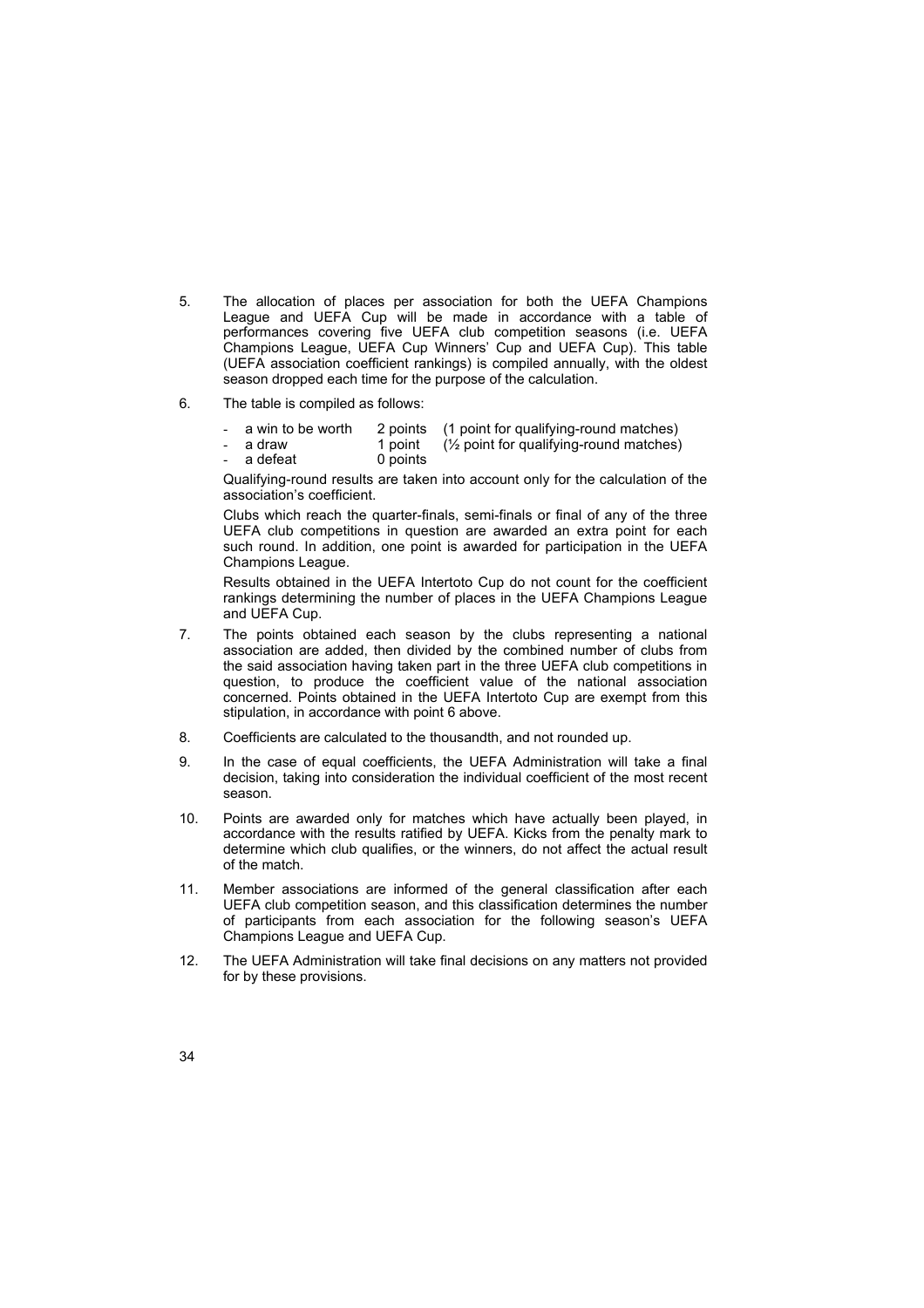5. The allocation of places per association for both the UEFA Champions League and UEFA Cup will be made in accordance with a table of performances covering five UEFA club competition seasons (i.e. UEFA Champions League, UEFA Cup Winners' Cup and UEFA Cup). This table (UEFA association coefficient rankings) is compiled annually, with the oldest season dropped each time for the purpose of the calculation.

6. The table is compiled as follows:

   - a win to be worth 2 points (1 point for qualifying-round matches)
   - a draw 1 point (½ point for qualifying-round matches)
   - a defeat 0 points

   Qualifying-round results are taken into account only for the calculation of the association's coefficient.

   Clubs which reach the quarter-finals, semi-finals or final of any of the three UEFA club competitions in question are awarded an extra point for each such round. In addition, one point is awarded for participation in the UEFA Champions League.

   Results obtained in the UEFA Intertoto Cup do not count for the coefficient rankings determining the number of places in the UEFA Champions League and UEFA Cup.

7. The points obtained each season by the clubs representing a national association are added, then divided by the combined number of clubs from the said association having taken part in the three UEFA club competitions in question, to produce the coefficient value of the national association concerned. Points obtained in the UEFA Intertoto Cup are exempt from this stipulation, in accordance with point 6 above.

8. Coefficients are calculated to the thousandth, and not rounded up.

9. In the case of equal coefficients, the UEFA Administration will take a final decision, taking into consideration the individual coefficient of the most recent season.

10. Points are awarded only for matches which have actually been played, in accordance with the results ratified by UEFA. Kicks from the penalty mark to determine which club qualifies, or the winners, do not affect the actual result of the match.

11. Member associations are informed of the general classification after each UEFA club competition season, and this classification determines the number of participants from each association for the following season's UEFA Champions League and UEFA Cup.

12. The UEFA Administration will take final decisions on any matters not provided for by these provisions.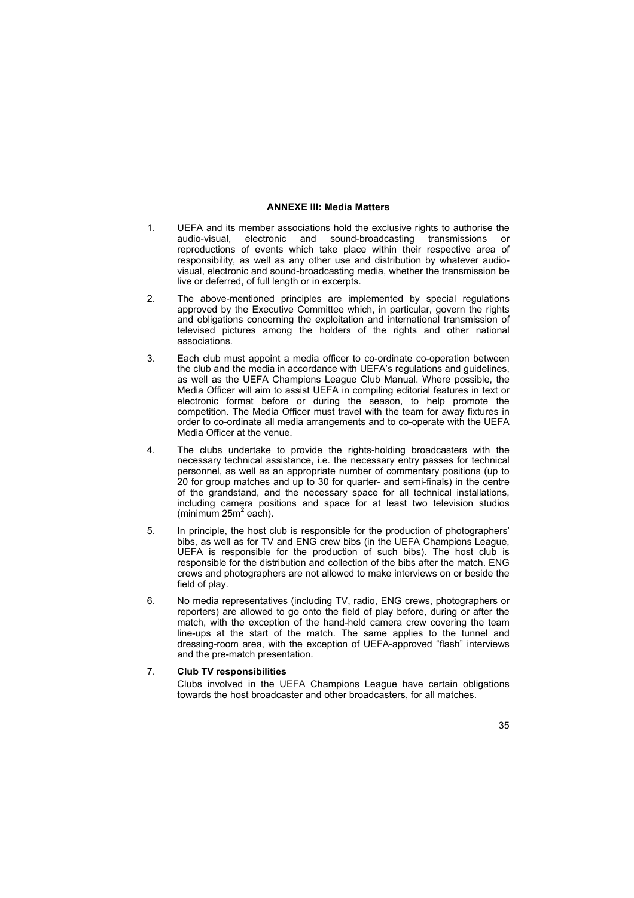## ANNEXE III: Media Matters

1. UEFA and its member associations hold the exclusive rights to authorise the audio-visual, electronic and sound-broadcasting transmissions or reproductions of events which take place within their respective area of responsibility, as well as any other use and distribution by whatever audio-visual, electronic and sound-broadcasting media, whether the transmission be live or deferred, of full length or in excerpts.

2. The above-mentioned principles are implemented by special regulations approved by the Executive Committee which, in particular, govern the rights and obligations concerning the exploitation and international transmission of televised pictures among the holders of the rights and other national associations.

3. Each club must appoint a media officer to co-ordinate co-operation between the club and the media in accordance with UEFA's regulations and guidelines, as well as the UEFA Champions League Club Manual. Where possible, the Media Officer will aim to assist UEFA in compiling editorial features in text or electronic format before or during the season, to help promote the competition. The Media Officer must travel with the team for away fixtures in order to co-ordinate all media arrangements and to co-operate with the UEFA Media Officer at the venue.

4. The clubs undertake to provide the rights-holding broadcasters with the necessary technical assistance, i.e. the necessary entry passes for technical personnel, as well as an appropriate number of commentary positions (up to 20 for group matches and up to 30 for quarter- and semi-finals) in the centre of the grandstand, and the necessary space for all technical installations, including camera positions and space for at least two television studios (minimum $25m^2$ each).

5. In principle, the host club is responsible for the production of photographers' bibs, as well as for TV and ENG crew bibs (in the UEFA Champions League, UEFA is responsible for the production of such bibs). The host club is responsible for the distribution and collection of the bibs after the match. ENG crews and photographers are not allowed to make interviews on or beside the field of play.

6. No media representatives (including TV, radio, ENG crews, photographers or reporters) are allowed to go onto the field of play before, during or after the match, with the exception of the hand-held camera crew covering the team line-ups at the start of the match. The same applies to the tunnel and dressing-room area, with the exception of UEFA-approved "flash" interviews and the pre-match presentation.

7. **Club TV responsibilities**

   Clubs involved in the UEFA Champions League have certain obligations towards the host broadcaster and other broadcasters, for all matches.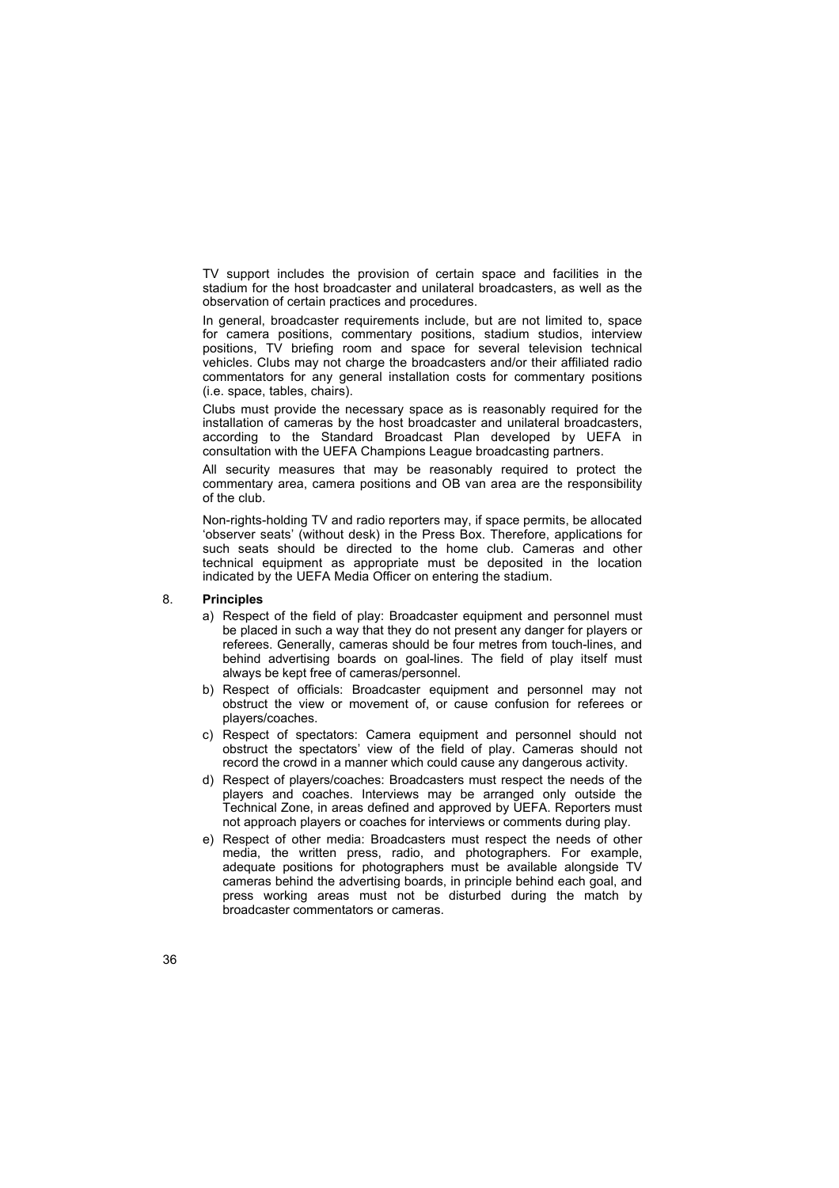TV support includes the provision of certain space and facilities in the stadium for the host broadcaster and unilateral broadcasters, as well as the observation of certain practices and procedures.

In general, broadcaster requirements include, but are not limited to, space for camera positions, commentary positions, stadium studios, interview positions, TV briefing room and space for several television technical vehicles. Clubs may not charge the broadcasters and/or their affiliated radio commentators for any general installation costs for commentary positions (i.e. space, tables, chairs).

Clubs must provide the necessary space as is reasonably required for the installation of cameras by the host broadcaster and unilateral broadcasters, according to the Standard Broadcast Plan developed by UEFA in consultation with the UEFA Champions League broadcasting partners.

All security measures that may be reasonably required to protect the commentary area, camera positions and OB van area are the responsibility of the club.

Non-rights-holding TV and radio reporters may, if space permits, be allocated 'observer seats' (without desk) in the Press Box. Therefore, applications for such seats should be directed to the home club. Cameras and other technical equipment as appropriate must be deposited in the location indicated by the UEFA Media Officer on entering the stadium.

8. **Principles**

a) Respect of the field of play: Broadcaster equipment and personnel must be placed in such a way that they do not present any danger for players or referees. Generally, cameras should be four metres from touch-lines, and behind advertising boards on goal-lines. The field of play itself must always be kept free of cameras/personnel.

b) Respect of officials: Broadcaster equipment and personnel may not obstruct the view or movement of, or cause confusion for referees or players/coaches.

c) Respect of spectators: Camera equipment and personnel should not obstruct the spectators' view of the field of play. Cameras should not record the crowd in a manner which could cause any dangerous activity.

d) Respect of players/coaches: Broadcasters must respect the needs of the players and coaches. Interviews may be arranged only outside the Technical Zone, in areas defined and approved by UEFA. Reporters must not approach players or coaches for interviews or comments during play.

e) Respect of other media: Broadcasters must respect the needs of other media, the written press, radio, and photographers. For example, adequate positions for photographers must be available alongside TV cameras behind the advertising boards, in principle behind each goal, and press working areas must not be disturbed during the match by broadcaster commentators or cameras.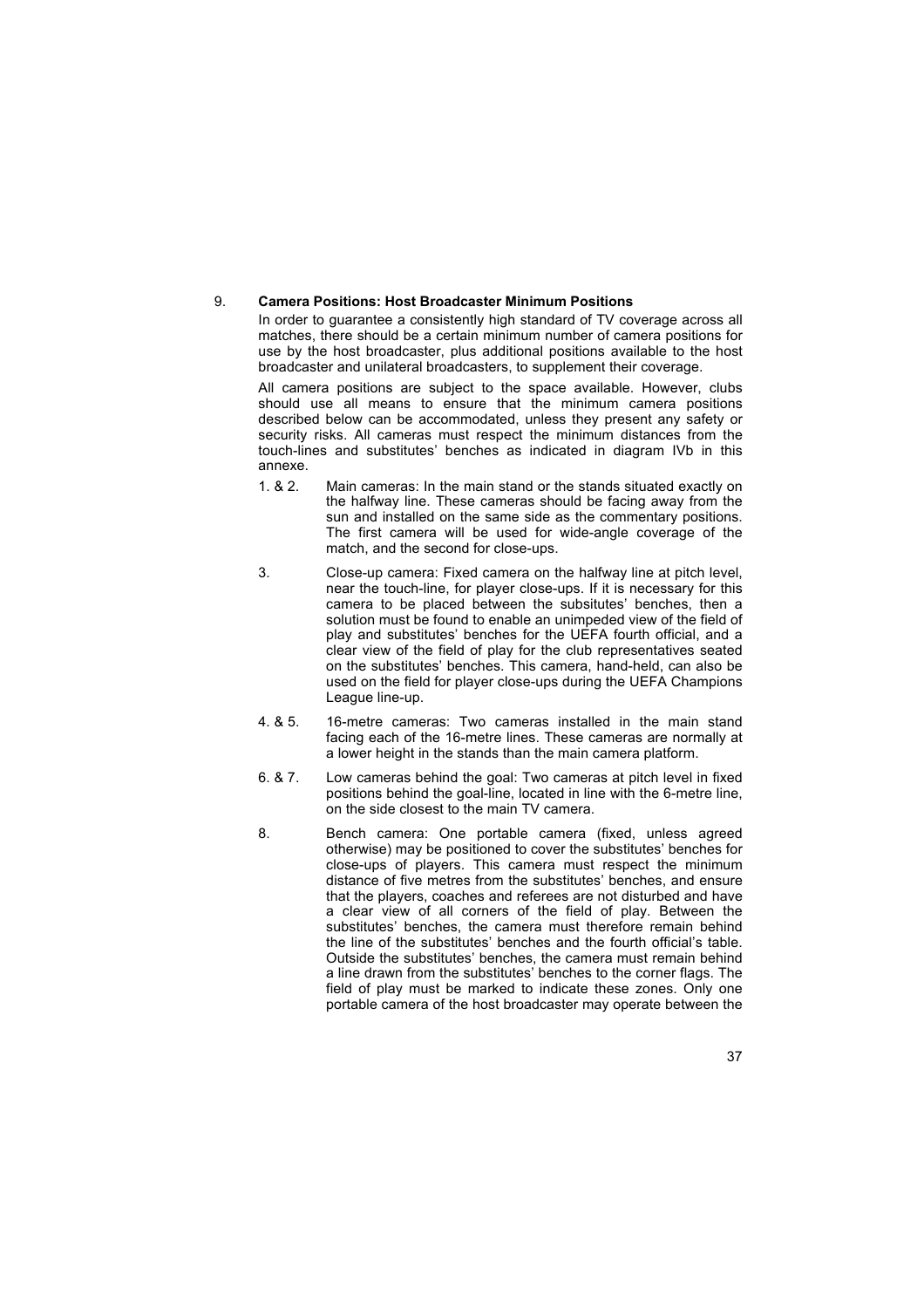## 9. Camera Positions: Host Broadcaster Minimum Positions

In order to guarantee a consistently high standard of TV coverage across all matches, there should be a certain minimum number of camera positions for use by the host broadcaster, plus additional positions available to the host broadcaster and unilateral broadcasters, to supplement their coverage.

All camera positions are subject to the space available. However, clubs should use all means to ensure that the minimum camera positions described below can be accommodated, unless they present any safety or security risks. All cameras must respect the minimum distances from the touch-lines and substitutes' benches as indicated in diagram IVb in this annexe.

1. & 2. Main cameras: In the main stand or the stands situated exactly on the halfway line. These cameras should be facing away from the sun and installed on the same side as the commentary positions. The first camera will be used for wide-angle coverage of the match, and the second for close-ups.

3. Close-up camera: Fixed camera on the halfway line at pitch level, near the touch-line, for player close-ups. If it is necessary for this camera to be placed between the subsitutes' benches, then a solution must be found to enable an unimpeded view of the field of play and substitutes' benches for the UEFA fourth official, and a clear view of the field of play for the club representatives seated on the substitutes' benches. This camera, hand-held, can also be used on the field for player close-ups during the UEFA Champions League line-up.

4. & 5. 16-metre cameras: Two cameras installed in the main stand facing each of the 16-metre lines. These cameras are normally at a lower height in the stands than the main camera platform.

6. & 7. Low cameras behind the goal: Two cameras at pitch level in fixed positions behind the goal-line, located in line with the 6-metre line, on the side closest to the main TV camera.

8. Bench camera: One portable camera (fixed, unless agreed otherwise) may be positioned to cover the substitutes' benches for close-ups of players. This camera must respect the minimum distance of five metres from the substitutes' benches, and ensure that the players, coaches and referees are not disturbed and have a clear view of all corners of the field of play. Between the substitutes' benches, the camera must therefore remain behind the line of the substitutes' benches and the fourth official's table. Outside the substitutes' benches, the camera must remain behind a line drawn from the substitutes' benches to the corner flags. The field of play must be marked to indicate these zones. Only one portable camera of the host broadcaster may operate between the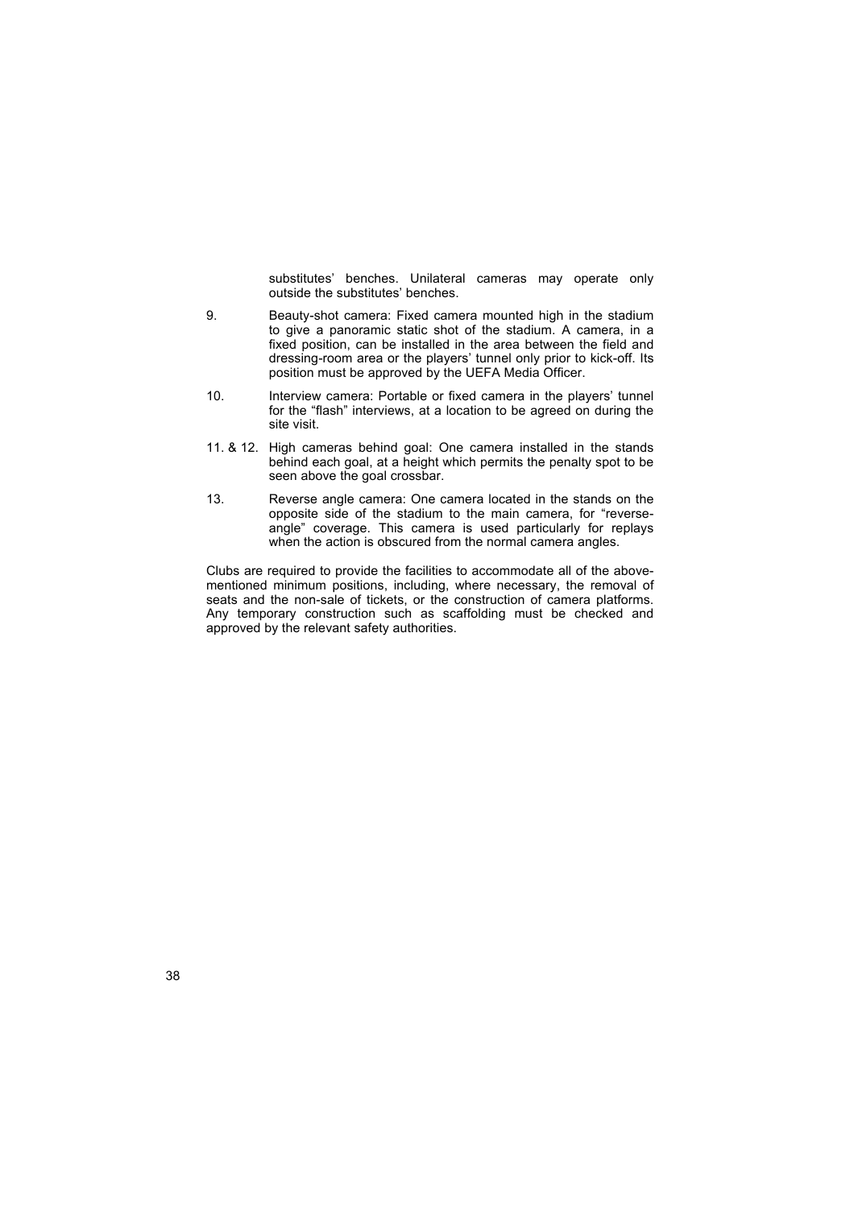substitutes' benches. Unilateral cameras may operate only outside the substitutes' benches.

9. Beauty-shot camera: Fixed camera mounted high in the stadium to give a panoramic static shot of the stadium. A camera, in a fixed position, can be installed in the area between the field and dressing-room area or the players' tunnel only prior to kick-off. Its position must be approved by the UEFA Media Officer.

10. Interview camera: Portable or fixed camera in the players' tunnel for the "flash" interviews, at a location to be agreed on during the site visit.

11. & 12. High cameras behind goal: One camera installed in the stands behind each goal, at a height which permits the penalty spot to be seen above the goal crossbar.

13. Reverse angle camera: One camera located in the stands on the opposite side of the stadium to the main camera, for "reverse-angle" coverage. This camera is used particularly for replays when the action is obscured from the normal camera angles.

Clubs are required to provide the facilities to accommodate all of the above-mentioned minimum positions, including, where necessary, the removal of seats and the non-sale of tickets, or the construction of camera platforms. Any temporary construction such as scaffolding must be checked and approved by the relevant safety authorities.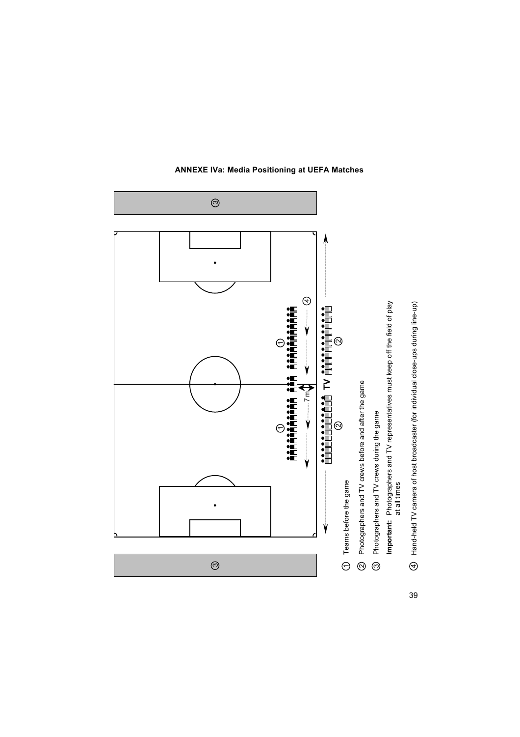## ANNEXE IVa: Media Positioning at UEFA Matches

① Teams before the game

② Photographers and TV crews before and after the game

③ Photographers and TV crews during the game

**Important:** Photographers and TV representatives must keep off the field of play at all times

④ Hand-held TV camera of host broadcaster (for individual close-ups during line-up)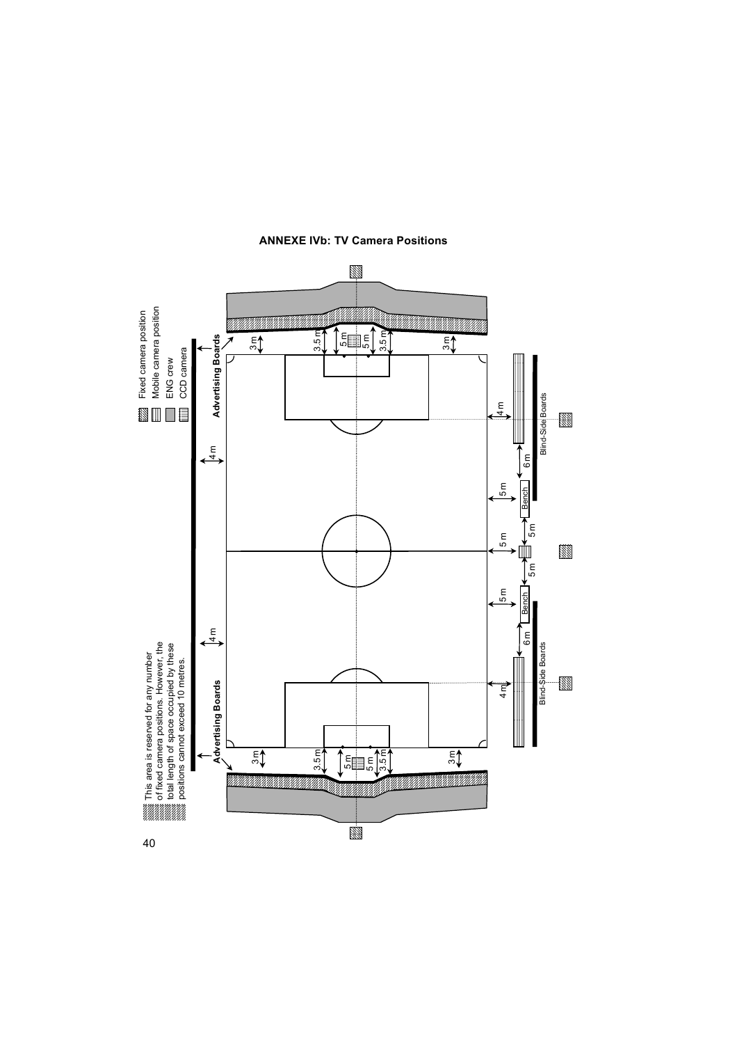## ANNEXE IVb: TV Camera Positions

Fixed camera position

Mobile camera position

ENG crew

CCD camera

This area is reserved for any number of fixed camera positions. However, the total length of space occupied by these positions cannot exceed 10 metres.

Advertising Boards

Advertising Boards

Blind-Side Boards

Blind-Side Boards

Bench

Bench

3 m

3.5 m

5 m

5 m

3.5 m

3 m

4 m

4 m

4 m

6 m

5 m

5 m

5 m

5 m

5 m

6 m

4 m

3 m

3.5 m

5 m

5 m

3.5 m

3 m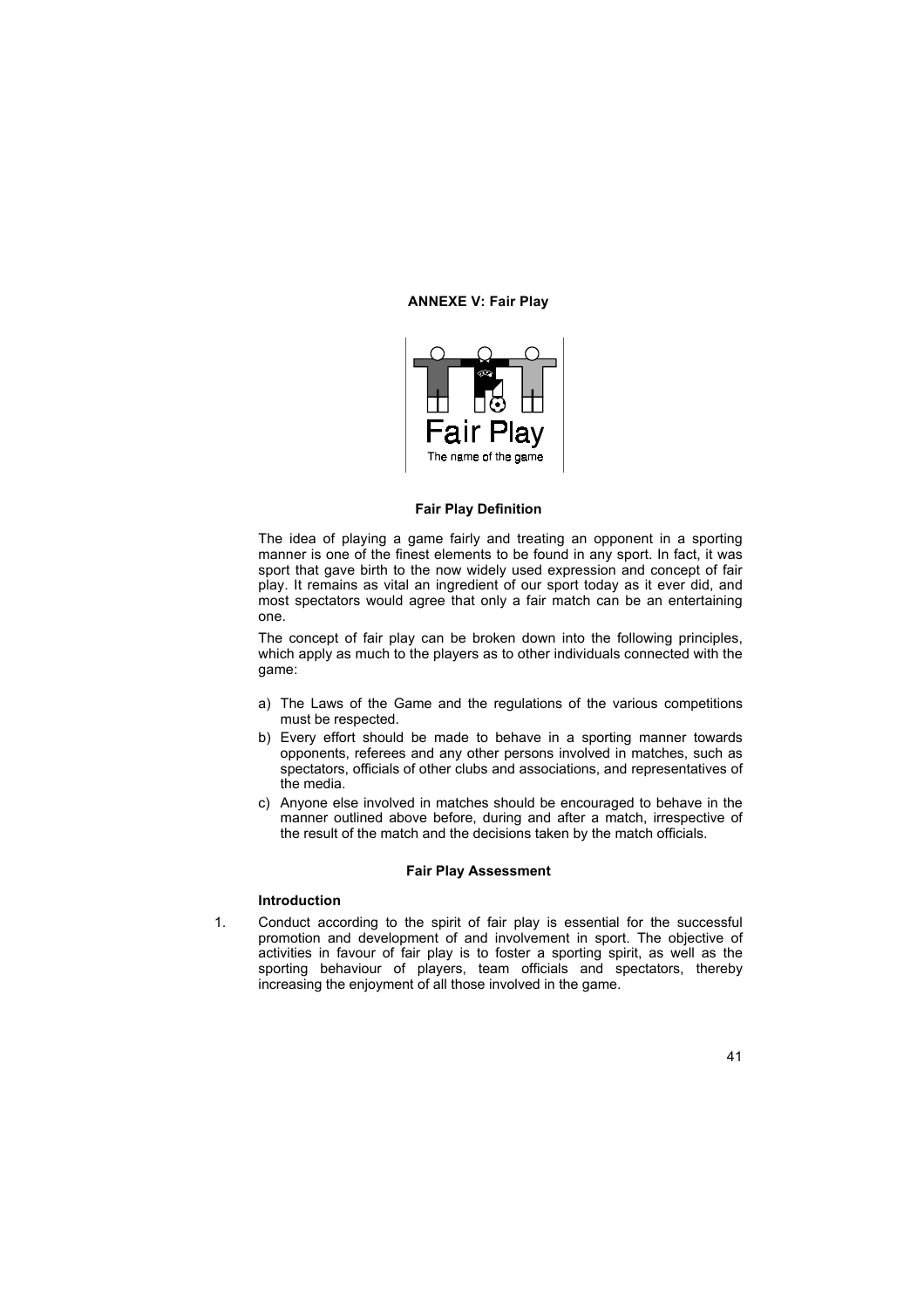# ANNEXE V: Fair Play

Fair Play

The name of the game

## Fair Play Definition

The idea of playing a game fairly and treating an opponent in a sporting manner is one of the finest elements to be found in any sport. In fact, it was sport that gave birth to the now widely used expression and concept of fair play. It remains as vital an ingredient of our sport today as it ever did, and most spectators would agree that only a fair match can be an entertaining one.

The concept of fair play can be broken down into the following principles, which apply as much to the players as to other individuals connected with the game:

a) The Laws of the Game and the regulations of the various competitions must be respected.
b) Every effort should be made to behave in a sporting manner towards opponents, referees and any other persons involved in matches, such as spectators, officials of other clubs and associations, and representatives of the media.
c) Anyone else involved in matches should be encouraged to behave in the manner outlined above before, during and after a match, irrespective of the result of the match and the decisions taken by the match officials.

## Fair Play Assessment

### Introduction

1. Conduct according to the spirit of fair play is essential for the successful promotion and development of and involvement in sport. The objective of activities in favour of fair play is to foster a sporting spirit, as well as the sporting behaviour of players, team officials and spectators, thereby increasing the enjoyment of all those involved in the game.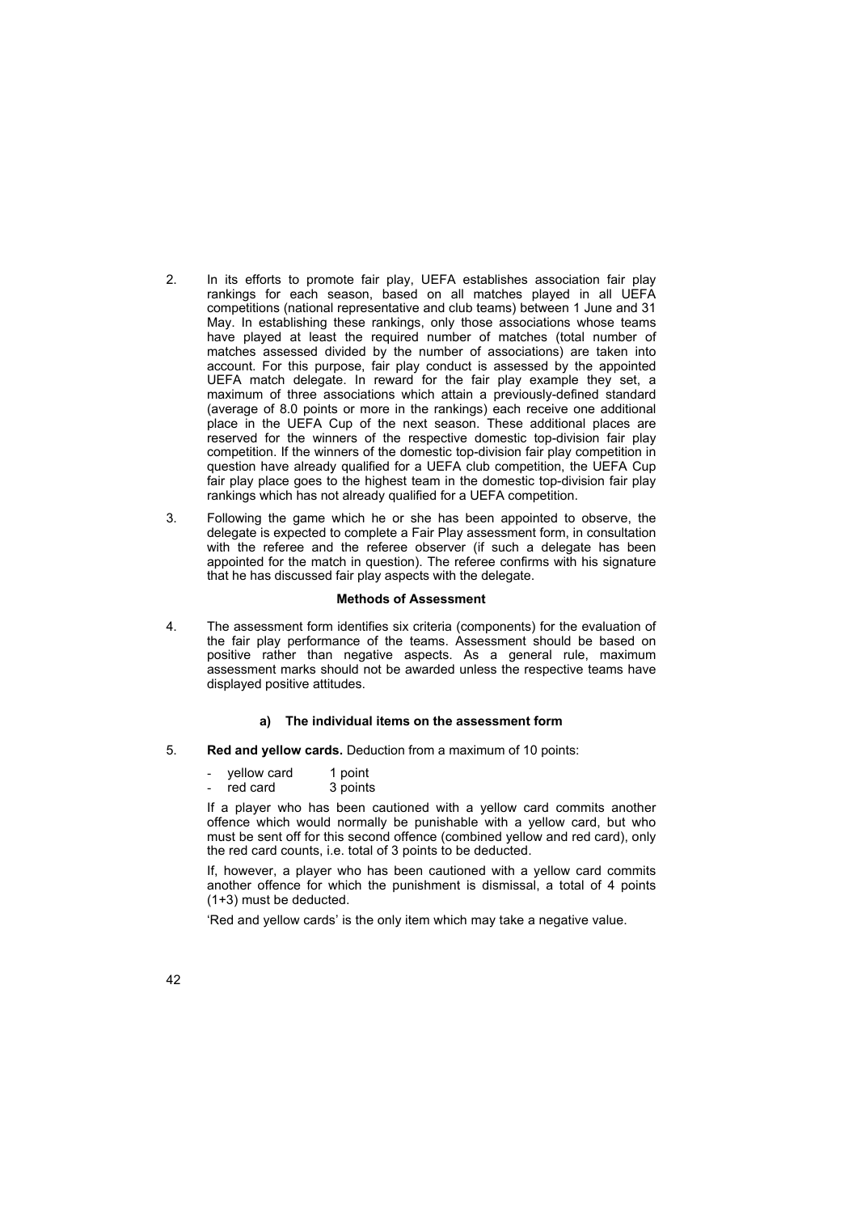2. In its efforts to promote fair play, UEFA establishes association fair play rankings for each season, based on all matches played in all UEFA competitions (national representative and club teams) between 1 June and 31 May. In establishing these rankings, only those associations whose teams have played at least the required number of matches (total number of matches assessed divided by the number of associations) are taken into account. For this purpose, fair play conduct is assessed by the appointed UEFA match delegate. In reward for the fair play example they set, a maximum of three associations which attain a previously-defined standard (average of 8.0 points or more in the rankings) each receive one additional place in the UEFA Cup of the next season. These additional places are reserved for the winners of the respective domestic top-division fair play competition. If the winners of the domestic top-division fair play competition in question have already qualified for a UEFA club competition, the UEFA Cup fair play place goes to the highest team in the domestic top-division fair play rankings which has not already qualified for a UEFA competition.

3. Following the game which he or she has been appointed to observe, the delegate is expected to complete a Fair Play assessment form, in consultation with the referee and the referee observer (if such a delegate has been appointed for the match in question). The referee confirms with his signature that he has discussed fair play aspects with the delegate.

### Methods of Assessment

4. The assessment form identifies six criteria (components) for the evaluation of the fair play performance of the teams. Assessment should be based on positive rather than negative aspects. As a general rule, maximum assessment marks should not be awarded unless the respective teams have displayed positive attitudes.

#### a) The individual items on the assessment form

5. **Red and yellow cards.** Deduction from a maximum of 10 points:

   - yellow card 1 point
   - red card 3 points

   If a player who has been cautioned with a yellow card commits another offence which would normally be punishable with a yellow card, but who must be sent off for this second offence (combined yellow and red card), only the red card counts, i.e. total of 3 points to be deducted.

   If, however, a player who has been cautioned with a yellow card commits another offence for which the punishment is dismissal, a total of 4 points (1+3) must be deducted.

   'Red and yellow cards' is the only item which may take a negative value.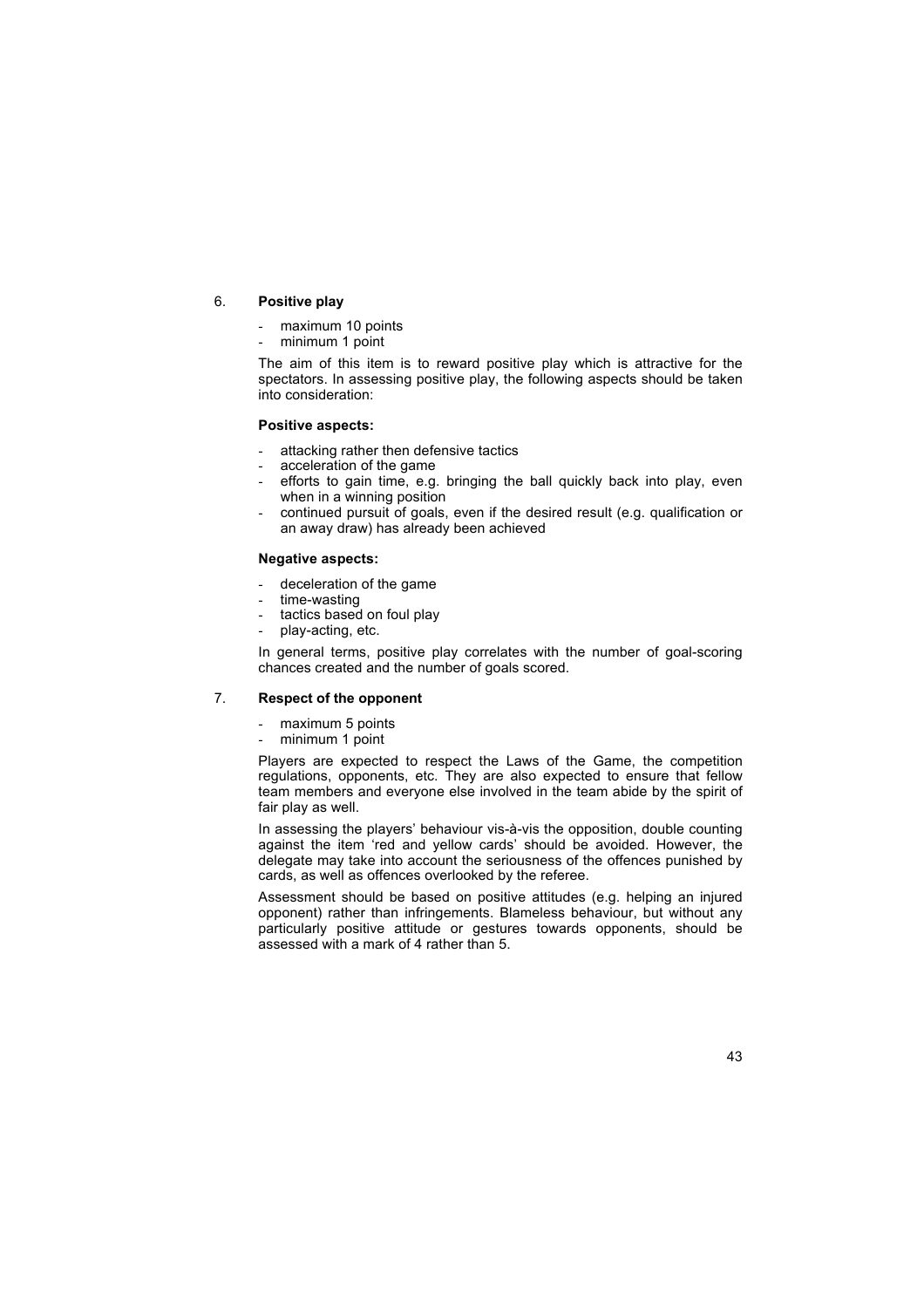## 6. Positive play

- maximum 10 points
- minimum 1 point

The aim of this item is to reward positive play which is attractive for the spectators. In assessing positive play, the following aspects should be taken into consideration:

**Positive aspects:**

- attacking rather then defensive tactics
- acceleration of the game
- efforts to gain time, e.g. bringing the ball quickly back into play, even when in a winning position
- continued pursuit of goals, even if the desired result (e.g. qualification or an away draw) has already been achieved

**Negative aspects:**

- deceleration of the game
- time-wasting
- tactics based on foul play
- play-acting, etc.

In general terms, positive play correlates with the number of goal-scoring chances created and the number of goals scored.

## 7. Respect of the opponent

- maximum 5 points
- minimum 1 point

Players are expected to respect the Laws of the Game, the competition regulations, opponents, etc. They are also expected to ensure that fellow team members and everyone else involved in the team abide by the spirit of fair play as well.

In assessing the players' behaviour vis-à-vis the opposition, double counting against the item 'red and yellow cards' should be avoided. However, the delegate may take into account the seriousness of the offences punished by cards, as well as offences overlooked by the referee.

Assessment should be based on positive attitudes (e.g. helping an injured opponent) rather than infringements. Blameless behaviour, but without any particularly positive attitude or gestures towards opponents, should be assessed with a mark of 4 rather than 5.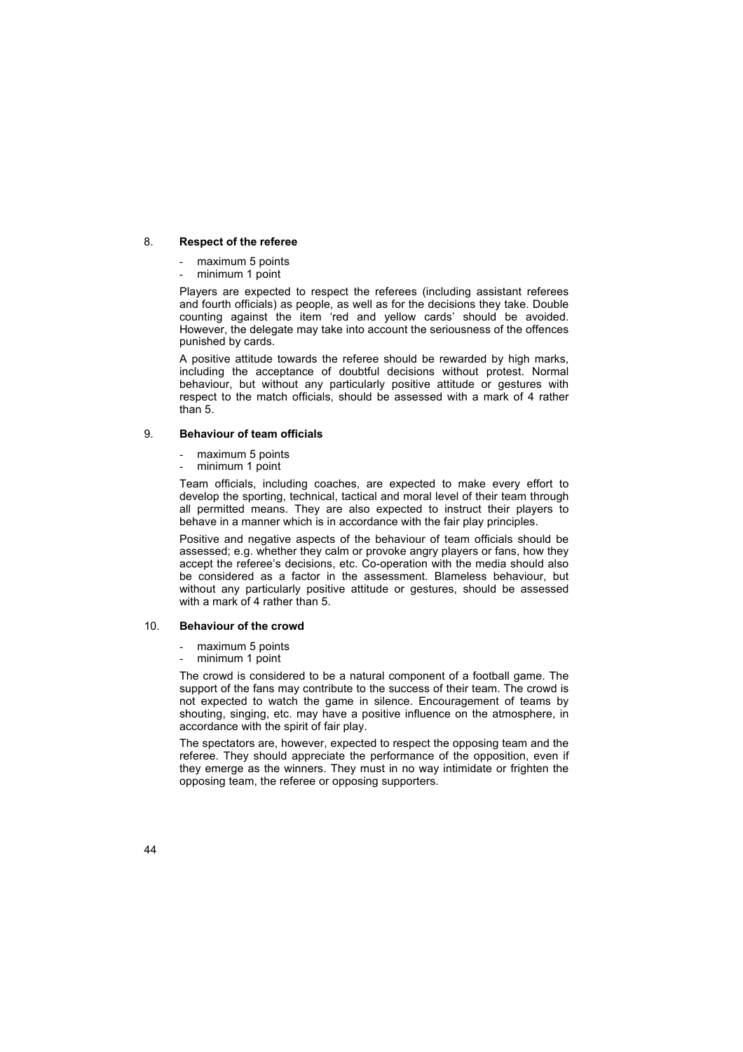8. **Respect of the referee**

- maximum 5 points
- minimum 1 point

Players are expected to respect the referees (including assistant referees and fourth officials) as people, as well as for the decisions they take. Double counting against the item 'red and yellow cards' should be avoided. However, the delegate may take into account the seriousness of the offences punished by cards.

A positive attitude towards the referee should be rewarded by high marks, including the acceptance of doubtful decisions without protest. Normal behaviour, but without any particularly positive attitude or gestures with respect to the match officials, should be assessed with a mark of 4 rather than 5.

9. **Behaviour of team officials**

- maximum 5 points
- minimum 1 point

Team officials, including coaches, are expected to make every effort to develop the sporting, technical, tactical and moral level of their team through all permitted means. They are also expected to instruct their players to behave in a manner which is in accordance with the fair play principles.

Positive and negative aspects of the behaviour of team officials should be assessed; e.g. whether they calm or provoke angry players or fans, how they accept the referee's decisions, etc. Co-operation with the media should also be considered as a factor in the assessment. Blameless behaviour, but without any particularly positive attitude or gestures, should be assessed with a mark of 4 rather than 5.

10. **Behaviour of the crowd**

- maximum 5 points
- minimum 1 point

The crowd is considered to be a natural component of a football game. The support of the fans may contribute to the success of their team. The crowd is not expected to watch the game in silence. Encouragement of teams by shouting, singing, etc. may have a positive influence on the atmosphere, in accordance with the spirit of fair play.

The spectators are, however, expected to respect the opposing team and the referee. They should appreciate the performance of the opposition, even if they emerge as the winners. They must in no way intimidate or frighten the opposing team, the referee or opposing supporters.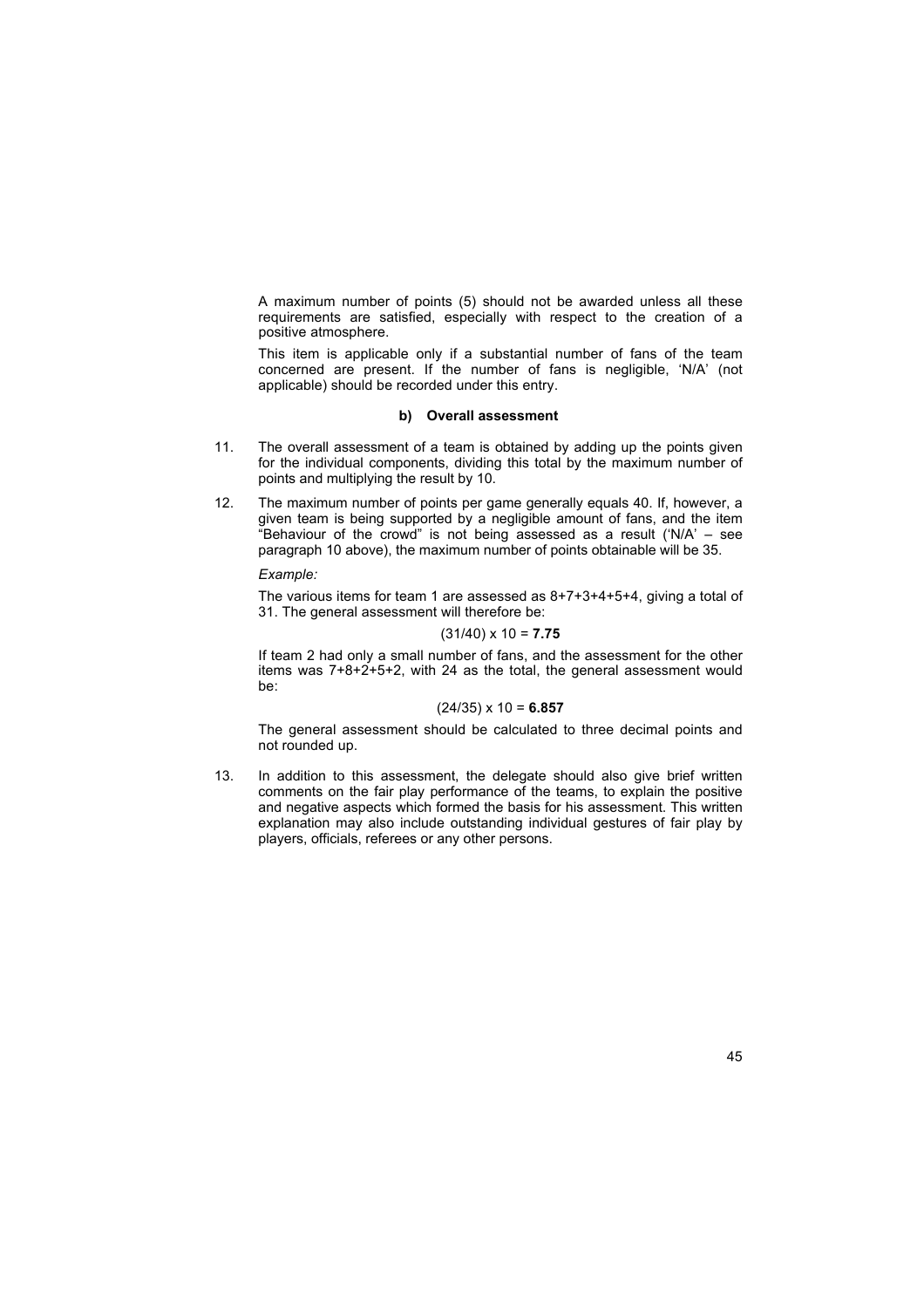A maximum number of points (5) should not be awarded unless all these requirements are satisfied, especially with respect to the creation of a positive atmosphere.

This item is applicable only if a substantial number of fans of the team concerned are present. If the number of fans is negligible, 'N/A' (not applicable) should be recorded under this entry.

### b) Overall assessment

11. The overall assessment of a team is obtained by adding up the points given for the individual components, dividing this total by the maximum number of points and multiplying the result by 10.

12. The maximum number of points per game generally equals 40. If, however, a given team is being supported by a negligible amount of fans, and the item "Behaviour of the crowd" is not being assessed as a result ('N/A' – see paragraph 10 above), the maximum number of points obtainable will be 35.

    *Example:*

    The various items for team 1 are assessed as 8+7+3+4+5+4, giving a total of 31. The general assessment will therefore be:

    $$(31/40) \times 10 = \mathbf{7.75}$$

    If team 2 had only a small number of fans, and the assessment for the other items was 7+8+2+5+2, with 24 as the total, the general assessment would be:

    $$(24/35) \times 10 = \mathbf{6.857}$$

    The general assessment should be calculated to three decimal points and not rounded up.

13. In addition to this assessment, the delegate should also give brief written comments on the fair play performance of the teams, to explain the positive and negative aspects which formed the basis for his assessment. This written explanation may also include outstanding individual gestures of fair play by players, officials, referees or any other persons.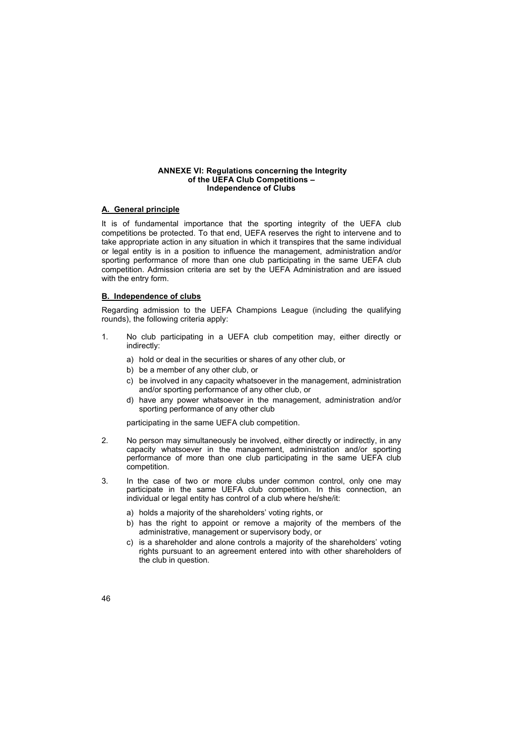# ANNEXE VI: Regulations concerning the Integrity of the UEFA Club Competitions – Independence of Clubs

## A. General principle

It is of fundamental importance that the sporting integrity of the UEFA club competitions be protected. To that end, UEFA reserves the right to intervene and to take appropriate action in any situation in which it transpires that the same individual or legal entity is in a position to influence the management, administration and/or sporting performance of more than one club participating in the same UEFA club competition. Admission criteria are set by the UEFA Administration and are issued with the entry form.

## B. Independence of clubs

Regarding admission to the UEFA Champions League (including the qualifying rounds), the following criteria apply:

1. No club participating in a UEFA club competition may, either directly or indirectly:

   a) hold or deal in the securities or shares of any other club, or
   b) be a member of any other club, or
   c) be involved in any capacity whatsoever in the management, administration and/or sporting performance of any other club, or
   d) have any power whatsoever in the management, administration and/or sporting performance of any other club

   participating in the same UEFA club competition.

2. No person may simultaneously be involved, either directly or indirectly, in any capacity whatsoever in the management, administration and/or sporting performance of more than one club participating in the same UEFA club competition.

3. In the case of two or more clubs under common control, only one may participate in the same UEFA club competition. In this connection, an individual or legal entity has control of a club where he/she/it:

   a) holds a majority of the shareholders' voting rights, or
   b) has the right to appoint or remove a majority of the members of the administrative, management or supervisory body, or
   c) is a shareholder and alone controls a majority of the shareholders' voting rights pursuant to an agreement entered into with other shareholders of the club in question.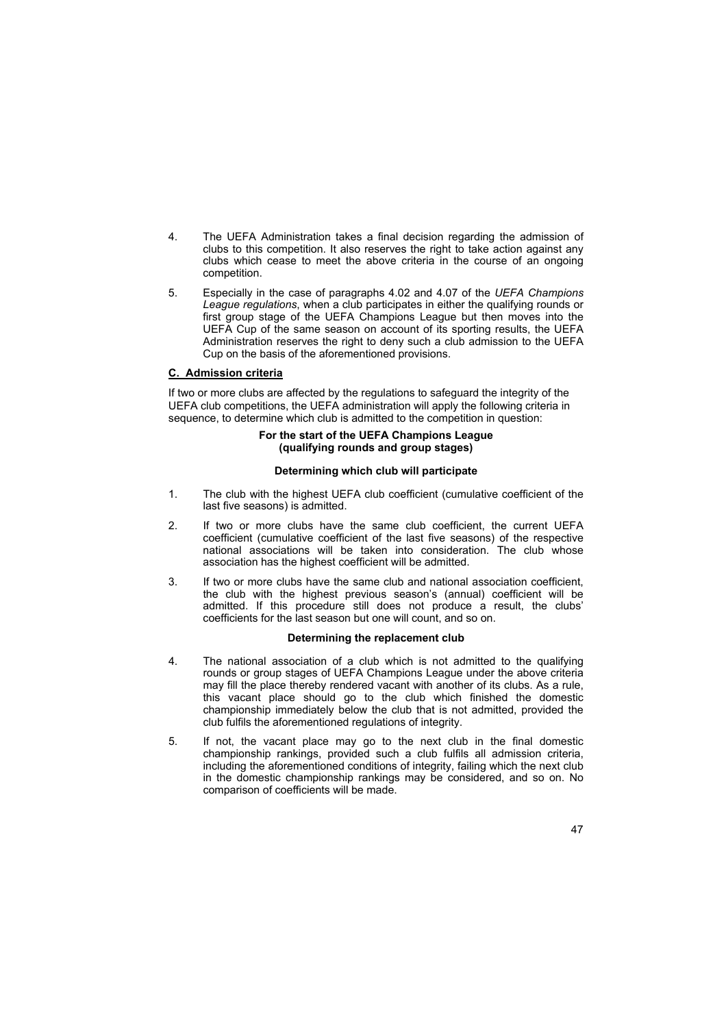4. The UEFA Administration takes a final decision regarding the admission of clubs to this competition. It also reserves the right to take action against any clubs which cease to meet the above criteria in the course of an ongoing competition.

5. Especially in the case of paragraphs 4.02 and 4.07 of the *UEFA Champions League regulations*, when a club participates in either the qualifying rounds or first group stage of the UEFA Champions League but then moves into the UEFA Cup of the same season on account of its sporting results, the UEFA Administration reserves the right to deny such a club admission to the UEFA Cup on the basis of the aforementioned provisions.

## C. Admission criteria

If two or more clubs are affected by the regulations to safeguard the integrity of the UEFA club competitions, the UEFA administration will apply the following criteria in sequence, to determine which club is admitted to the competition in question:

**For the start of the UEFA Champions League (qualifying rounds and group stages)**

**Determining which club will participate**

1. The club with the highest UEFA club coefficient (cumulative coefficient of the last five seasons) is admitted.

2. If two or more clubs have the same club coefficient, the current UEFA coefficient (cumulative coefficient of the last five seasons) of the respective national associations will be taken into consideration. The club whose association has the highest coefficient will be admitted.

3. If two or more clubs have the same club and national association coefficient, the club with the highest previous season's (annual) coefficient will be admitted. If this procedure still does not produce a result, the clubs' coefficients for the last season but one will count, and so on.

**Determining the replacement club**

4. The national association of a club which is not admitted to the qualifying rounds or group stages of UEFA Champions League under the above criteria may fill the place thereby rendered vacant with another of its clubs. As a rule, this vacant place should go to the club which finished the domestic championship immediately below the club that is not admitted, provided the club fulfils the aforementioned regulations of integrity.

5. If not, the vacant place may go to the next club in the final domestic championship rankings, provided such a club fulfils all admission criteria, including the aforementioned conditions of integrity, failing which the next club in the domestic championship rankings may be considered, and so on. No comparison of coefficients will be made.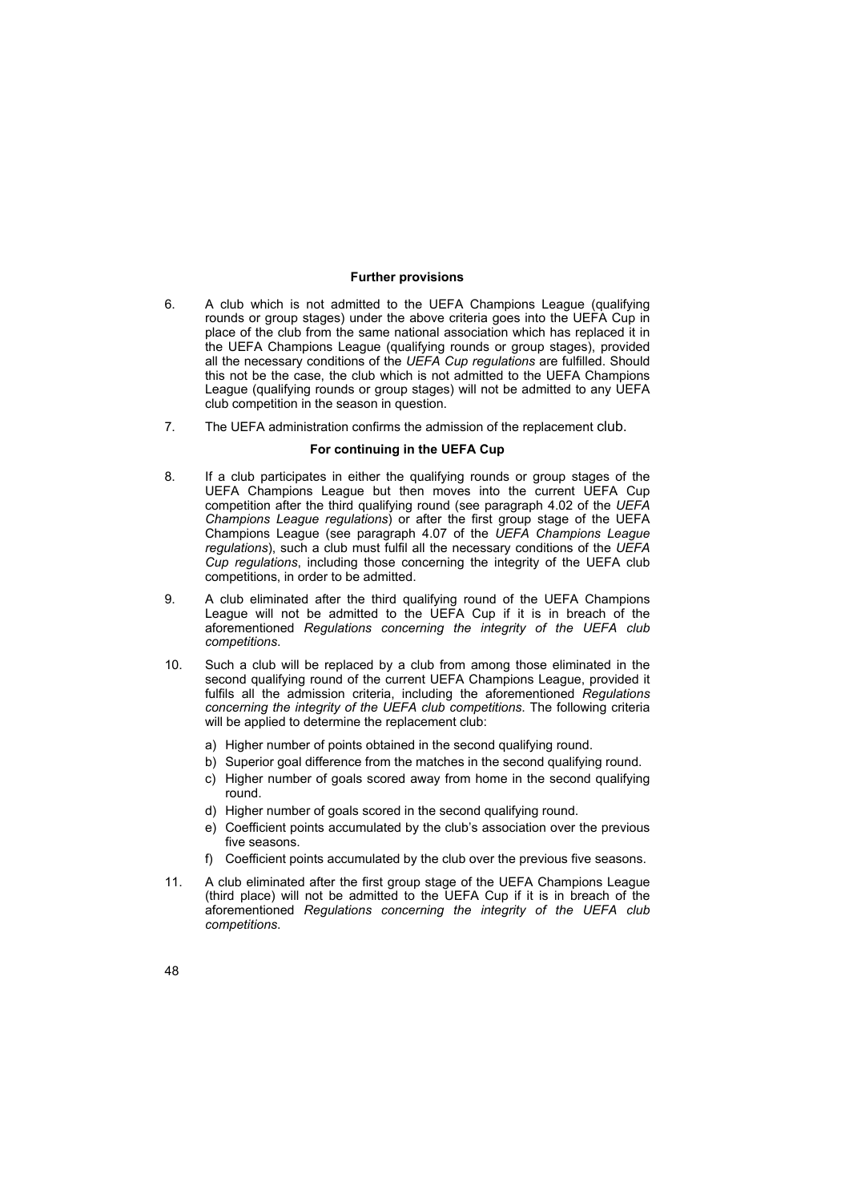**Further provisions**

6. A club which is not admitted to the UEFA Champions League (qualifying rounds or group stages) under the above criteria goes into the UEFA Cup in place of the club from the same national association which has replaced it in the UEFA Champions League (qualifying rounds or group stages), provided all the necessary conditions of the *UEFA Cup regulations* are fulfilled. Should this not be the case, the club which is not admitted to the UEFA Champions League (qualifying rounds or group stages) will not be admitted to any UEFA club competition in the season in question.

7. The UEFA administration confirms the admission of the replacement club.

**For continuing in the UEFA Cup**

8. If a club participates in either the qualifying rounds or group stages of the UEFA Champions League but then moves into the current UEFA Cup competition after the third qualifying round (see paragraph 4.02 of the *UEFA Champions League regulations*) or after the first group stage of the UEFA Champions League (see paragraph 4.07 of the *UEFA Champions League regulations*), such a club must fulfil all the necessary conditions of the *UEFA Cup regulations*, including those concerning the integrity of the UEFA club competitions, in order to be admitted.

9. A club eliminated after the third qualifying round of the UEFA Champions League will not be admitted to the UEFA Cup if it is in breach of the aforementioned *Regulations concerning the integrity of the UEFA club competitions*.

10. Such a club will be replaced by a club from among those eliminated in the second qualifying round of the current UEFA Champions League, provided it fulfils all the admission criteria, including the aforementioned *Regulations concerning the integrity of the UEFA club competitions*. The following criteria will be applied to determine the replacement club:

    a) Higher number of points obtained in the second qualifying round.
    b) Superior goal difference from the matches in the second qualifying round.
    c) Higher number of goals scored away from home in the second qualifying round.
    d) Higher number of goals scored in the second qualifying round.
    e) Coefficient points accumulated by the club's association over the previous five seasons.
    f) Coefficient points accumulated by the club over the previous five seasons.

11. A club eliminated after the first group stage of the UEFA Champions League (third place) will not be admitted to the UEFA Cup if it is in breach of the aforementioned *Regulations concerning the integrity of the UEFA club competitions*.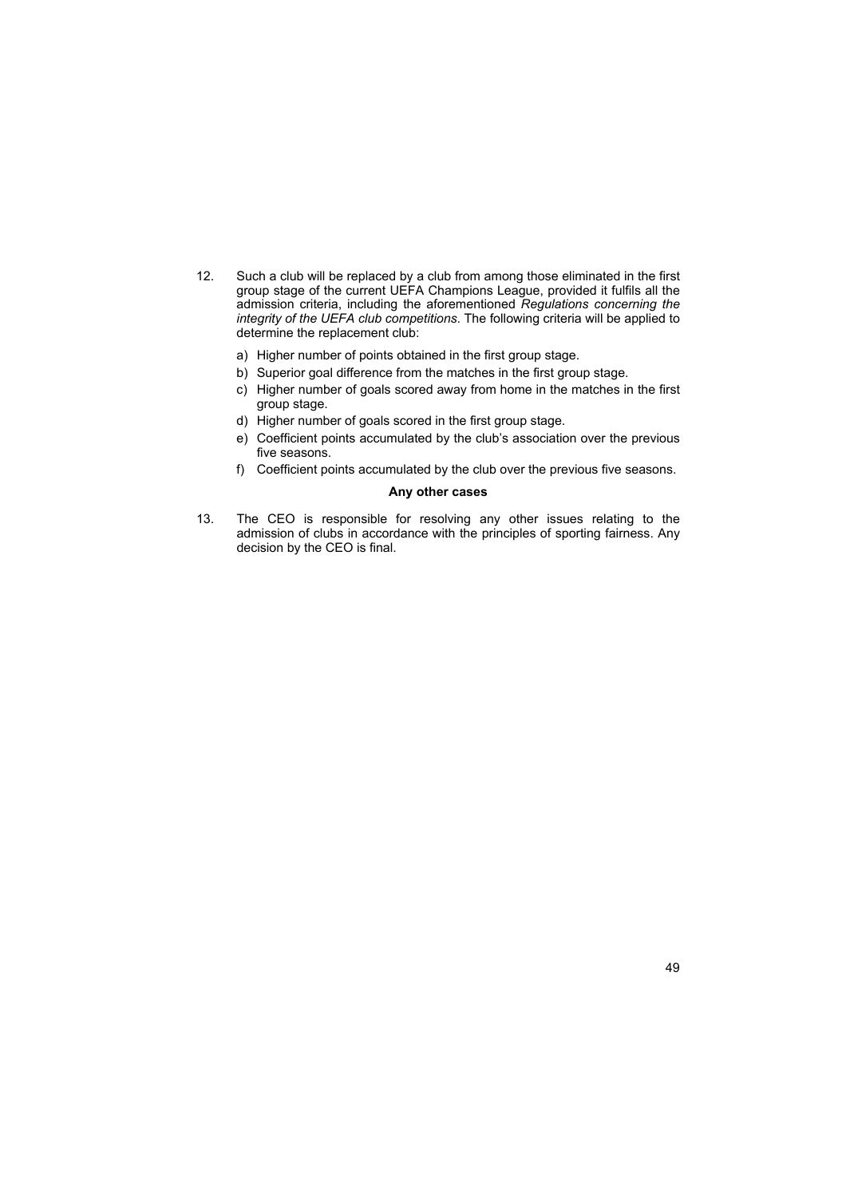12. Such a club will be replaced by a club from among those eliminated in the first group stage of the current UEFA Champions League, provided it fulfils all the admission criteria, including the aforementioned *Regulations concerning the integrity of the UEFA club competitions*. The following criteria will be applied to determine the replacement club:

    a) Higher number of points obtained in the first group stage.
    b) Superior goal difference from the matches in the first group stage.
    c) Higher number of goals scored away from home in the matches in the first group stage.
    d) Higher number of goals scored in the first group stage.
    e) Coefficient points accumulated by the club's association over the previous five seasons.
    f) Coefficient points accumulated by the club over the previous five seasons.

**Any other cases**

13. The CEO is responsible for resolving any other issues relating to the admission of clubs in accordance with the principles of sporting fairness. Any decision by the CEO is final.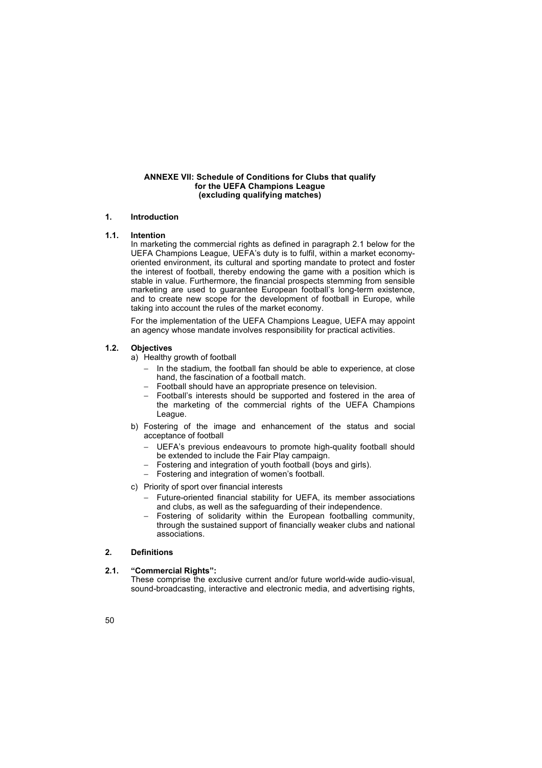## ANNEXE VII: Schedule of Conditions for Clubs that qualify for the UEFA Champions League (excluding qualifying matches)

### 1. Introduction

#### 1.1. Intention

In marketing the commercial rights as defined in paragraph 2.1 below for the UEFA Champions League, UEFA's duty is to fulfil, within a market economy-oriented environment, its cultural and sporting mandate to protect and foster the interest of football, thereby endowing the game with a position which is stable in value. Furthermore, the financial prospects stemming from sensible marketing are used to guarantee European football's long-term existence, and to create new scope for the development of football in Europe, while taking into account the rules of the market economy.

For the implementation of the UEFA Champions League, UEFA may appoint an agency whose mandate involves responsibility for practical activities.

#### 1.2. Objectives

a) Healthy growth of football
   - In the stadium, the football fan should be able to experience, at close hand, the fascination of a football match.
   - Football should have an appropriate presence on television.
   - Football's interests should be supported and fostered in the area of the marketing of the commercial rights of the UEFA Champions League.

b) Fostering of the image and enhancement of the status and social acceptance of football
   - UEFA's previous endeavours to promote high-quality football should be extended to include the Fair Play campaign.
   - Fostering and integration of youth football (boys and girls).
   - Fostering and integration of women's football.

c) Priority of sport over financial interests
   - Future-oriented financial stability for UEFA, its member associations and clubs, as well as the safeguarding of their independence.
   - Fostering of solidarity within the European footballing community, through the sustained support of financially weaker clubs and national associations.

### 2. Definitions

#### 2.1. "Commercial Rights":

These comprise the exclusive current and/or future world-wide audio-visual, sound-broadcasting, interactive and electronic media, and advertising rights,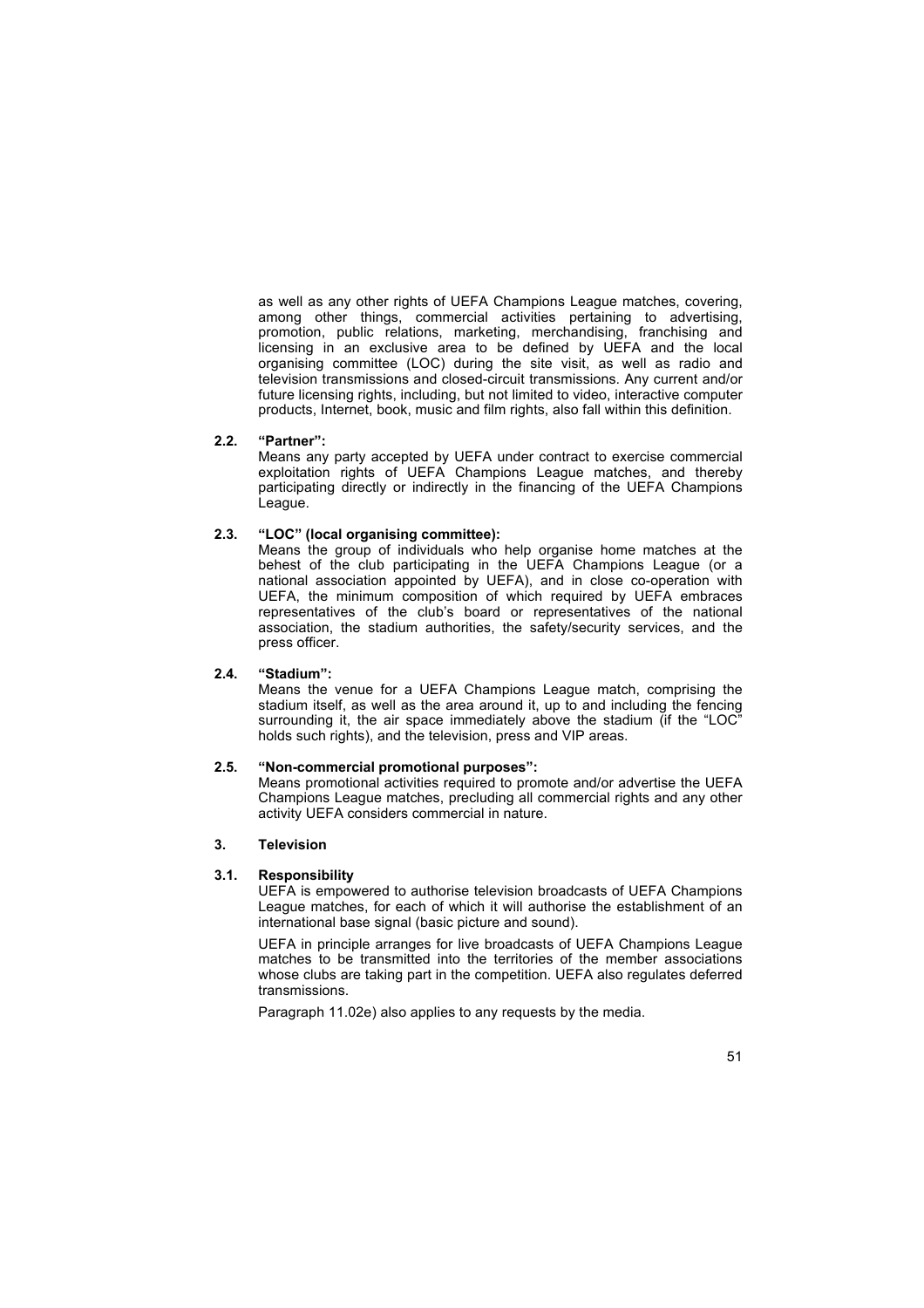as well as any other rights of UEFA Champions League matches, covering, among other things, commercial activities pertaining to advertising, promotion, public relations, marketing, merchandising, franchising and licensing in an exclusive area to be defined by UEFA and the local organising committee (LOC) during the site visit, as well as radio and television transmissions and closed-circuit transmissions. Any current and/or future licensing rights, including, but not limited to video, interactive computer products, Internet, book, music and film rights, also fall within this definition.

**2.2. "Partner":**

Means any party accepted by UEFA under contract to exercise commercial exploitation rights of UEFA Champions League matches, and thereby participating directly or indirectly in the financing of the UEFA Champions League.

**2.3. "LOC" (local organising committee):**

Means the group of individuals who help organise home matches at the behest of the club participating in the UEFA Champions League (or a national association appointed by UEFA), and in close co-operation with UEFA, the minimum composition of which required by UEFA embraces representatives of the club's board or representatives of the national association, the stadium authorities, the safety/security services, and the press officer.

**2.4. "Stadium":**

Means the venue for a UEFA Champions League match, comprising the stadium itself, as well as the area around it, up to and including the fencing surrounding it, the air space immediately above the stadium (if the "LOC" holds such rights), and the television, press and VIP areas.

**2.5. "Non-commercial promotional purposes":**

Means promotional activities required to promote and/or advertise the UEFA Champions League matches, precluding all commercial rights and any other activity UEFA considers commercial in nature.

## 3. Television

**3.1. Responsibility**

UEFA is empowered to authorise television broadcasts of UEFA Champions League matches, for each of which it will authorise the establishment of an international base signal (basic picture and sound).

UEFA in principle arranges for live broadcasts of UEFA Champions League matches to be transmitted into the territories of the member associations whose clubs are taking part in the competition. UEFA also regulates deferred transmissions.

Paragraph 11.02e) also applies to any requests by the media.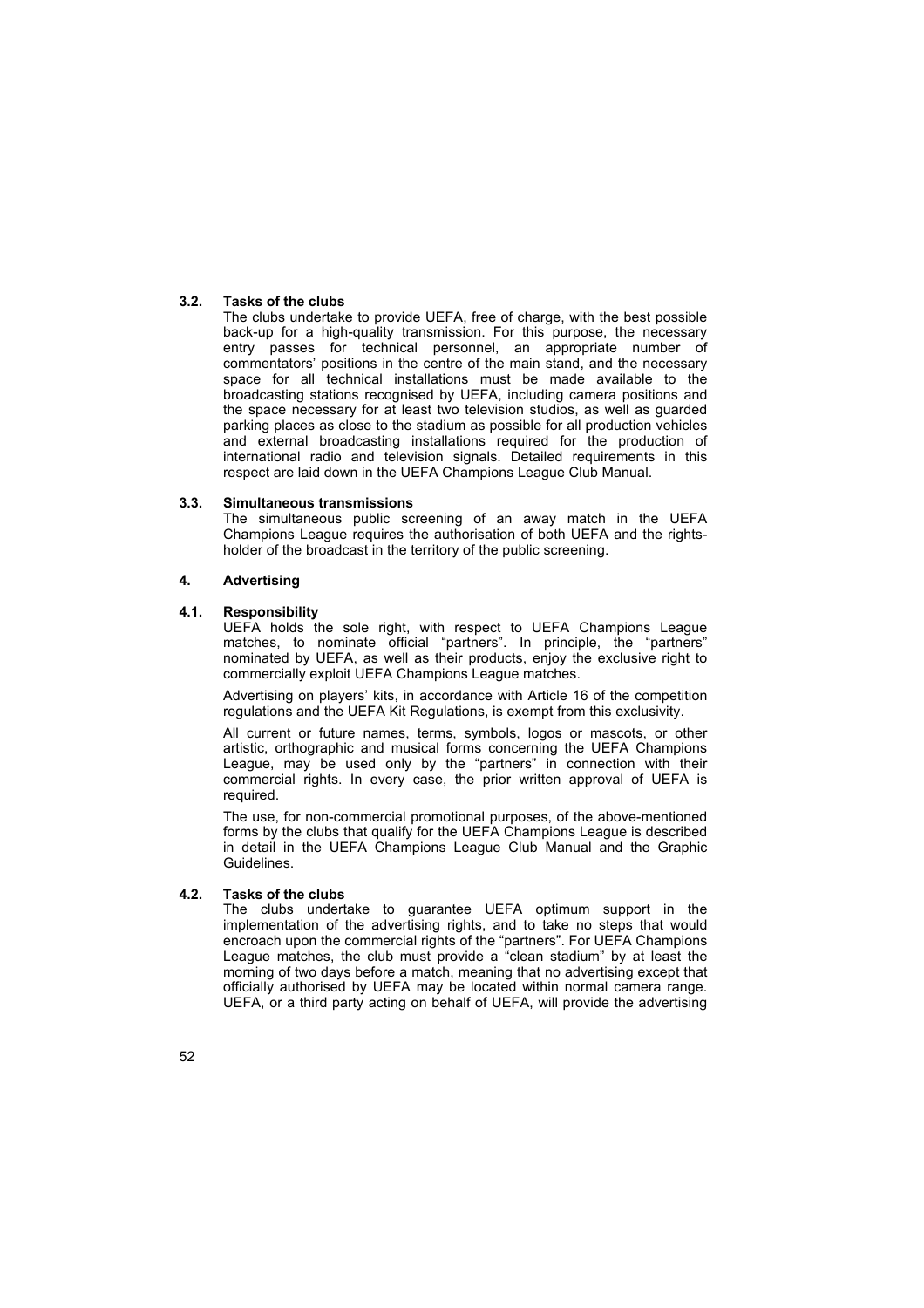### 3.2. Tasks of the clubs

The clubs undertake to provide UEFA, free of charge, with the best possible back-up for a high-quality transmission. For this purpose, the necessary entry passes for technical personnel, an appropriate number of commentators' positions in the centre of the main stand, and the necessary space for all technical installations must be made available to the broadcasting stations recognised by UEFA, including camera positions and the space necessary for at least two television studios, as well as guarded parking places as close to the stadium as possible for all production vehicles and external broadcasting installations required for the production of international radio and television signals. Detailed requirements in this respect are laid down in the UEFA Champions League Club Manual.

### 3.3. Simultaneous transmissions

The simultaneous public screening of an away match in the UEFA Champions League requires the authorisation of both UEFA and the rights-holder of the broadcast in the territory of the public screening.

## 4. Advertising

### 4.1. Responsibility

UEFA holds the sole right, with respect to UEFA Champions League matches, to nominate official "partners". In principle, the "partners" nominated by UEFA, as well as their products, enjoy the exclusive right to commercially exploit UEFA Champions League matches.

Advertising on players' kits, in accordance with Article 16 of the competition regulations and the UEFA Kit Regulations, is exempt from this exclusivity.

All current or future names, terms, symbols, logos or mascots, or other artistic, orthographic and musical forms concerning the UEFA Champions League, may be used only by the "partners" in connection with their commercial rights. In every case, the prior written approval of UEFA is required.

The use, for non-commercial promotional purposes, of the above-mentioned forms by the clubs that qualify for the UEFA Champions League is described in detail in the UEFA Champions League Club Manual and the Graphic Guidelines.

### 4.2. Tasks of the clubs

The clubs undertake to guarantee UEFA optimum support in the implementation of the advertising rights, and to take no steps that would encroach upon the commercial rights of the "partners". For UEFA Champions League matches, the club must provide a "clean stadium" by at least the morning of two days before a match, meaning that no advertising except that officially authorised by UEFA may be located within normal camera range. UEFA, or a third party acting on behalf of UEFA, will provide the advertising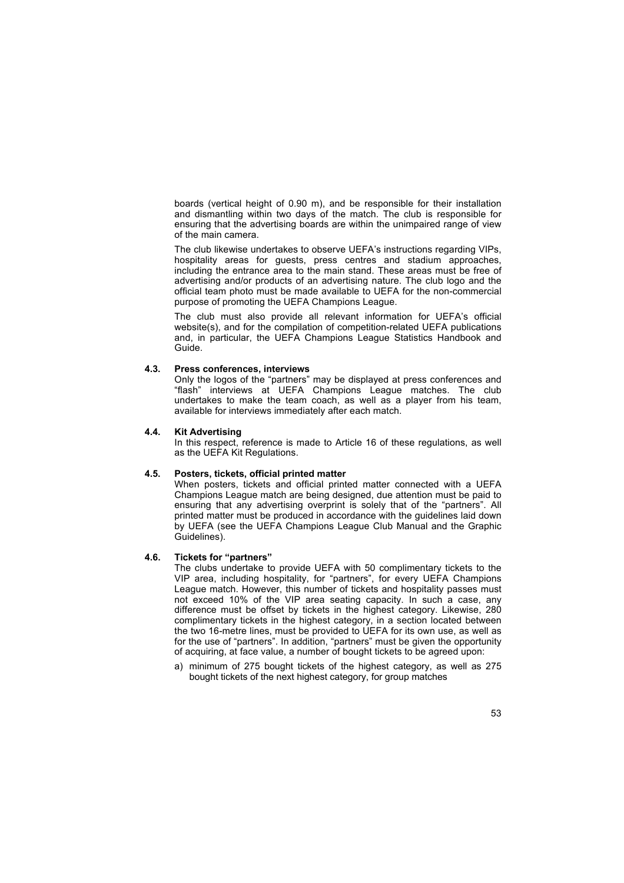boards (vertical height of 0.90 m), and be responsible for their installation and dismantling within two days of the match. The club is responsible for ensuring that the advertising boards are within the unimpaired range of view of the main camera.

The club likewise undertakes to observe UEFA's instructions regarding VIPs, hospitality areas for guests, press centres and stadium approaches, including the entrance area to the main stand. These areas must be free of advertising and/or products of an advertising nature. The club logo and the official team photo must be made available to UEFA for the non-commercial purpose of promoting the UEFA Champions League.

The club must also provide all relevant information for UEFA's official website(s), and for the compilation of competition-related UEFA publications and, in particular, the UEFA Champions League Statistics Handbook and Guide.

**4.3. Press conferences, interviews**

Only the logos of the "partners" may be displayed at press conferences and "flash" interviews at UEFA Champions League matches. The club undertakes to make the team coach, as well as a player from his team, available for interviews immediately after each match.

**4.4. Kit Advertising**

In this respect, reference is made to Article 16 of these regulations, as well as the UEFA Kit Regulations.

**4.5. Posters, tickets, official printed matter**

When posters, tickets and official printed matter connected with a UEFA Champions League match are being designed, due attention must be paid to ensuring that any advertising overprint is solely that of the "partners". All printed matter must be produced in accordance with the guidelines laid down by UEFA (see the UEFA Champions League Club Manual and the Graphic Guidelines).

**4.6. Tickets for "partners"**

The clubs undertake to provide UEFA with 50 complimentary tickets to the VIP area, including hospitality, for "partners", for every UEFA Champions League match. However, this number of tickets and hospitality passes must not exceed 10% of the VIP area seating capacity. In such a case, any difference must be offset by tickets in the highest category. Likewise, 280 complimentary tickets in the highest category, in a section located between the two 16-metre lines, must be provided to UEFA for its own use, as well as for the use of "partners". In addition, "partners" must be given the opportunity of acquiring, at face value, a number of bought tickets to be agreed upon:

a) minimum of 275 bought tickets of the highest category, as well as 275 bought tickets of the next highest category, for group matches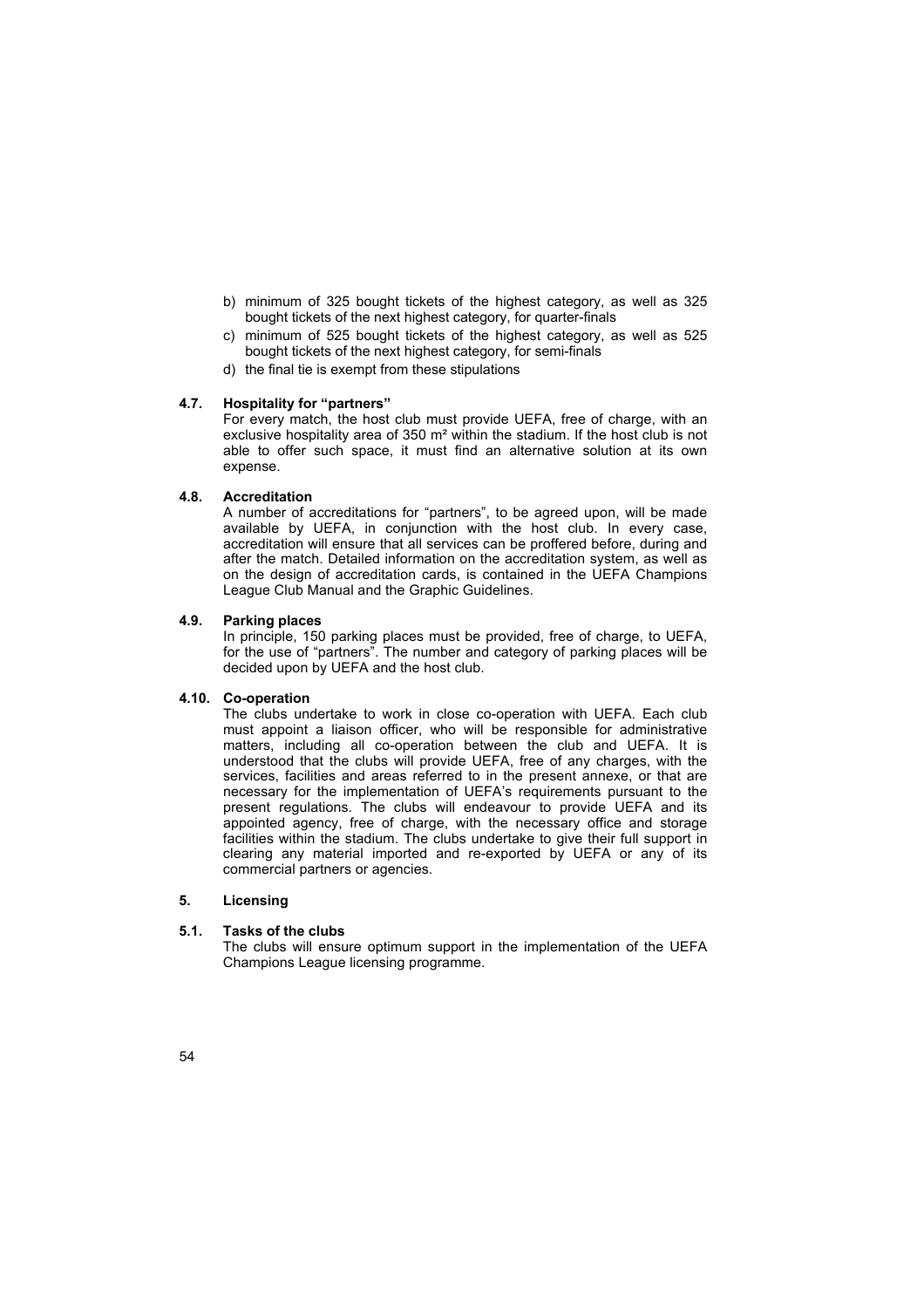b) minimum of 325 bought tickets of the highest category, as well as 325 bought tickets of the next highest category, for quarter-finals
c) minimum of 525 bought tickets of the highest category, as well as 525 bought tickets of the next highest category, for semi-finals
d) the final tie is exempt from these stipulations

#### 4.7. Hospitality for "partners"

For every match, the host club must provide UEFA, free of charge, with an exclusive hospitality area of 350 m² within the stadium. If the host club is not able to offer such space, it must find an alternative solution at its own expense.

#### 4.8. Accreditation

A number of accreditations for "partners", to be agreed upon, will be made available by UEFA, in conjunction with the host club. In every case, accreditation will ensure that all services can be proffered before, during and after the match. Detailed information on the accreditation system, as well as on the design of accreditation cards, is contained in the UEFA Champions League Club Manual and the Graphic Guidelines.

#### 4.9. Parking places

In principle, 150 parking places must be provided, free of charge, to UEFA, for the use of "partners". The number and category of parking places will be decided upon by UEFA and the host club.

#### 4.10. Co-operation

The clubs undertake to work in close co-operation with UEFA. Each club must appoint a liaison officer, who will be responsible for administrative matters, including all co-operation between the club and UEFA. It is understood that the clubs will provide UEFA, free of any charges, with the services, facilities and areas referred to in the present annexe, or that are necessary for the implementation of UEFA's requirements pursuant to the present regulations. The clubs will endeavour to provide UEFA and its appointed agency, free of charge, with the necessary office and storage facilities within the stadium. The clubs undertake to give their full support in clearing any material imported and re-exported by UEFA or any of its commercial partners or agencies.

### 5. Licensing

#### 5.1. Tasks of the clubs

The clubs will ensure optimum support in the implementation of the UEFA Champions League licensing programme.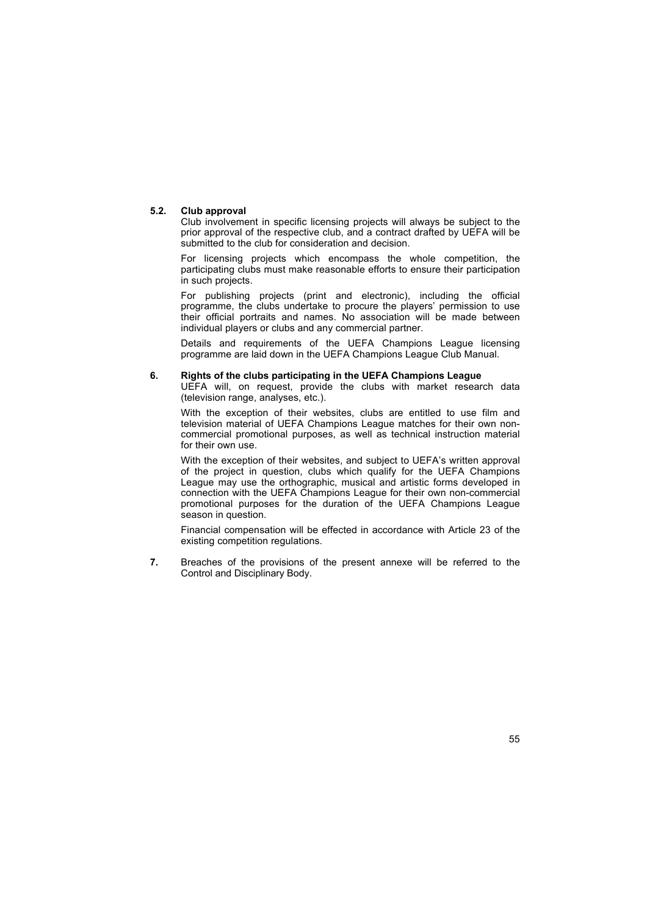### 5.2. Club approval

Club involvement in specific licensing projects will always be subject to the prior approval of the respective club, and a contract drafted by UEFA will be submitted to the club for consideration and decision.

For licensing projects which encompass the whole competition, the participating clubs must make reasonable efforts to ensure their participation in such projects.

For publishing projects (print and electronic), including the official programme, the clubs undertake to procure the players' permission to use their official portraits and names. No association will be made between individual players or clubs and any commercial partner.

Details and requirements of the UEFA Champions League licensing programme are laid down in the UEFA Champions League Club Manual.

## 6. Rights of the clubs participating in the UEFA Champions League

UEFA will, on request, provide the clubs with market research data (television range, analyses, etc.).

With the exception of their websites, clubs are entitled to use film and television material of UEFA Champions League matches for their own non-commercial promotional purposes, as well as technical instruction material for their own use.

With the exception of their websites, and subject to UEFA's written approval of the project in question, clubs which qualify for the UEFA Champions League may use the orthographic, musical and artistic forms developed in connection with the UEFA Champions League for their own non-commercial promotional purposes for the duration of the UEFA Champions League season in question.

Financial compensation will be effected in accordance with Article 23 of the existing competition regulations.

**7.** Breaches of the provisions of the present annexe will be referred to the Control and Disciplinary Body.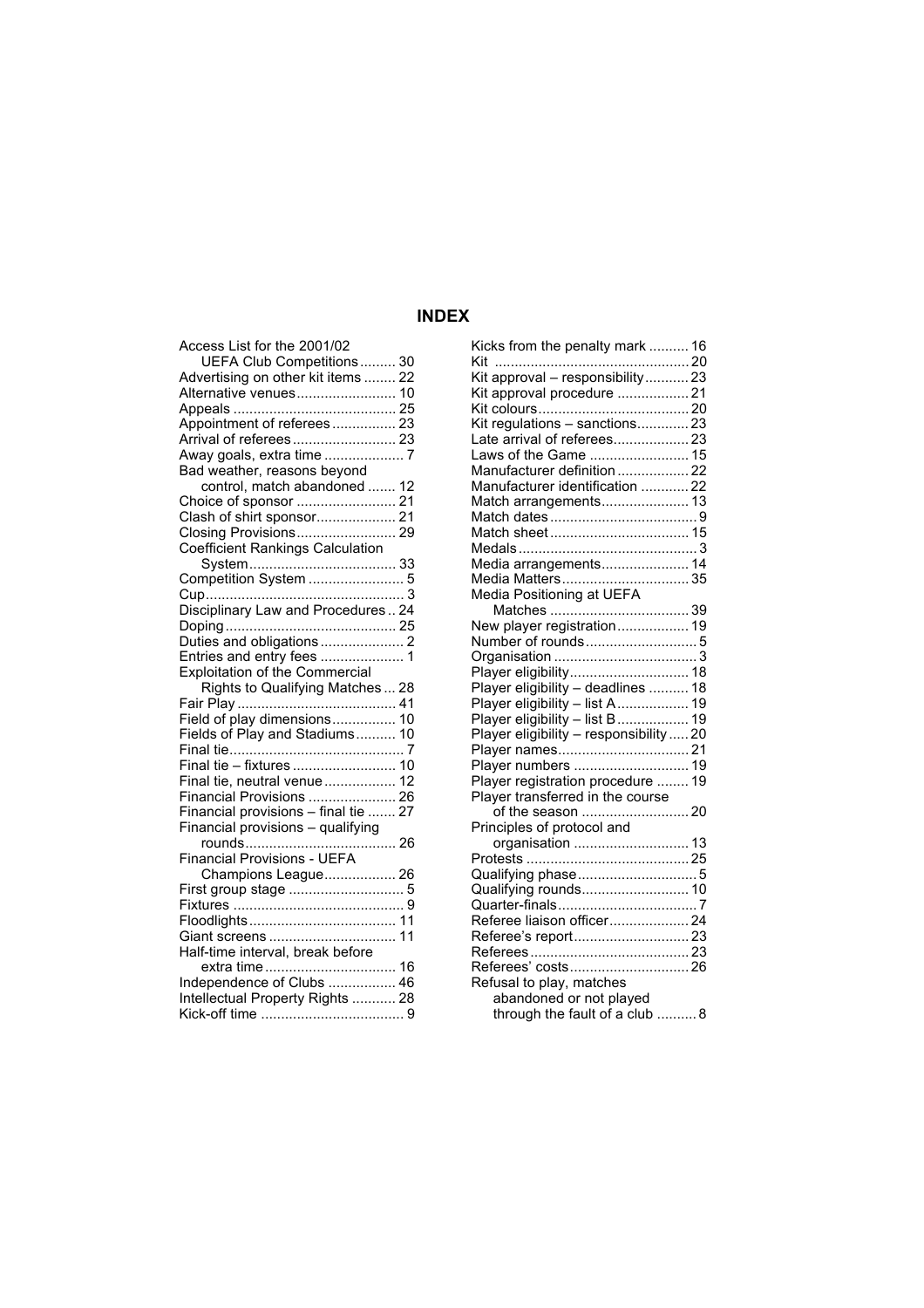## INDEX

Access List for the 2001/02 UEFA Club Competitions ......... 30
Advertising on other kit items ........ 22
Alternative venues......................... 10
Appeals ......................................... 25
Appointment of referees ................ 23
Arrival of referees .......................... 23
Away goals, extra time .................... 7
Bad weather, reasons beyond control, match abandoned ....... 12
Choice of sponsor ......................... 21
Clash of shirt sponsor.................... 21
Closing Provisions......................... 29
Coefficient Rankings Calculation System..................................... 33
Competition System ........................ 5
Cup.................................................. 3
Disciplinary Law and Procedures .. 24
Doping ........................................... 25
Duties and obligations ..................... 2
Entries and entry fees ..................... 1
Exploitation of the Commercial Rights to Qualifying Matches ... 28
Fair Play ........................................ 41
Field of play dimensions................ 10
Fields of Play and Stadiums.......... 10
Final tie............................................ 7
Final tie – fixtures .......................... 10
Final tie, neutral venue .................. 12
Financial Provisions ...................... 26
Financial provisions – final tie ....... 27
Financial provisions – qualifying rounds...................................... 26
Financial Provisions - UEFA Champions League.................. 26
First group stage ............................. 5
Fixtures ........................................... 9
Floodlights..................................... 11
Giant screens ................................ 11
Half-time interval, break before extra time ................................. 16
Independence of Clubs ................. 46
Intellectual Property Rights ........... 28
Kick-off time .................................... 9
Kicks from the penalty mark .......... 16
Kit ................................................. 20
Kit approval – responsibility........... 23
Kit approval procedure .................. 21
Kit colours...................................... 20
Kit regulations – sanctions............. 23
Late arrival of referees................... 23
Laws of the Game ......................... 15
Manufacturer definition .................. 22
Manufacturer identification ............ 22
Match arrangements...................... 13
Match dates ..................................... 9
Match sheet ................................... 15
Medals ............................................. 3
Media arrangements...................... 14
Media Matters ................................ 35
Media Positioning at UEFA Matches ................................... 39
New player registration.................. 19
Number of rounds ............................ 5
Organisation .................................... 3
Player eligibility.............................. 18
Player eligibility – deadlines .......... 18
Player eligibility – list A .................. 19
Player eligibility – list B .................. 19
Player eligibility – responsibility ..... 20
Player names................................. 21
Player numbers ............................. 19
Player registration procedure ........ 19
Player transferred in the course of the season ........................... 20
Principles of protocol and organisation ............................. 13
Protests ......................................... 25
Qualifying phase.............................. 5
Qualifying rounds........................... 10
Quarter-finals ................................... 7
Referee liaison officer.................... 24
Referee's report............................. 23
Referees........................................ 23
Referees' costs.............................. 26
Refusal to play, matches abandoned or not played through the fault of a club .......... 8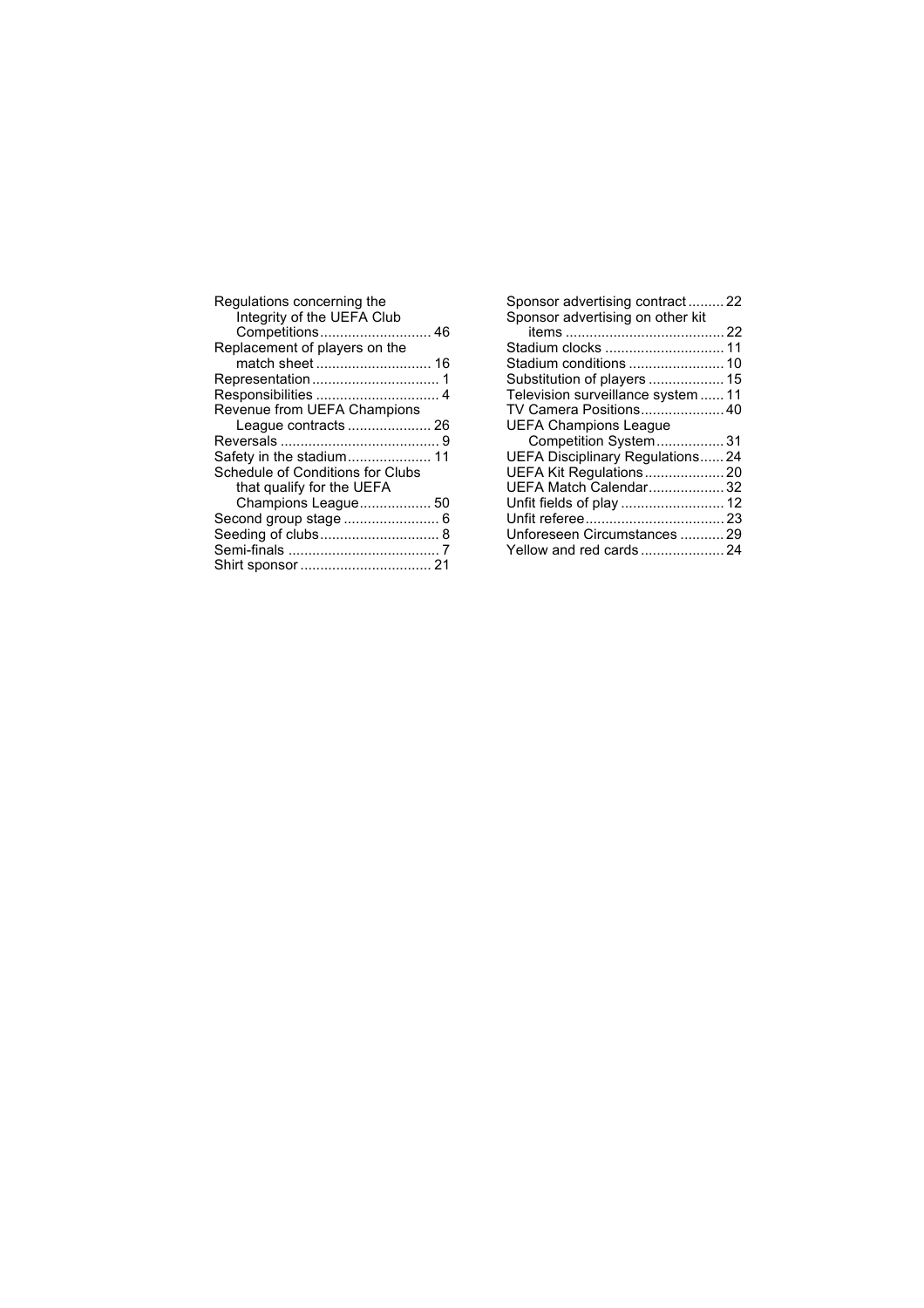Regulations concerning the Integrity of the UEFA Club Competitions ........................... 46
Replacement of players on the match sheet ............................ 16
Representation ............................... 1
Responsibilities ............................... 4
Revenue from UEFA Champions League contracts ..................... 26
Reversals ........................................ 9
Safety in the stadium..................... 11
Schedule of Conditions for Clubs that qualify for the UEFA Champions League.................. 50
Second group stage ........................ 6
Seeding of clubs.............................. 8
Semi-finals ...................................... 7
Shirt sponsor ................................. 21
Sponsor advertising contract ......... 22
Sponsor advertising on other kit items ........................................ 22
Stadium clocks .............................. 11
Stadium conditions ........................ 10
Substitution of players ................... 15
Television surveillance system ...... 11
TV Camera Positions..................... 40
UEFA Champions League Competition System................. 31
UEFA Disciplinary Regulations...... 24
UEFA Kit Regulations.................... 20
UEFA Match Calendar................... 32
Unfit fields of play .......................... 12
Unfit referee................................... 23
Unforeseen Circumstances ........... 29
Yellow and red cards ..................... 24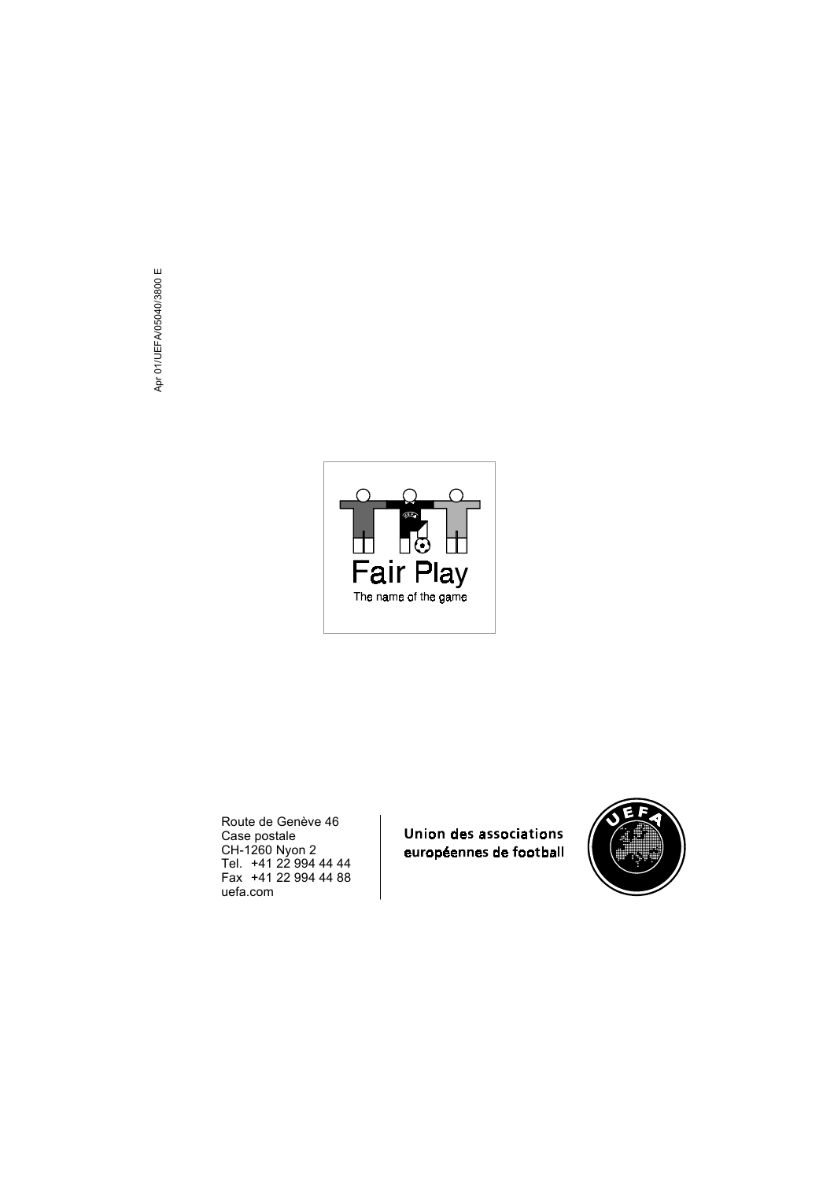Apr 01/UEFA/05040/3800 E

Fair Play

The name of the game

Route de Genève 46
Case postale
CH-1260 Nyon 2
Tel. +41 22 994 44 44
Fax +41 22 994 44 88
uefa.com

Union des associations
européennes de football